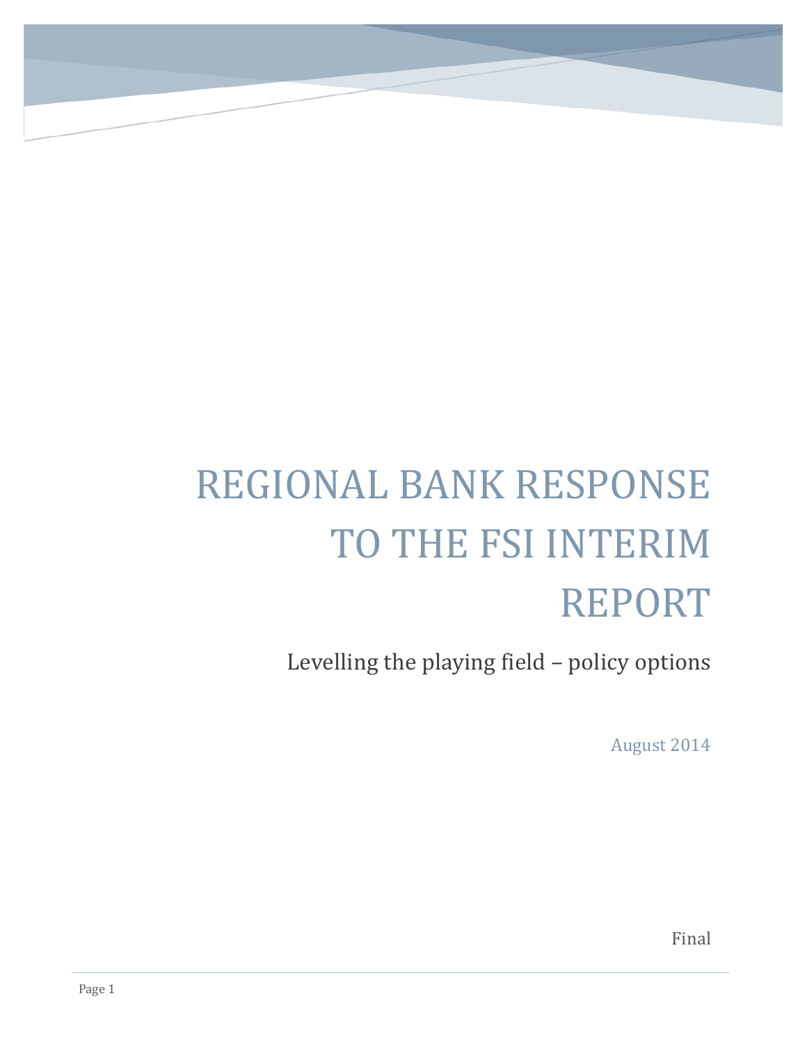# REGIONAL BANK RESPONSE TO THE FSI INTERIM REPORT

Levelling the playing field – policy options

August 2014

Final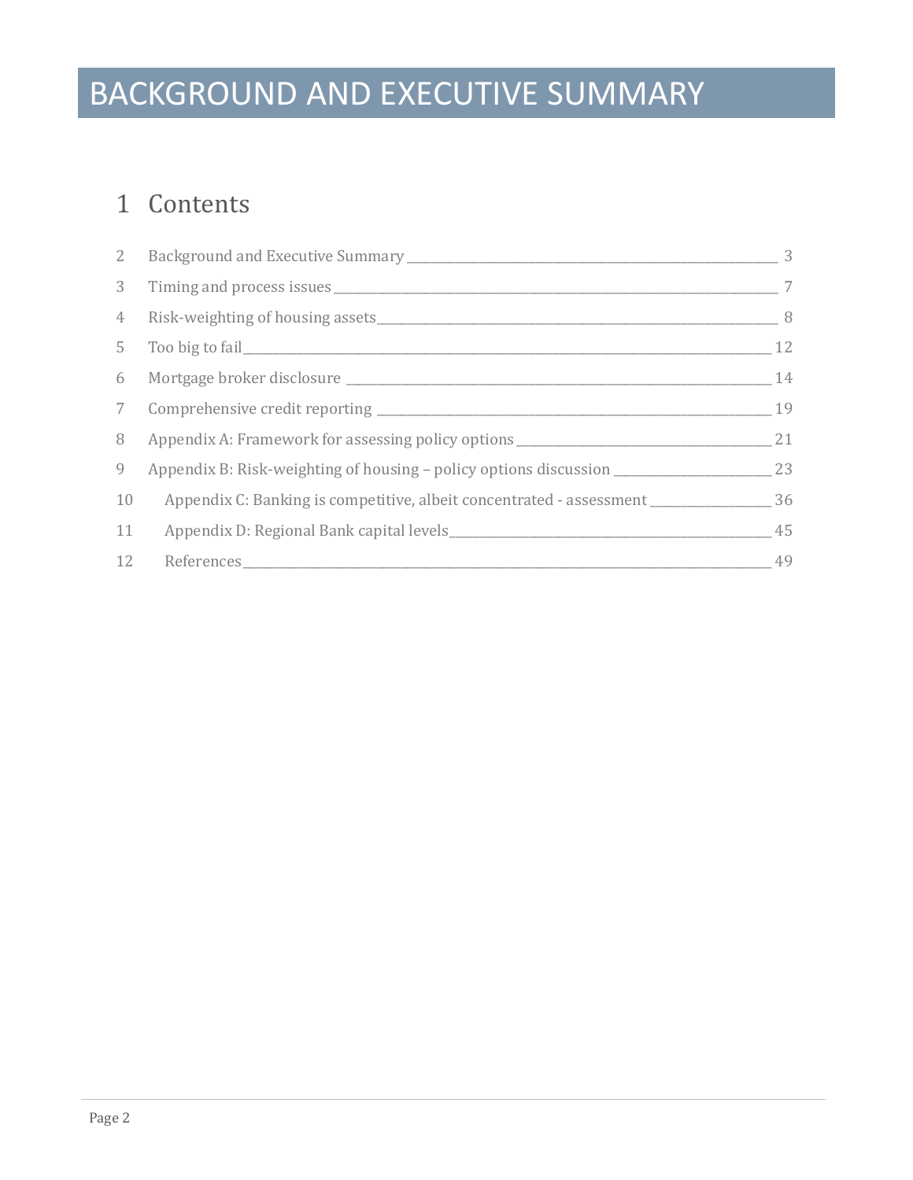# BACKGROUND AND EXECUTIVE SUMMARY

## 1 Contents

2 Background and Executive Summary ____ 3

3 Timing and process issues ____ 7

4 Risk-weighting of housing assets ____ 8

5 Too big to fail ____ 12

6 Mortgage broker disclosure ____ 14

7 Comprehensive credit reporting ____ 19

8 Appendix A: Framework for assessing policy options ____ 21

9 Appendix B: Risk-weighting of housing – policy options discussion ____ 23

10 Appendix C: Banking is competitive, albeit concentrated - assessment ____ 36

11 Appendix D: Regional Bank capital levels ____ 45

12 References ____ 49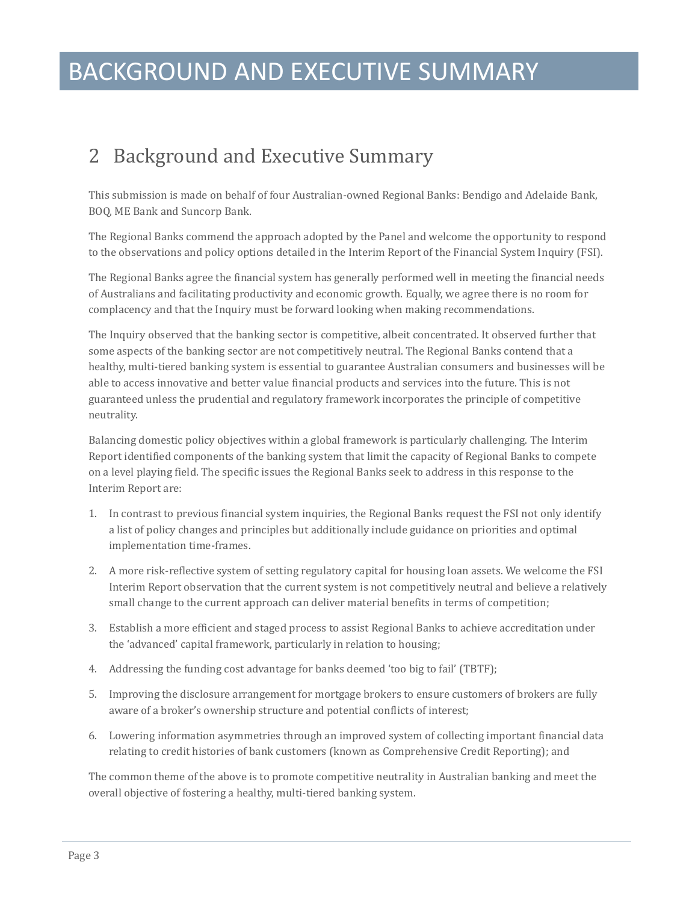# BACKGROUND AND EXECUTIVE SUMMARY

## 2 Background and Executive Summary

This submission is made on behalf of four Australian-owned Regional Banks: Bendigo and Adelaide Bank, BOQ, ME Bank and Suncorp Bank.

The Regional Banks commend the approach adopted by the Panel and welcome the opportunity to respond to the observations and policy options detailed in the Interim Report of the Financial System Inquiry (FSI).

The Regional Banks agree the financial system has generally performed well in meeting the financial needs of Australians and facilitating productivity and economic growth. Equally, we agree there is no room for complacency and that the Inquiry must be forward looking when making recommendations.

The Inquiry observed that the banking sector is competitive, albeit concentrated. It observed further that some aspects of the banking sector are not competitively neutral. The Regional Banks contend that a healthy, multi-tiered banking system is essential to guarantee Australian consumers and businesses will be able to access innovative and better value financial products and services into the future. This is not guaranteed unless the prudential and regulatory framework incorporates the principle of competitive neutrality.

Balancing domestic policy objectives within a global framework is particularly challenging. The Interim Report identified components of the banking system that limit the capacity of Regional Banks to compete on a level playing field. The specific issues the Regional Banks seek to address in this response to the Interim Report are:

1. In contrast to previous financial system inquiries, the Regional Banks request the FSI not only identify a list of policy changes and principles but additionally include guidance on priorities and optimal implementation time-frames.
2. A more risk-reflective system of setting regulatory capital for housing loan assets. We welcome the FSI Interim Report observation that the current system is not competitively neutral and believe a relatively small change to the current approach can deliver material benefits in terms of competition;
3. Establish a more efficient and staged process to assist Regional Banks to achieve accreditation under the 'advanced' capital framework, particularly in relation to housing;
4. Addressing the funding cost advantage for banks deemed 'too big to fail' (TBTF);
5. Improving the disclosure arrangement for mortgage brokers to ensure customers of brokers are fully aware of a broker's ownership structure and potential conflicts of interest;
6. Lowering information asymmetries through an improved system of collecting important financial data relating to credit histories of bank customers (known as Comprehensive Credit Reporting); and

The common theme of the above is to promote competitive neutrality in Australian banking and meet the overall objective of fostering a healthy, multi-tiered banking system.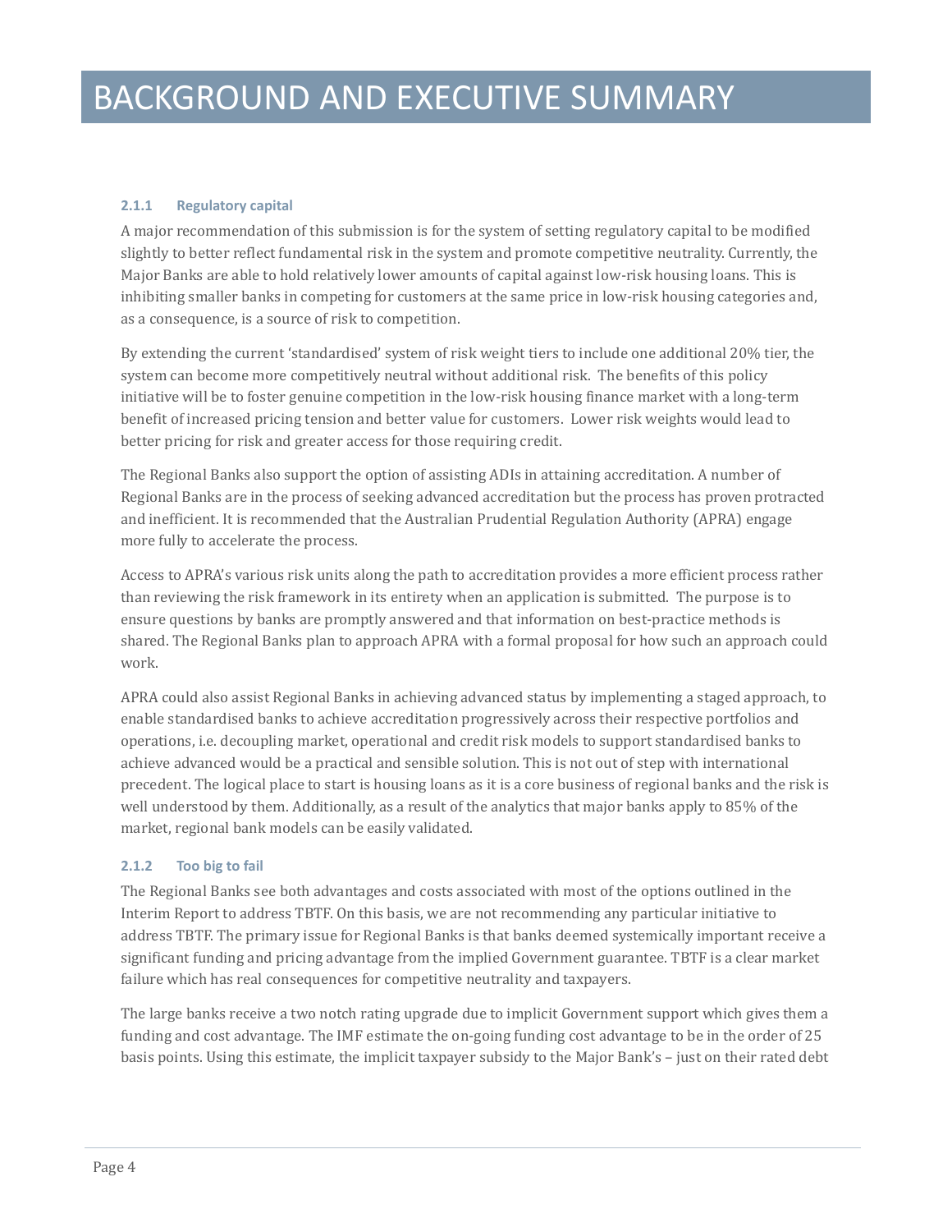# BACKGROUND AND EXECUTIVE SUMMARY

### 2.1.1 Regulatory capital

A major recommendation of this submission is for the system of setting regulatory capital to be modified slightly to better reflect fundamental risk in the system and promote competitive neutrality. Currently, the Major Banks are able to hold relatively lower amounts of capital against low-risk housing loans. This is inhibiting smaller banks in competing for customers at the same price in low-risk housing categories and, as a consequence, is a source of risk to competition.

By extending the current 'standardised' system of risk weight tiers to include one additional 20% tier, the system can become more competitively neutral without additional risk. The benefits of this policy initiative will be to foster genuine competition in the low-risk housing finance market with a long-term benefit of increased pricing tension and better value for customers. Lower risk weights would lead to better pricing for risk and greater access for those requiring credit.

The Regional Banks also support the option of assisting ADIs in attaining accreditation. A number of Regional Banks are in the process of seeking advanced accreditation but the process has proven protracted and inefficient. It is recommended that the Australian Prudential Regulation Authority (APRA) engage more fully to accelerate the process.

Access to APRA's various risk units along the path to accreditation provides a more efficient process rather than reviewing the risk framework in its entirety when an application is submitted. The purpose is to ensure questions by banks are promptly answered and that information on best-practice methods is shared. The Regional Banks plan to approach APRA with a formal proposal for how such an approach could work.

APRA could also assist Regional Banks in achieving advanced status by implementing a staged approach, to enable standardised banks to achieve accreditation progressively across their respective portfolios and operations, i.e. decoupling market, operational and credit risk models to support standardised banks to achieve advanced would be a practical and sensible solution. This is not out of step with international precedent. The logical place to start is housing loans as it is a core business of regional banks and the risk is well understood by them. Additionally, as a result of the analytics that major banks apply to 85% of the market, regional bank models can be easily validated.

### 2.1.2 Too big to fail

The Regional Banks see both advantages and costs associated with most of the options outlined in the Interim Report to address TBTF. On this basis, we are not recommending any particular initiative to address TBTF. The primary issue for Regional Banks is that banks deemed systemically important receive a significant funding and pricing advantage from the implied Government guarantee. TBTF is a clear market failure which has real consequences for competitive neutrality and taxpayers.

The large banks receive a two notch rating upgrade due to implicit Government support which gives them a funding and cost advantage. The IMF estimate the on-going funding cost advantage to be in the order of 25 basis points. Using this estimate, the implicit taxpayer subsidy to the Major Bank's – just on their rated debt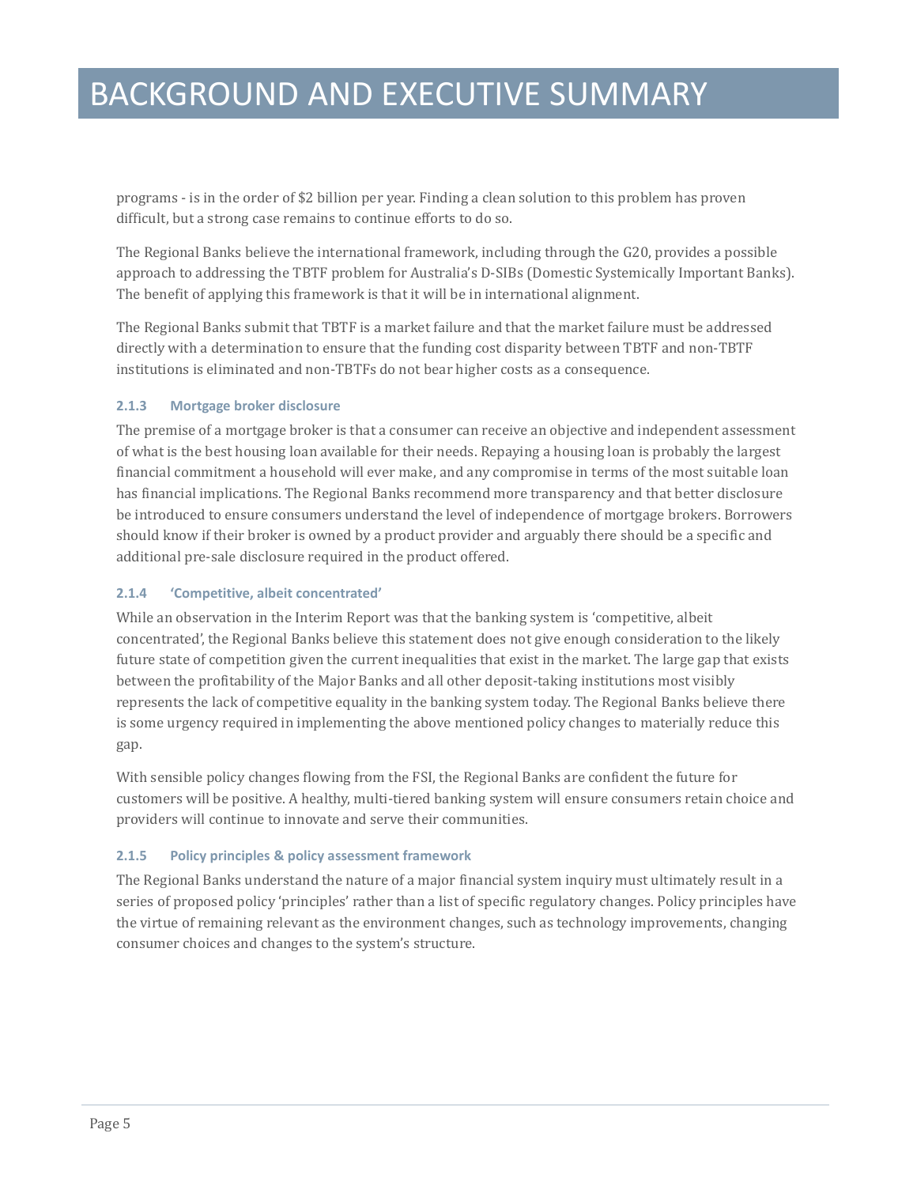programs - is in the order of $2 billion per year. Finding a clean solution to this problem has proven difficult, but a strong case remains to continue efforts to do so.

The Regional Banks believe the international framework, including through the G20, provides a possible approach to addressing the TBTF problem for Australia's D-SIBs (Domestic Systemically Important Banks). The benefit of applying this framework is that it will be in international alignment.

The Regional Banks submit that TBTF is a market failure and that the market failure must be addressed directly with a determination to ensure that the funding cost disparity between TBTF and non-TBTF institutions is eliminated and non-TBTFs do not bear higher costs as a consequence.

#### 2.1.3 Mortgage broker disclosure

The premise of a mortgage broker is that a consumer can receive an objective and independent assessment of what is the best housing loan available for their needs. Repaying a housing loan is probably the largest financial commitment a household will ever make, and any compromise in terms of the most suitable loan has financial implications. The Regional Banks recommend more transparency and that better disclosure be introduced to ensure consumers understand the level of independence of mortgage brokers. Borrowers should know if their broker is owned by a product provider and arguably there should be a specific and additional pre-sale disclosure required in the product offered.

#### 2.1.4 'Competitive, albeit concentrated'

While an observation in the Interim Report was that the banking system is 'competitive, albeit concentrated', the Regional Banks believe this statement does not give enough consideration to the likely future state of competition given the current inequalities that exist in the market. The large gap that exists between the profitability of the Major Banks and all other deposit-taking institutions most visibly represents the lack of competitive equality in the banking system today. The Regional Banks believe there is some urgency required in implementing the above mentioned policy changes to materially reduce this gap.

With sensible policy changes flowing from the FSI, the Regional Banks are confident the future for customers will be positive. A healthy, multi-tiered banking system will ensure consumers retain choice and providers will continue to innovate and serve their communities.

#### 2.1.5 Policy principles & policy assessment framework

The Regional Banks understand the nature of a major financial system inquiry must ultimately result in a series of proposed policy 'principles' rather than a list of specific regulatory changes. Policy principles have the virtue of remaining relevant as the environment changes, such as technology improvements, changing consumer choices and changes to the system's structure.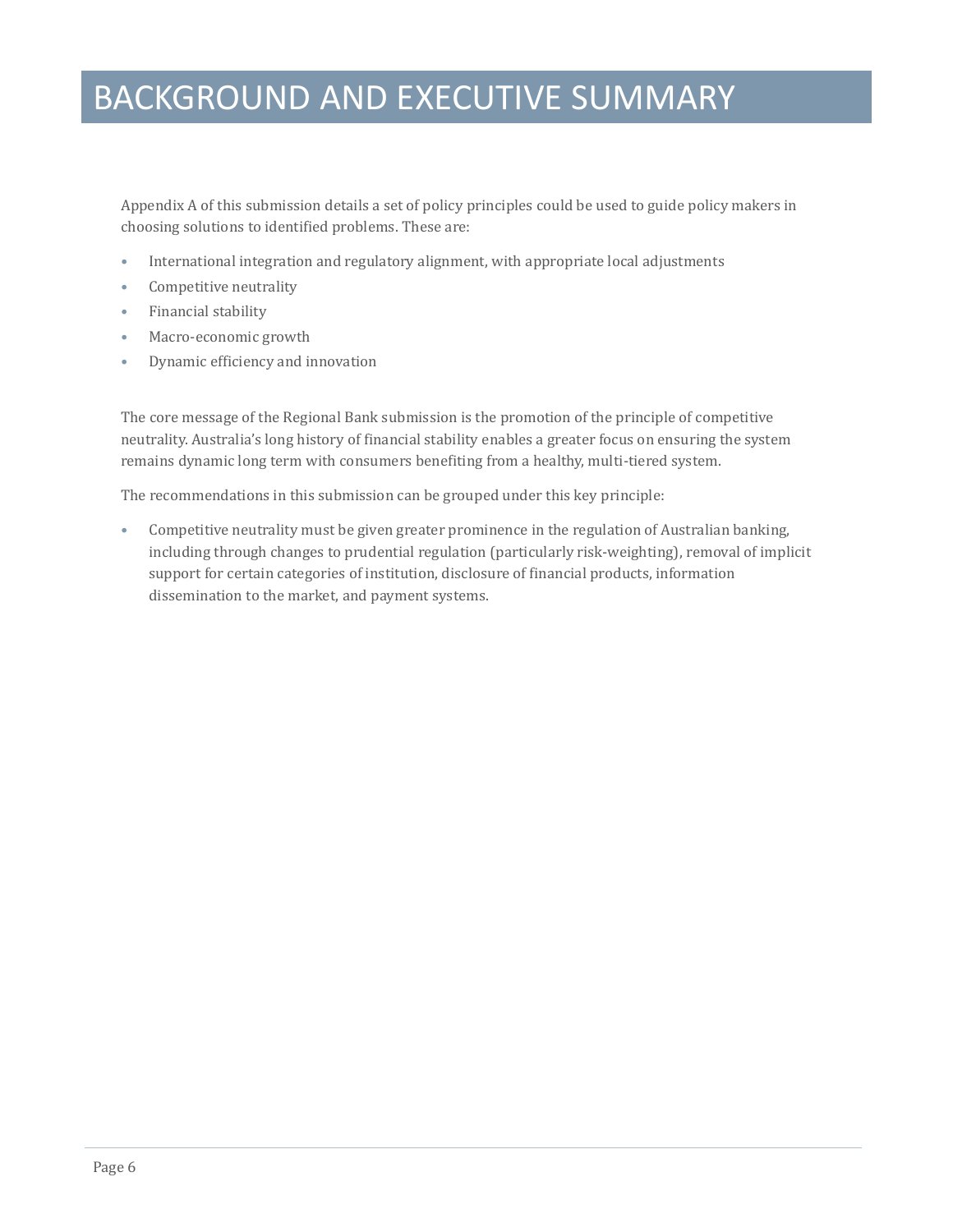# BACKGROUND AND EXECUTIVE SUMMARY

Appendix A of this submission details a set of policy principles could be used to guide policy makers in choosing solutions to identified problems. These are:

- International integration and regulatory alignment, with appropriate local adjustments
- Competitive neutrality
- Financial stability
- Macro-economic growth
- Dynamic efficiency and innovation

The core message of the Regional Bank submission is the promotion of the principle of competitive neutrality. Australia's long history of financial stability enables a greater focus on ensuring the system remains dynamic long term with consumers benefiting from a healthy, multi-tiered system.

The recommendations in this submission can be grouped under this key principle:

- Competitive neutrality must be given greater prominence in the regulation of Australian banking, including through changes to prudential regulation (particularly risk-weighting), removal of implicit support for certain categories of institution, disclosure of financial products, information dissemination to the market, and payment systems.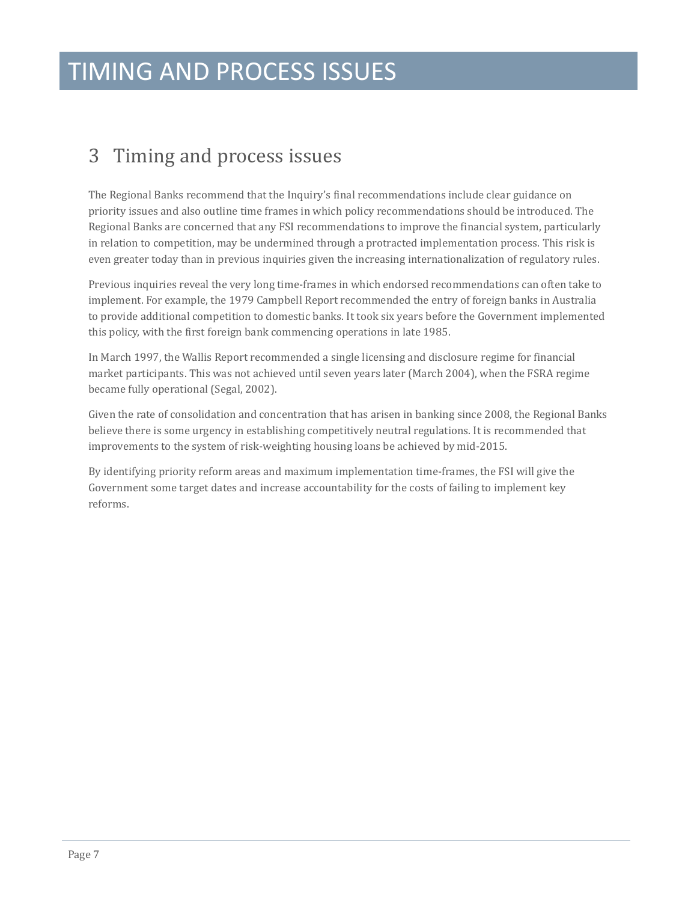# TIMING AND PROCESS ISSUES

## 3 Timing and process issues

The Regional Banks recommend that the Inquiry's final recommendations include clear guidance on priority issues and also outline time frames in which policy recommendations should be introduced. The Regional Banks are concerned that any FSI recommendations to improve the financial system, particularly in relation to competition, may be undermined through a protracted implementation process. This risk is even greater today than in previous inquiries given the increasing internationalization of regulatory rules.

Previous inquiries reveal the very long time-frames in which endorsed recommendations can often take to implement. For example, the 1979 Campbell Report recommended the entry of foreign banks in Australia to provide additional competition to domestic banks. It took six years before the Government implemented this policy, with the first foreign bank commencing operations in late 1985.

In March 1997, the Wallis Report recommended a single licensing and disclosure regime for financial market participants. This was not achieved until seven years later (March 2004), when the FSRA regime became fully operational (Segal, 2002).

Given the rate of consolidation and concentration that has arisen in banking since 2008, the Regional Banks believe there is some urgency in establishing competitively neutral regulations. It is recommended that improvements to the system of risk-weighting housing loans be achieved by mid-2015.

By identifying priority reform areas and maximum implementation time-frames, the FSI will give the Government some target dates and increase accountability for the costs of failing to implement key reforms.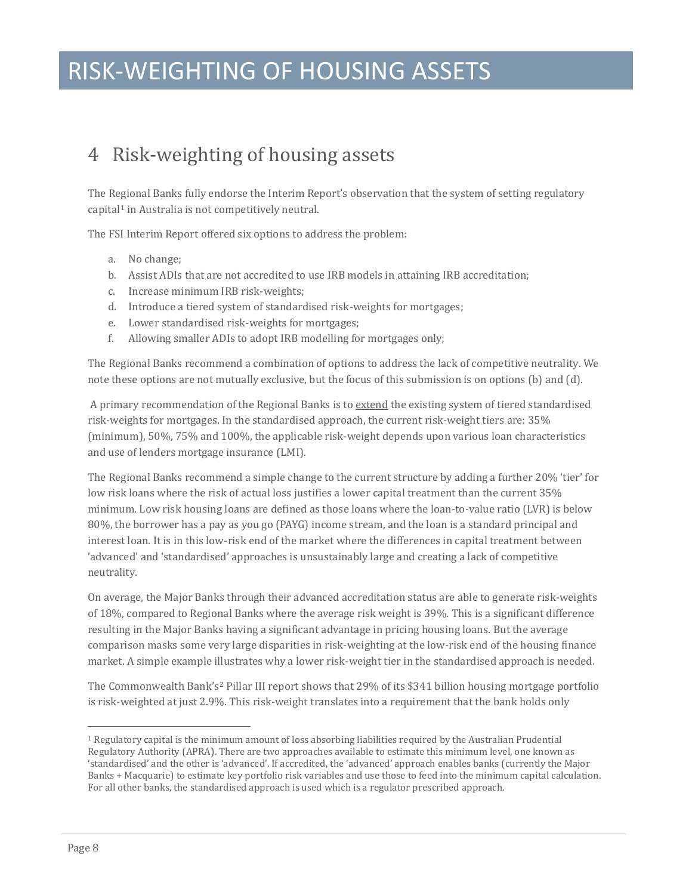# RISK-WEIGHTING OF HOUSING ASSETS

## 4 Risk-weighting of housing assets

The Regional Banks fully endorse the Interim Report's observation that the system of setting regulatory capital[1] in Australia is not competitively neutral.

The FSI Interim Report offered six options to address the problem:

a. No change;
b. Assist ADIs that are not accredited to use IRB models in attaining IRB accreditation;
c. Increase minimum IRB risk-weights;
d. Introduce a tiered system of standardised risk-weights for mortgages;
e. Lower standardised risk-weights for mortgages;
f. Allowing smaller ADIs to adopt IRB modelling for mortgages only;

The Regional Banks recommend a combination of options to address the lack of competitive neutrality. We note these options are not mutually exclusive, but the focus of this submission is on options (b) and (d).

A primary recommendation of the Regional Banks is to extend the existing system of tiered standardised risk-weights for mortgages. In the standardised approach, the current risk-weight tiers are: 35% (minimum), 50%, 75% and 100%, the applicable risk-weight depends upon various loan characteristics and use of lenders mortgage insurance (LMI).

The Regional Banks recommend a simple change to the current structure by adding a further 20% 'tier' for low risk loans where the risk of actual loss justifies a lower capital treatment than the current 35% minimum. Low risk housing loans are defined as those loans where the loan-to-value ratio (LVR) is below 80%, the borrower has a pay as you go (PAYG) income stream, and the loan is a standard principal and interest loan. It is in this low-risk end of the market where the differences in capital treatment between 'advanced' and 'standardised' approaches is unsustainably large and creating a lack of competitive neutrality.

On average, the Major Banks through their advanced accreditation status are able to generate risk-weights of 18%, compared to Regional Banks where the average risk weight is 39%. This is a significant difference resulting in the Major Banks having a significant advantage in pricing housing loans. But the average comparison masks some very large disparities in risk-weighting at the low-risk end of the housing finance market. A simple example illustrates why a lower risk-weight tier in the standardised approach is needed.

The Commonwealth Bank's[2] Pillar III report shows that 29% of its $341 billion housing mortgage portfolio is risk-weighted at just 2.9%. This risk-weight translates into a requirement that the bank holds only

---

[1] Regulatory capital is the minimum amount of loss absorbing liabilities required by the Australian Prudential Regulatory Authority (APRA). There are two approaches available to estimate this minimum level, one known as 'standardised' and the other is 'advanced'. If accredited, the 'advanced' approach enables banks (currently the Major Banks + Macquarie) to estimate key portfolio risk variables and use those to feed into the minimum capital calculation. For all other banks, the standardised approach is used which is a regulator prescribed approach.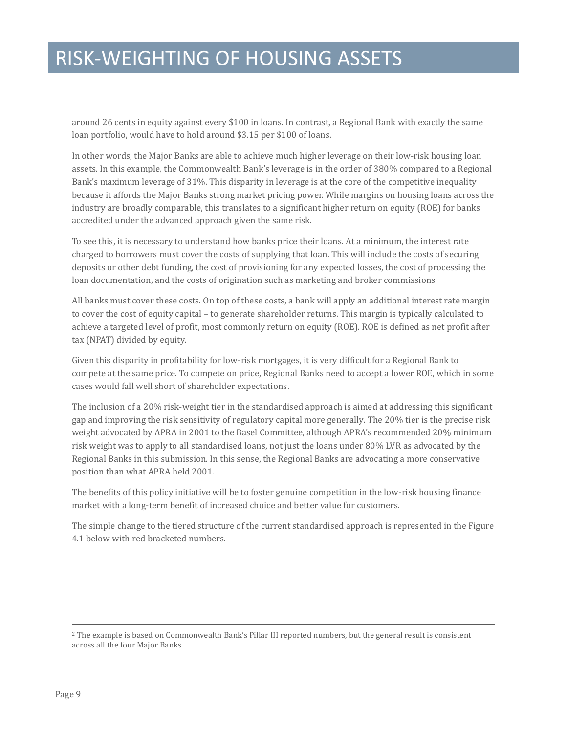around 26 cents in equity against every $100 in loans. In contrast, a Regional Bank with exactly the same loan portfolio, would have to hold around $3.15 per $100 of loans.

In other words, the Major Banks are able to achieve much higher leverage on their low-risk housing loan assets. In this example, the Commonwealth Bank's leverage is in the order of 380% compared to a Regional Bank's maximum leverage of 31%. This disparity in leverage is at the core of the competitive inequality because it affords the Major Banks strong market pricing power. While margins on housing loans across the industry are broadly comparable, this translates to a significant higher return on equity (ROE) for banks accredited under the advanced approach given the same risk.

To see this, it is necessary to understand how banks price their loans. At a minimum, the interest rate charged to borrowers must cover the costs of supplying that loan. This will include the costs of securing deposits or other debt funding, the cost of provisioning for any expected losses, the cost of processing the loan documentation, and the costs of origination such as marketing and broker commissions.

All banks must cover these costs. On top of these costs, a bank will apply an additional interest rate margin to cover the cost of equity capital – to generate shareholder returns. This margin is typically calculated to achieve a targeted level of profit, most commonly return on equity (ROE). ROE is defined as net profit after tax (NPAT) divided by equity.

Given this disparity in profitability for low-risk mortgages, it is very difficult for a Regional Bank to compete at the same price. To compete on price, Regional Banks need to accept a lower ROE, which in some cases would fall well short of shareholder expectations.

The inclusion of a 20% risk-weight tier in the standardised approach is aimed at addressing this significant gap and improving the risk sensitivity of regulatory capital more generally. The 20% tier is the precise risk weight advocated by APRA in 2001 to the Basel Committee, although APRA's recommended 20% minimum risk weight was to apply to <u>all</u> standardised loans, not just the loans under 80% LVR as advocated by the Regional Banks in this submission. In this sense, the Regional Banks are advocating a more conservative position than what APRA held 2001.

The benefits of this policy initiative will be to foster genuine competition in the low-risk housing finance market with a long-term benefit of increased choice and better value for customers.

The simple change to the tiered structure of the current standardised approach is represented in the Figure 4.1 below with red bracketed numbers.

---

[2] The example is based on Commonwealth Bank's Pillar III reported numbers, but the general result is consistent across all the four Major Banks.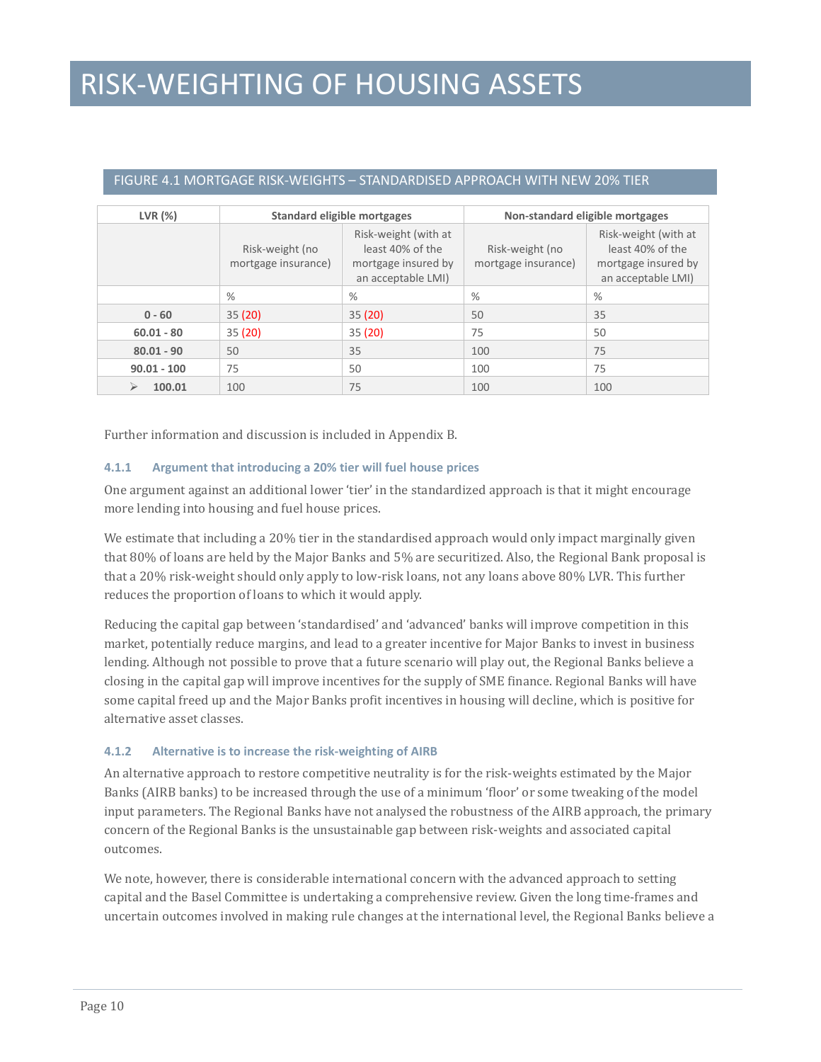# RISK-WEIGHTING OF HOUSING ASSETS

FIGURE 4.1 MORTGAGE RISK-WEIGHTS – STANDARDISED APPROACH WITH NEW 20% TIER

| LVR (%) | Standard eligible mortgages | | Non-standard eligible mortgages | |
|---|---|---|---|---|
| | Risk-weight (no mortgage insurance) | Risk-weight (with at least 40% of the mortgage insured by an acceptable LMI) | Risk-weight (no mortgage insurance) | Risk-weight (with at least 40% of the mortgage insured by an acceptable LMI) |
| | % | % | % | % |
| **0 - 60** | 35 (20) | 35 (20) | 50 | 35 |
| **60.01 - 80** | 35 (20) | 35 (20) | 75 | 50 |
| **80.01 - 90** | 50 | 35 | 100 | 75 |
| **90.01 - 100** | 75 | 50 | 100 | 75 |
| ➢ **100.01** | 100 | 75 | 100 | 100 |

Further information and discussion is included in Appendix B.

### 4.1.1 Argument that introducing a 20% tier will fuel house prices

One argument against an additional lower 'tier' in the standardized approach is that it might encourage more lending into housing and fuel house prices.

We estimate that including a 20% tier in the standardised approach would only impact marginally given that 80% of loans are held by the Major Banks and 5% are securitized. Also, the Regional Bank proposal is that a 20% risk-weight should only apply to low-risk loans, not any loans above 80% LVR. This further reduces the proportion of loans to which it would apply.

Reducing the capital gap between 'standardised' and 'advanced' banks will improve competition in this market, potentially reduce margins, and lead to a greater incentive for Major Banks to invest in business lending. Although not possible to prove that a future scenario will play out, the Regional Banks believe a closing in the capital gap will improve incentives for the supply of SME finance. Regional Banks will have some capital freed up and the Major Banks profit incentives in housing will decline, which is positive for alternative asset classes.

### 4.1.2 Alternative is to increase the risk-weighting of AIRB

An alternative approach to restore competitive neutrality is for the risk-weights estimated by the Major Banks (AIRB banks) to be increased through the use of a minimum 'floor' or some tweaking of the model input parameters. The Regional Banks have not analysed the robustness of the AIRB approach, the primary concern of the Regional Banks is the unsustainable gap between risk-weights and associated capital outcomes.

We note, however, there is considerable international concern with the advanced approach to setting capital and the Basel Committee is undertaking a comprehensive review. Given the long time-frames and uncertain outcomes involved in making rule changes at the international level, the Regional Banks believe a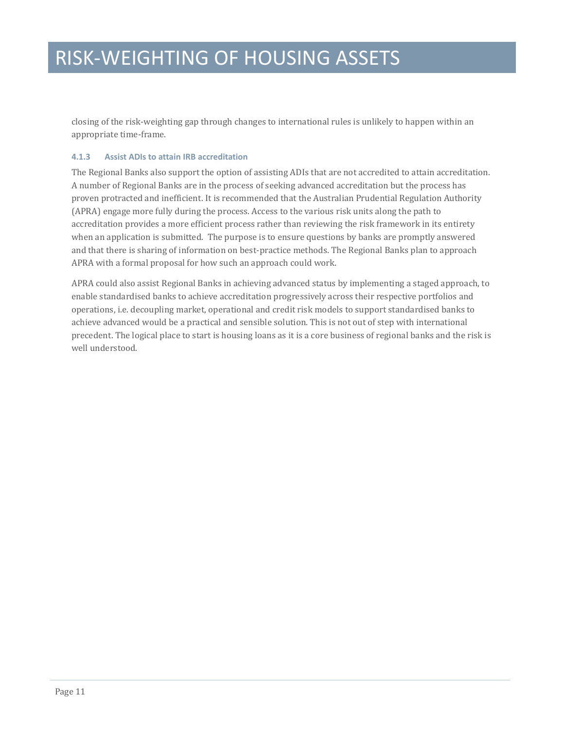closing of the risk-weighting gap through changes to international rules is unlikely to happen within an appropriate time-frame.

#### 4.1.3 Assist ADIs to attain IRB accreditation

The Regional Banks also support the option of assisting ADIs that are not accredited to attain accreditation. A number of Regional Banks are in the process of seeking advanced accreditation but the process has proven protracted and inefficient. It is recommended that the Australian Prudential Regulation Authority (APRA) engage more fully during the process. Access to the various risk units along the path to accreditation provides a more efficient process rather than reviewing the risk framework in its entirety when an application is submitted. The purpose is to ensure questions by banks are promptly answered and that there is sharing of information on best-practice methods. The Regional Banks plan to approach APRA with a formal proposal for how such an approach could work.

APRA could also assist Regional Banks in achieving advanced status by implementing a staged approach, to enable standardised banks to achieve accreditation progressively across their respective portfolios and operations, i.e. decoupling market, operational and credit risk models to support standardised banks to achieve advanced would be a practical and sensible solution. This is not out of step with international precedent. The logical place to start is housing loans as it is a core business of regional banks and the risk is well understood.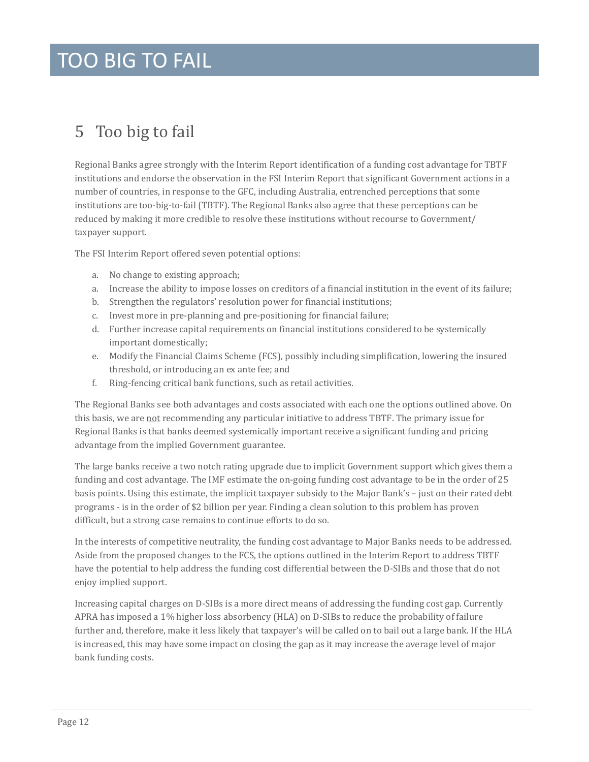# TOO BIG TO FAIL

## 5 Too big to fail

Regional Banks agree strongly with the Interim Report identification of a funding cost advantage for TBTF institutions and endorse the observation in the FSI Interim Report that significant Government actions in a number of countries, in response to the GFC, including Australia, entrenched perceptions that some institutions are too-big-to-fail (TBTF). The Regional Banks also agree that these perceptions can be reduced by making it more credible to resolve these institutions without recourse to Government/ taxpayer support.

The FSI Interim Report offered seven potential options:

a. No change to existing approach;
a. Increase the ability to impose losses on creditors of a financial institution in the event of its failure;
b. Strengthen the regulators' resolution power for financial institutions;
c. Invest more in pre-planning and pre-positioning for financial failure;
d. Further increase capital requirements on financial institutions considered to be systemically important domestically;
e. Modify the Financial Claims Scheme (FCS), possibly including simplification, lowering the insured threshold, or introducing an ex ante fee; and
f. Ring-fencing critical bank functions, such as retail activities.

The Regional Banks see both advantages and costs associated with each one the options outlined above. On this basis, we are <u>not</u> recommending any particular initiative to address TBTF. The primary issue for Regional Banks is that banks deemed systemically important receive a significant funding and pricing advantage from the implied Government guarantee.

The large banks receive a two notch rating upgrade due to implicit Government support which gives them a funding and cost advantage. The IMF estimate the on-going funding cost advantage to be in the order of 25 basis points. Using this estimate, the implicit taxpayer subsidy to the Major Bank's – just on their rated debt programs - is in the order of $2 billion per year. Finding a clean solution to this problem has proven difficult, but a strong case remains to continue efforts to do so.

In the interests of competitive neutrality, the funding cost advantage to Major Banks needs to be addressed. Aside from the proposed changes to the FCS, the options outlined in the Interim Report to address TBTF have the potential to help address the funding cost differential between the D-SIBs and those that do not enjoy implied support.

Increasing capital charges on D-SIBs is a more direct means of addressing the funding cost gap. Currently APRA has imposed a 1% higher loss absorbency (HLA) on D-SIBs to reduce the probability of failure further and, therefore, make it less likely that taxpayer's will be called on to bail out a large bank. If the HLA is increased, this may have some impact on closing the gap as it may increase the average level of major bank funding costs.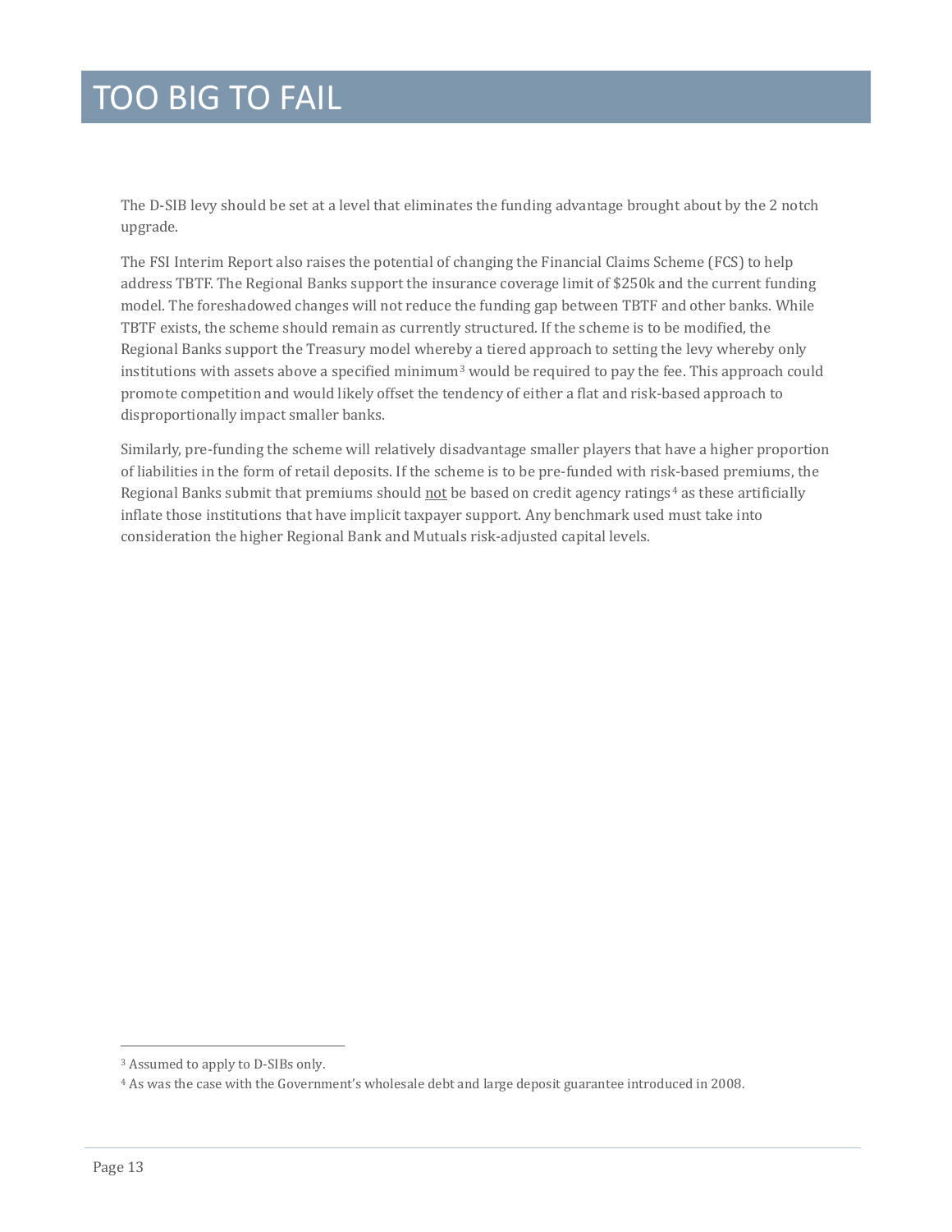# TOO BIG TO FAIL

The D-SIB levy should be set at a level that eliminates the funding advantage brought about by the 2 notch upgrade.

The FSI Interim Report also raises the potential of changing the Financial Claims Scheme (FCS) to help address TBTF. The Regional Banks support the insurance coverage limit of $250k and the current funding model. The foreshadowed changes will not reduce the funding gap between TBTF and other banks. While TBTF exists, the scheme should remain as currently structured. If the scheme is to be modified, the Regional Banks support the Treasury model whereby a tiered approach to setting the levy whereby only institutions with assets above a specified minimum[3] would be required to pay the fee. This approach could promote competition and would likely offset the tendency of either a flat and risk-based approach to disproportionally impact smaller banks.

Similarly, pre-funding the scheme will relatively disadvantage smaller players that have a higher proportion of liabilities in the form of retail deposits. If the scheme is to be pre-funded with risk-based premiums, the Regional Banks submit that premiums should <u>not</u> be based on credit agency ratings[4] as these artificially inflate those institutions that have implicit taxpayer support. Any benchmark used must take into consideration the higher Regional Bank and Mutuals risk-adjusted capital levels.

---

[3] Assumed to apply to D-SIBs only.

[4] As was the case with the Government's wholesale debt and large deposit guarantee introduced in 2008.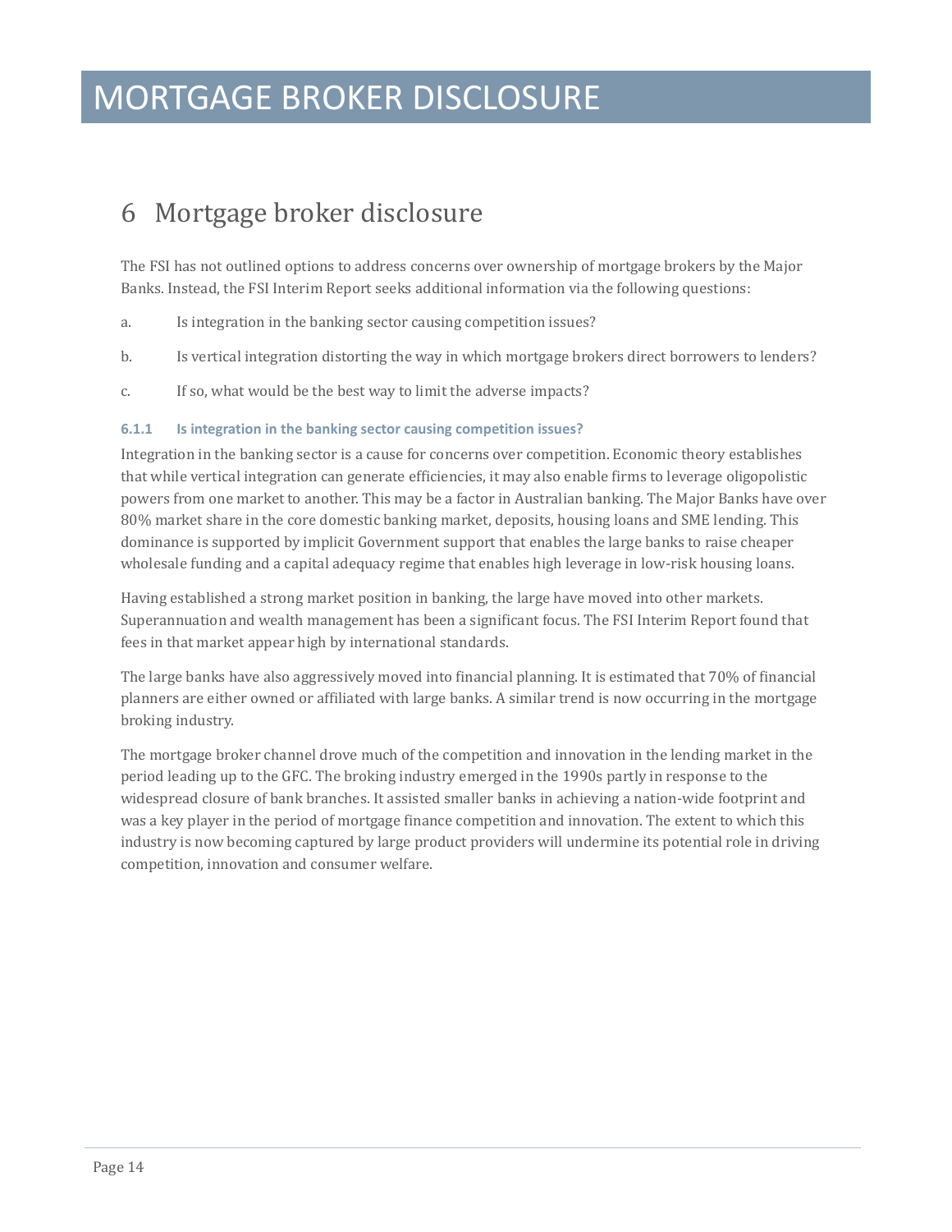# MORTGAGE BROKER DISCLOSURE

## 6 Mortgage broker disclosure

The FSI has not outlined options to address concerns over ownership of mortgage brokers by the Major Banks. Instead, the FSI Interim Report seeks additional information via the following questions:

a. Is integration in the banking sector causing competition issues?

b. Is vertical integration distorting the way in which mortgage brokers direct borrowers to lenders?

c. If so, what would be the best way to limit the adverse impacts?

#### 6.1.1 Is integration in the banking sector causing competition issues?

Integration in the banking sector is a cause for concerns over competition. Economic theory establishes that while vertical integration can generate efficiencies, it may also enable firms to leverage oligopolistic powers from one market to another. This may be a factor in Australian banking. The Major Banks have over 80% market share in the core domestic banking market, deposits, housing loans and SME lending. This dominance is supported by implicit Government support that enables the large banks to raise cheaper wholesale funding and a capital adequacy regime that enables high leverage in low-risk housing loans.

Having established a strong market position in banking, the large have moved into other markets. Superannuation and wealth management has been a significant focus. The FSI Interim Report found that fees in that market appear high by international standards.

The large banks have also aggressively moved into financial planning. It is estimated that 70% of financial planners are either owned or affiliated with large banks. A similar trend is now occurring in the mortgage broking industry.

The mortgage broker channel drove much of the competition and innovation in the lending market in the period leading up to the GFC. The broking industry emerged in the 1990s partly in response to the widespread closure of bank branches. It assisted smaller banks in achieving a nation-wide footprint and was a key player in the period of mortgage finance competition and innovation. The extent to which this industry is now becoming captured by large product providers will undermine its potential role in driving competition, innovation and consumer welfare.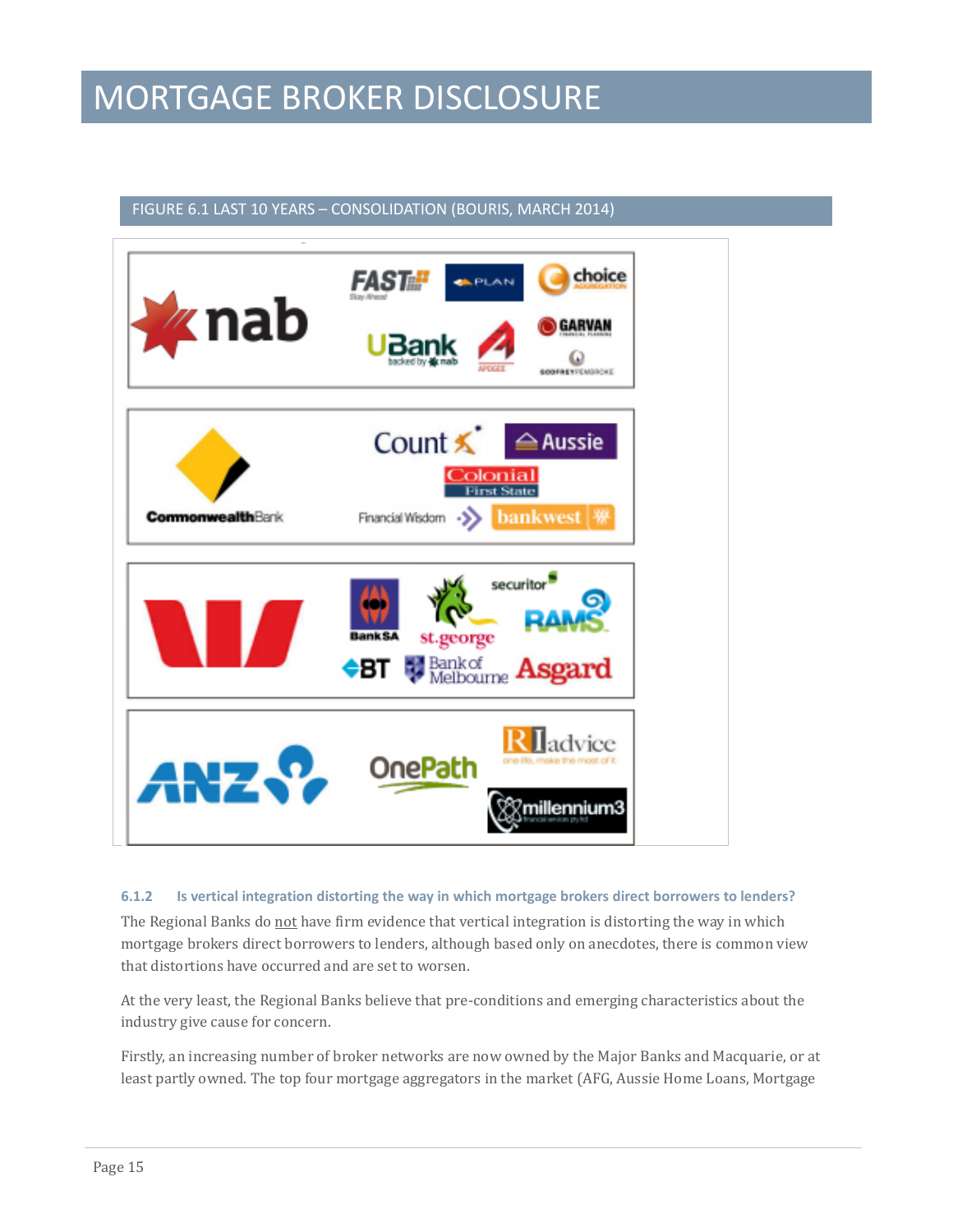# MORTGAGE BROKER DISCLOSURE

FIGURE 6.1 LAST 10 YEARS – CONSOLIDATION (BOURIS, MARCH 2014)

### 6.1.2 Is vertical integration distorting the way in which mortgage brokers direct borrowers to lenders?

The Regional Banks do not have firm evidence that vertical integration is distorting the way in which mortgage brokers direct borrowers to lenders, although based only on anecdotes, there is common view that distortions have occurred and are set to worsen.

At the very least, the Regional Banks believe that pre-conditions and emerging characteristics about the industry give cause for concern.

Firstly, an increasing number of broker networks are now owned by the Major Banks and Macquarie, or at least partly owned. The top four mortgage aggregators in the market (AFG, Aussie Home Loans, Mortgage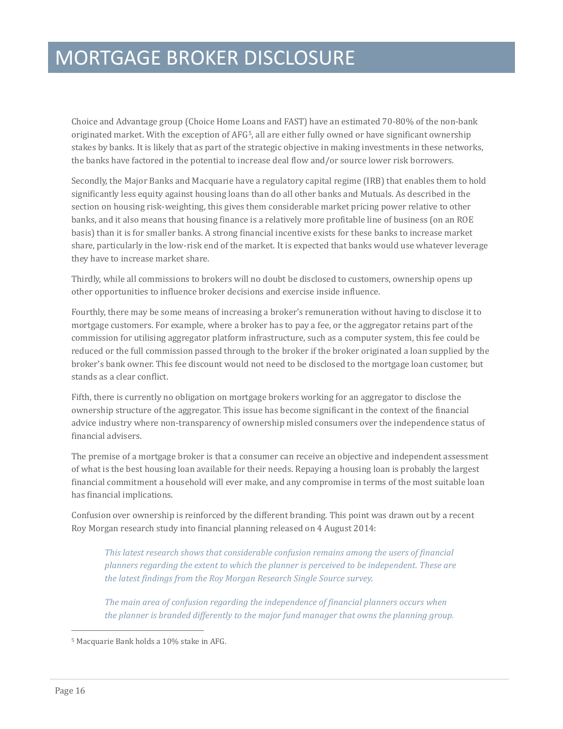# MORTGAGE BROKER DISCLOSURE

Choice and Advantage group (Choice Home Loans and FAST) have an estimated 70-80% of the non-bank originated market. With the exception of AFG[5], all are either fully owned or have significant ownership stakes by banks. It is likely that as part of the strategic objective in making investments in these networks, the banks have factored in the potential to increase deal flow and/or source lower risk borrowers.

Secondly, the Major Banks and Macquarie have a regulatory capital regime (IRB) that enables them to hold significantly less equity against housing loans than do all other banks and Mutuals. As described in the section on housing risk-weighting, this gives them considerable market pricing power relative to other banks, and it also means that housing finance is a relatively more profitable line of business (on an ROE basis) than it is for smaller banks. A strong financial incentive exists for these banks to increase market share, particularly in the low-risk end of the market. It is expected that banks would use whatever leverage they have to increase market share.

Thirdly, while all commissions to brokers will no doubt be disclosed to customers, ownership opens up other opportunities to influence broker decisions and exercise inside influence.

Fourthly, there may be some means of increasing a broker's remuneration without having to disclose it to mortgage customers. For example, where a broker has to pay a fee, or the aggregator retains part of the commission for utilising aggregator platform infrastructure, such as a computer system, this fee could be reduced or the full commission passed through to the broker if the broker originated a loan supplied by the broker's bank owner. This fee discount would not need to be disclosed to the mortgage loan customer, but stands as a clear conflict.

Fifth, there is currently no obligation on mortgage brokers working for an aggregator to disclose the ownership structure of the aggregator. This issue has become significant in the context of the financial advice industry where non-transparency of ownership misled consumers over the independence status of financial advisers.

The premise of a mortgage broker is that a consumer can receive an objective and independent assessment of what is the best housing loan available for their needs. Repaying a housing loan is probably the largest financial commitment a household will ever make, and any compromise in terms of the most suitable loan has financial implications.

Confusion over ownership is reinforced by the different branding. This point was drawn out by a recent Roy Morgan research study into financial planning released on 4 August 2014:

> *This latest research shows that considerable confusion remains among the users of financial planners regarding the extent to which the planner is perceived to be independent. These are the latest findings from the Roy Morgan Research Single Source survey.*
>
> *The main area of confusion regarding the independence of financial planners occurs when the planner is branded differently to the major fund manager that owns the planning group.*

[5] Macquarie Bank holds a 10% stake in AFG.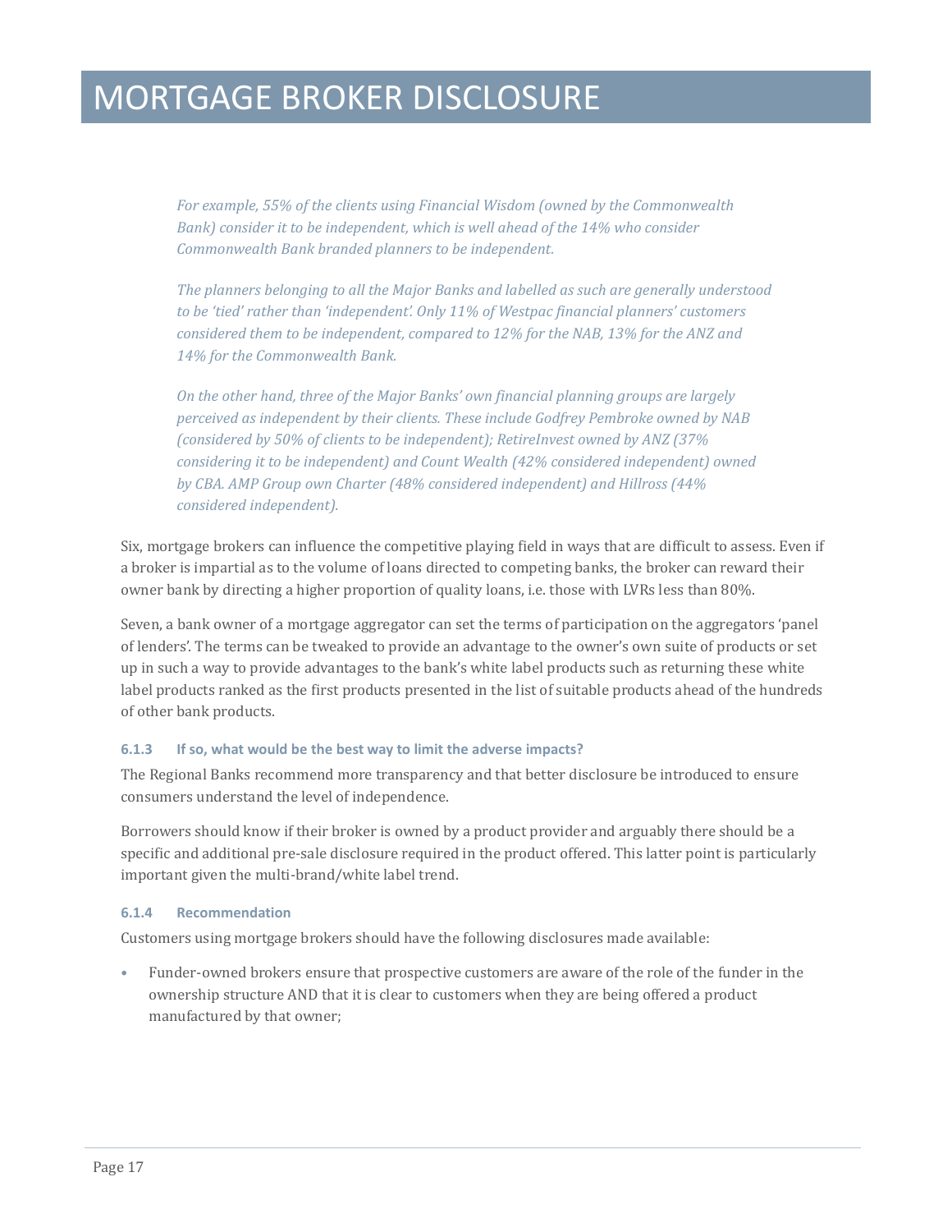*For example, 55% of the clients using Financial Wisdom (owned by the Commonwealth Bank) consider it to be independent, which is well ahead of the 14% who consider Commonwealth Bank branded planners to be independent.*

*The planners belonging to all the Major Banks and labelled as such are generally understood to be 'tied' rather than 'independent'. Only 11% of Westpac financial planners' customers considered them to be independent, compared to 12% for the NAB, 13% for the ANZ and 14% for the Commonwealth Bank.*

*On the other hand, three of the Major Banks' own financial planning groups are largely perceived as independent by their clients. These include Godfrey Pembroke owned by NAB (considered by 50% of clients to be independent); RetireInvest owned by ANZ (37% considering it to be independent) and Count Wealth (42% considered independent) owned by CBA. AMP Group own Charter (48% considered independent) and Hillross (44% considered independent).*

Six, mortgage brokers can influence the competitive playing field in ways that are difficult to assess. Even if a broker is impartial as to the volume of loans directed to competing banks, the broker can reward their owner bank by directing a higher proportion of quality loans, i.e. those with LVRs less than 80%.

Seven, a bank owner of a mortgage aggregator can set the terms of participation on the aggregators 'panel of lenders'. The terms can be tweaked to provide an advantage to the owner's own suite of products or set up in such a way to provide advantages to the bank's white label products such as returning these white label products ranked as the first products presented in the list of suitable products ahead of the hundreds of other bank products.

#### 6.1.3 If so, what would be the best way to limit the adverse impacts?

The Regional Banks recommend more transparency and that better disclosure be introduced to ensure consumers understand the level of independence.

Borrowers should know if their broker is owned by a product provider and arguably there should be a specific and additional pre-sale disclosure required in the product offered. This latter point is particularly important given the multi-brand/white label trend.

#### 6.1.4 Recommendation

Customers using mortgage brokers should have the following disclosures made available:

- Funder-owned brokers ensure that prospective customers are aware of the role of the funder in the ownership structure AND that it is clear to customers when they are being offered a product manufactured by that owner;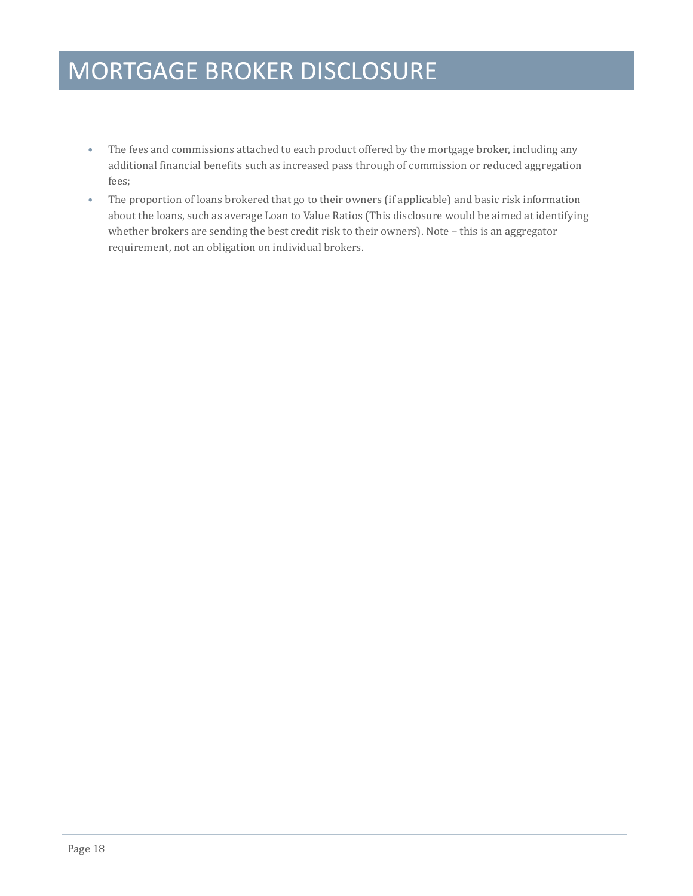# MORTGAGE BROKER DISCLOSURE

- The fees and commissions attached to each product offered by the mortgage broker, including any additional financial benefits such as increased pass through of commission or reduced aggregation fees;
- The proportion of loans brokered that go to their owners (if applicable) and basic risk information about the loans, such as average Loan to Value Ratios (This disclosure would be aimed at identifying whether brokers are sending the best credit risk to their owners). Note – this is an aggregator requirement, not an obligation on individual brokers.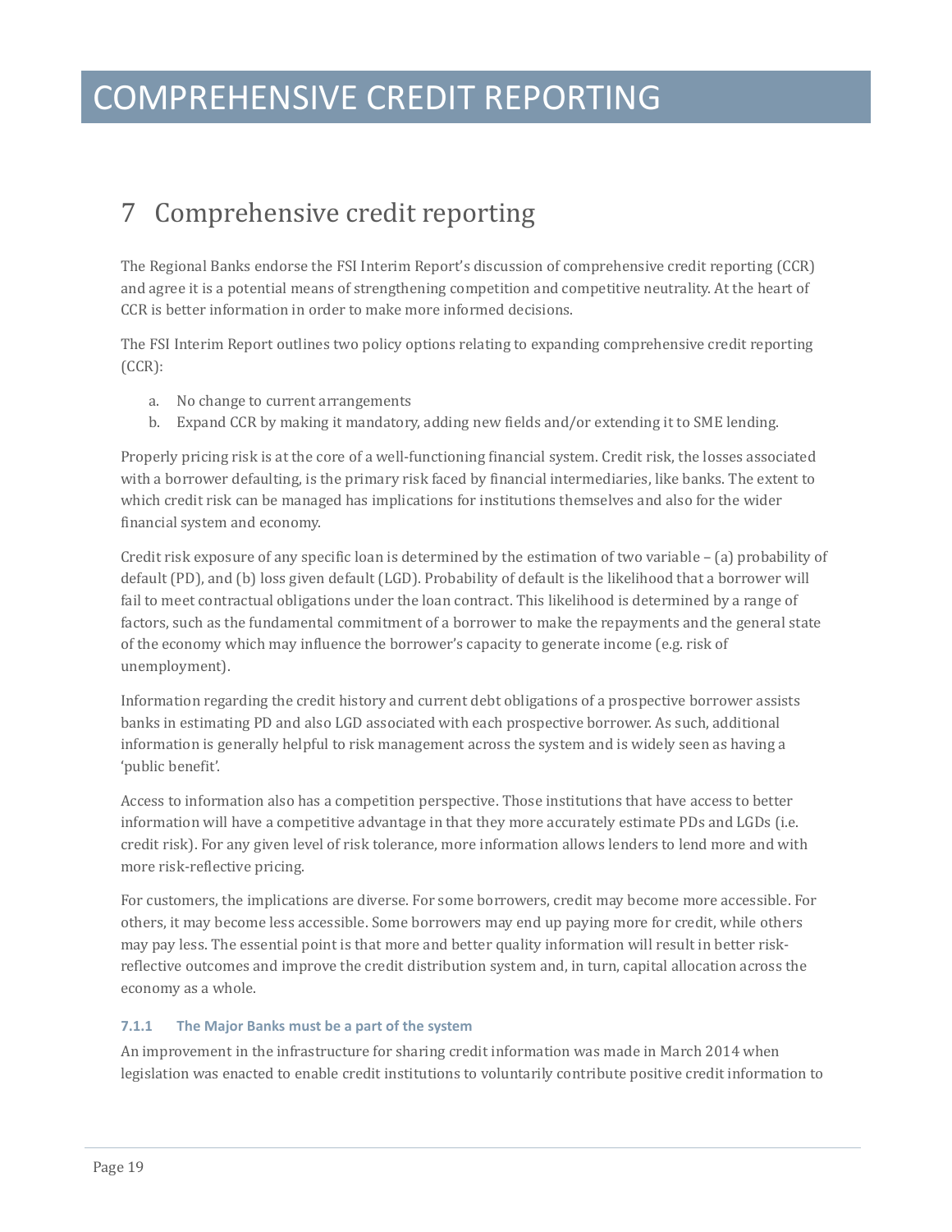# COMPREHENSIVE CREDIT REPORTING

## 7 Comprehensive credit reporting

The Regional Banks endorse the FSI Interim Report's discussion of comprehensive credit reporting (CCR) and agree it is a potential means of strengthening competition and competitive neutrality. At the heart of CCR is better information in order to make more informed decisions.

The FSI Interim Report outlines two policy options relating to expanding comprehensive credit reporting (CCR):

a. No change to current arrangements
b. Expand CCR by making it mandatory, adding new fields and/or extending it to SME lending.

Properly pricing risk is at the core of a well-functioning financial system. Credit risk, the losses associated with a borrower defaulting, is the primary risk faced by financial intermediaries, like banks. The extent to which credit risk can be managed has implications for institutions themselves and also for the wider financial system and economy.

Credit risk exposure of any specific loan is determined by the estimation of two variable – (a) probability of default (PD), and (b) loss given default (LGD). Probability of default is the likelihood that a borrower will fail to meet contractual obligations under the loan contract. This likelihood is determined by a range of factors, such as the fundamental commitment of a borrower to make the repayments and the general state of the economy which may influence the borrower's capacity to generate income (e.g. risk of unemployment).

Information regarding the credit history and current debt obligations of a prospective borrower assists banks in estimating PD and also LGD associated with each prospective borrower. As such, additional information is generally helpful to risk management across the system and is widely seen as having a 'public benefit'.

Access to information also has a competition perspective. Those institutions that have access to better information will have a competitive advantage in that they more accurately estimate PDs and LGDs (i.e. credit risk). For any given level of risk tolerance, more information allows lenders to lend more and with more risk-reflective pricing.

For customers, the implications are diverse. For some borrowers, credit may become more accessible. For others, it may become less accessible. Some borrowers may end up paying more for credit, while others may pay less. The essential point is that more and better quality information will result in better risk-reflective outcomes and improve the credit distribution system and, in turn, capital allocation across the economy as a whole.

#### 7.1.1 The Major Banks must be a part of the system

An improvement in the infrastructure for sharing credit information was made in March 2014 when legislation was enacted to enable credit institutions to voluntarily contribute positive credit information to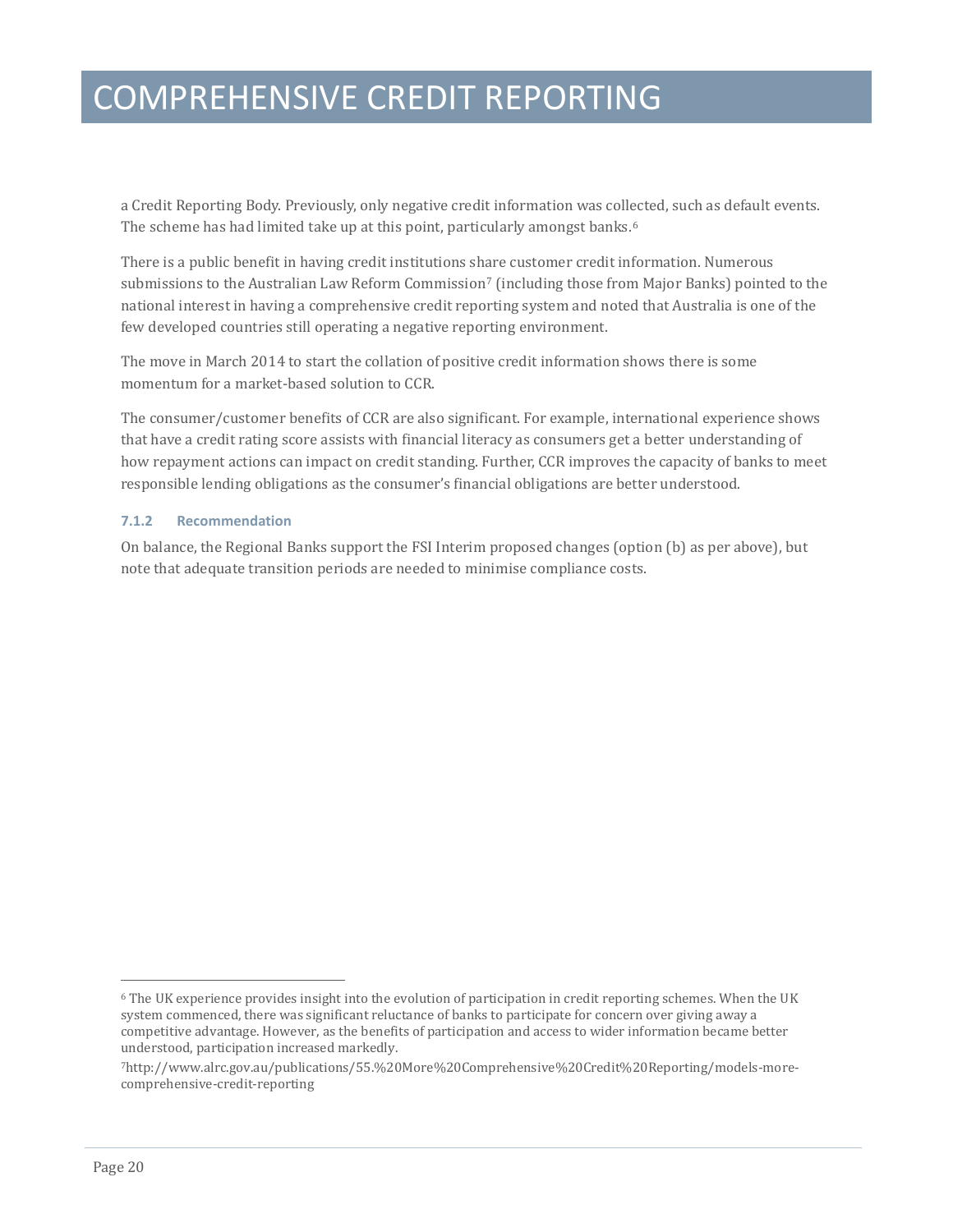# COMPREHENSIVE CREDIT REPORTING

a Credit Reporting Body. Previously, only negative credit information was collected, such as default events. The scheme has had limited take up at this point, particularly amongst banks.[6]

There is a public benefit in having credit institutions share customer credit information. Numerous submissions to the Australian Law Reform Commission[7] (including those from Major Banks) pointed to the national interest in having a comprehensive credit reporting system and noted that Australia is one of the few developed countries still operating a negative reporting environment.

The move in March 2014 to start the collation of positive credit information shows there is some momentum for a market-based solution to CCR.

The consumer/customer benefits of CCR are also significant. For example, international experience shows that have a credit rating score assists with financial literacy as consumers get a better understanding of how repayment actions can impact on credit standing. Further, CCR improves the capacity of banks to meet responsible lending obligations as the consumer's financial obligations are better understood.

### 7.1.2 Recommendation

On balance, the Regional Banks support the FSI Interim proposed changes (option (b) as per above), but note that adequate transition periods are needed to minimise compliance costs.

---

[6] The UK experience provides insight into the evolution of participation in credit reporting schemes. When the UK system commenced, there was significant reluctance of banks to participate for concern over giving away a competitive advantage. However, as the benefits of participation and access to wider information became better understood, participation increased markedly.

[7] http://www.alrc.gov.au/publications/55.%20More%20Comprehensive%20Credit%20Reporting/models-more-comprehensive-credit-reporting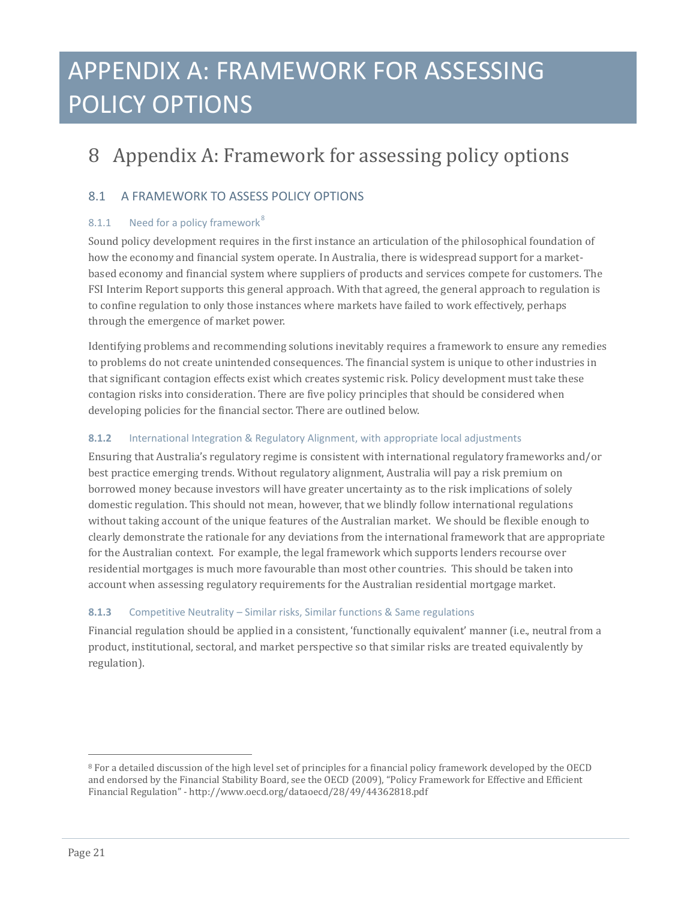# APPENDIX A: FRAMEWORK FOR ASSESSING POLICY OPTIONS

# 8 Appendix A: Framework for assessing policy options

## 8.1 A FRAMEWORK TO ASSESS POLICY OPTIONS

### 8.1.1 Need for a policy framework[8]

Sound policy development requires in the first instance an articulation of the philosophical foundation of how the economy and financial system operate. In Australia, there is widespread support for a market-based economy and financial system where suppliers of products and services compete for customers. The FSI Interim Report supports this general approach. With that agreed, the general approach to regulation is to confine regulation to only those instances where markets have failed to work effectively, perhaps through the emergence of market power.

Identifying problems and recommending solutions inevitably requires a framework to ensure any remedies to problems do not create unintended consequences. The financial system is unique to other industries in that significant contagion effects exist which creates systemic risk. Policy development must take these contagion risks into consideration. There are five policy principles that should be considered when developing policies for the financial sector. There are outlined below.

### 8.1.2 International Integration & Regulatory Alignment, with appropriate local adjustments

Ensuring that Australia's regulatory regime is consistent with international regulatory frameworks and/or best practice emerging trends. Without regulatory alignment, Australia will pay a risk premium on borrowed money because investors will have greater uncertainty as to the risk implications of solely domestic regulation. This should not mean, however, that we blindly follow international regulations without taking account of the unique features of the Australian market. We should be flexible enough to clearly demonstrate the rationale for any deviations from the international framework that are appropriate for the Australian context. For example, the legal framework which supports lenders recourse over residential mortgages is much more favourable than most other countries. This should be taken into account when assessing regulatory requirements for the Australian residential mortgage market.

### 8.1.3 Competitive Neutrality – Similar risks, Similar functions & Same regulations

Financial regulation should be applied in a consistent, 'functionally equivalent' manner (i.e., neutral from a product, institutional, sectoral, and market perspective so that similar risks are treated equivalently by regulation).

---

[8] For a detailed discussion of the high level set of principles for a financial policy framework developed by the OECD and endorsed by the Financial Stability Board, see the OECD (2009), "Policy Framework for Effective and Efficient Financial Regulation" - http://www.oecd.org/dataoecd/28/49/44362818.pdf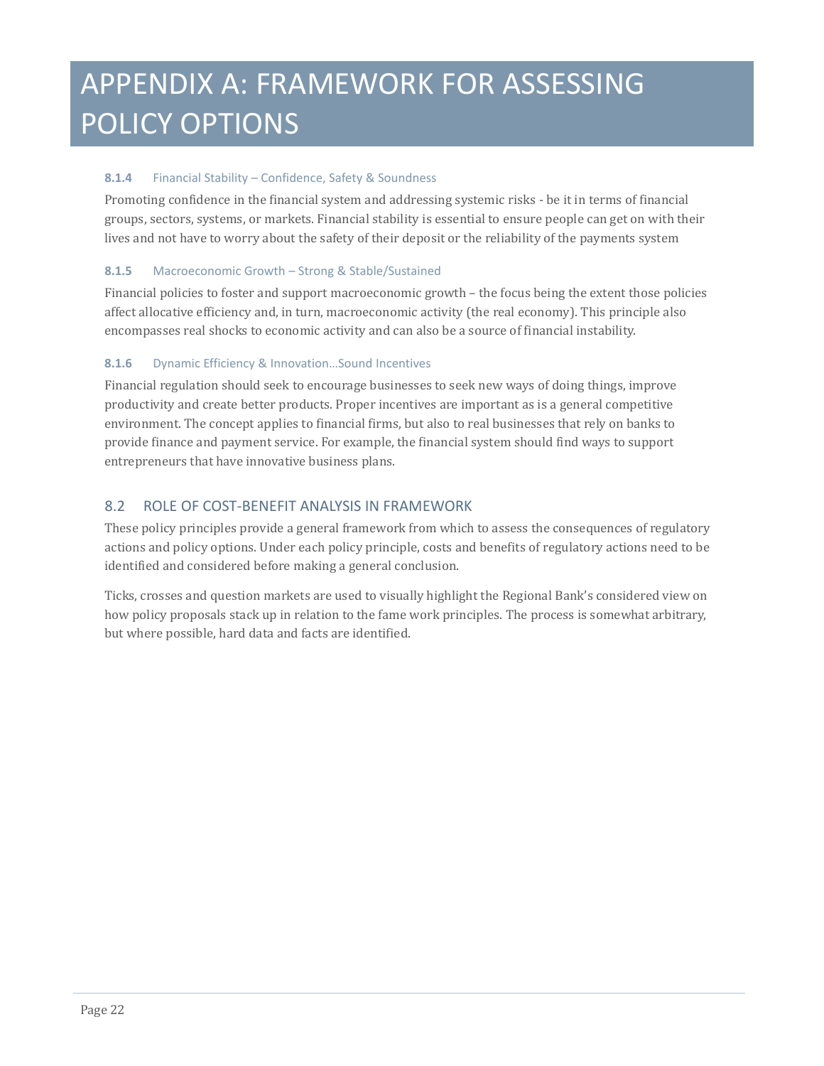# APPENDIX A: FRAMEWORK FOR ASSESSING POLICY OPTIONS

#### 8.1.4 Financial Stability – Confidence, Safety & Soundness

Promoting confidence in the financial system and addressing systemic risks - be it in terms of financial groups, sectors, systems, or markets. Financial stability is essential to ensure people can get on with their lives and not have to worry about the safety of their deposit or the reliability of the payments system

#### 8.1.5 Macroeconomic Growth – Strong & Stable/Sustained

Financial policies to foster and support macroeconomic growth – the focus being the extent those policies affect allocative efficiency and, in turn, macroeconomic activity (the real economy). This principle also encompasses real shocks to economic activity and can also be a source of financial instability.

#### 8.1.6 Dynamic Efficiency & Innovation…Sound Incentives

Financial regulation should seek to encourage businesses to seek new ways of doing things, improve productivity and create better products. Proper incentives are important as is a general competitive environment. The concept applies to financial firms, but also to real businesses that rely on banks to provide finance and payment service. For example, the financial system should find ways to support entrepreneurs that have innovative business plans.

## 8.2 ROLE OF COST-BENEFIT ANALYSIS IN FRAMEWORK

These policy principles provide a general framework from which to assess the consequences of regulatory actions and policy options. Under each policy principle, costs and benefits of regulatory actions need to be identified and considered before making a general conclusion.

Ticks, crosses and question markets are used to visually highlight the Regional Bank's considered view on how policy proposals stack up in relation to the fame work principles. The process is somewhat arbitrary, but where possible, hard data and facts are identified.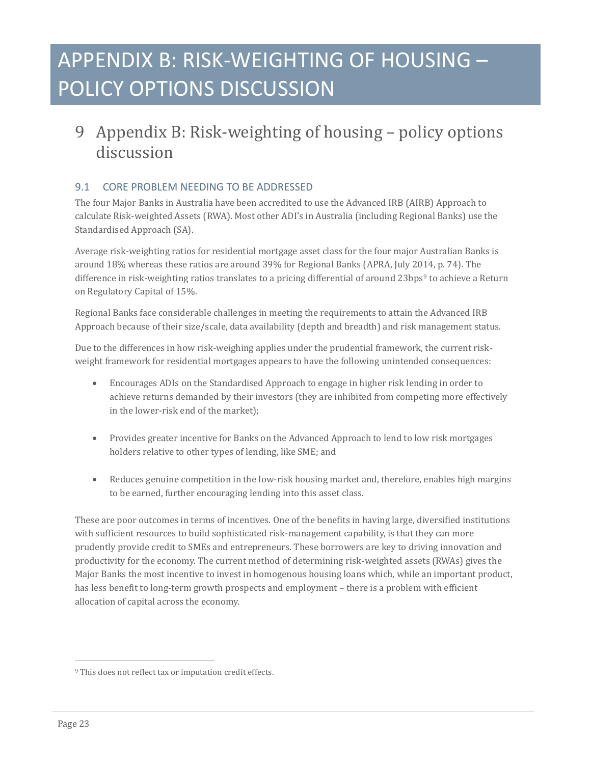# APPENDIX B: RISK-WEIGHTING OF HOUSING – POLICY OPTIONS DISCUSSION

## 9 Appendix B: Risk-weighting of housing – policy options discussion

### 9.1 CORE PROBLEM NEEDING TO BE ADDRESSED

The four Major Banks in Australia have been accredited to use the Advanced IRB (AIRB) Approach to calculate Risk-weighted Assets (RWA). Most other ADI's in Australia (including Regional Banks) use the Standardised Approach (SA).

Average risk-weighting ratios for residential mortgage asset class for the four major Australian Banks is around 18% whereas these ratios are around 39% for Regional Banks (APRA, July 2014, p. 74). The difference in risk-weighting ratios translates to a pricing differential of around 23bps[9] to achieve a Return on Regulatory Capital of 15%.

Regional Banks face considerable challenges in meeting the requirements to attain the Advanced IRB Approach because of their size/scale, data availability (depth and breadth) and risk management status.

Due to the differences in how risk-weighing applies under the prudential framework, the current risk-weight framework for residential mortgages appears to have the following unintended consequences:

- Encourages ADIs on the Standardised Approach to engage in higher risk lending in order to achieve returns demanded by their investors (they are inhibited from competing more effectively in the lower-risk end of the market);
- Provides greater incentive for Banks on the Advanced Approach to lend to low risk mortgages holders relative to other types of lending, like SME; and
- Reduces genuine competition in the low-risk housing market and, therefore, enables high margins to be earned, further encouraging lending into this asset class.

These are poor outcomes in terms of incentives. One of the benefits in having large, diversified institutions with sufficient resources to build sophisticated risk-management capability, is that they can more prudently provide credit to SMEs and entrepreneurs. These borrowers are key to driving innovation and productivity for the economy. The current method of determining risk-weighted assets (RWAs) gives the Major Banks the most incentive to invest in homogenous housing loans which, while an important product, has less benefit to long-term growth prospects and employment – there is a problem with efficient allocation of capital across the economy.

[9] This does not reflect tax or imputation credit effects.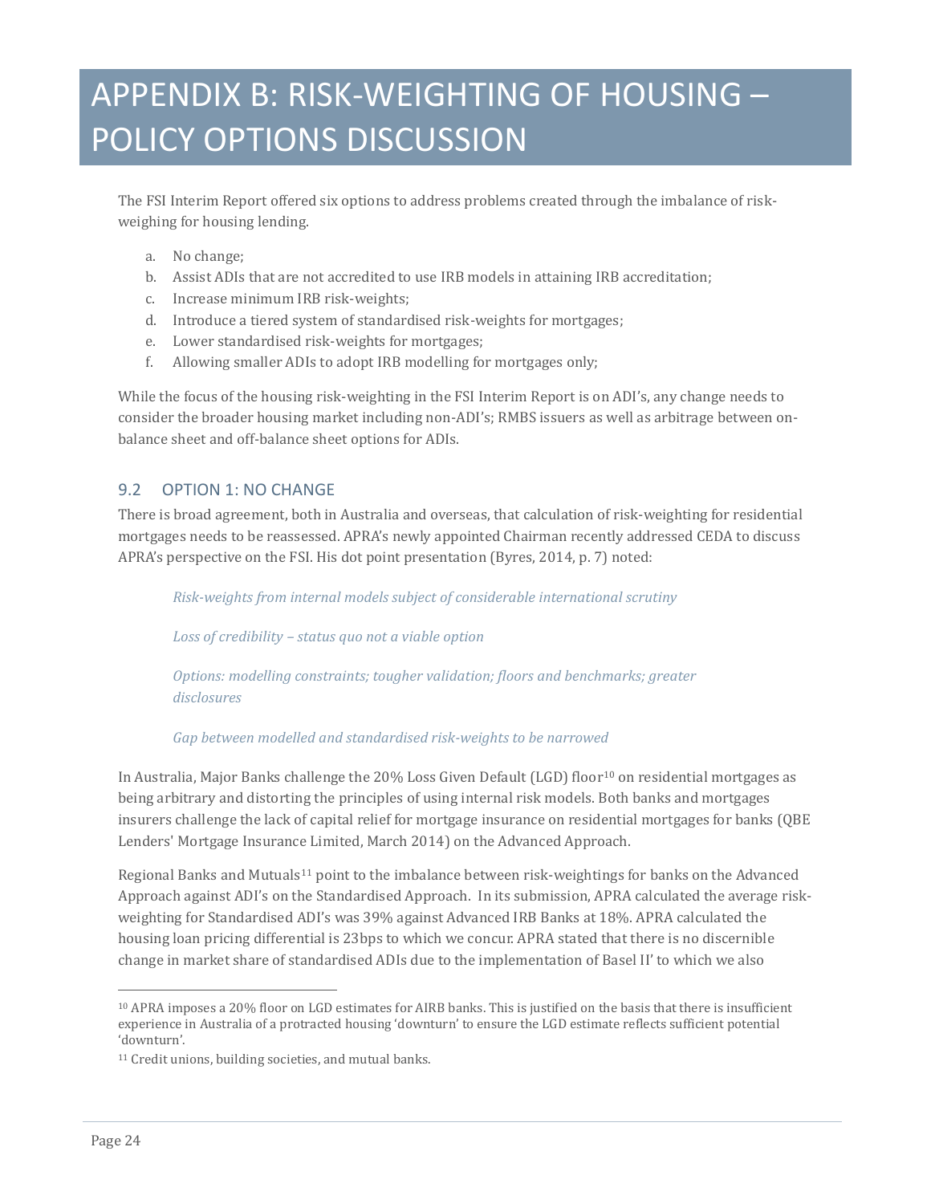# APPENDIX B: RISK-WEIGHTING OF HOUSING – POLICY OPTIONS DISCUSSION

The FSI Interim Report offered six options to address problems created through the imbalance of risk-weighing for housing lending.

a. No change;
b. Assist ADIs that are not accredited to use IRB models in attaining IRB accreditation;
c. Increase minimum IRB risk-weights;
d. Introduce a tiered system of standardised risk-weights for mortgages;
e. Lower standardised risk-weights for mortgages;
f. Allowing smaller ADIs to adopt IRB modelling for mortgages only;

While the focus of the housing risk-weighting in the FSI Interim Report is on ADI's, any change needs to consider the broader housing market including non-ADI's; RMBS issuers as well as arbitrage between on-balance sheet and off-balance sheet options for ADIs.

## 9.2 OPTION 1: NO CHANGE

There is broad agreement, both in Australia and overseas, that calculation of risk-weighting for residential mortgages needs to be reassessed. APRA's newly appointed Chairman recently addressed CEDA to discuss APRA's perspective on the FSI. His dot point presentation (Byres, 2014, p. 7) noted:

> *Risk-weights from internal models subject of considerable international scrutiny*
>
> *Loss of credibility – status quo not a viable option*
>
> *Options: modelling constraints; tougher validation; floors and benchmarks; greater disclosures*
>
> *Gap between modelled and standardised risk-weights to be narrowed*

In Australia, Major Banks challenge the 20% Loss Given Default (LGD) floor[10] on residential mortgages as being arbitrary and distorting the principles of using internal risk models. Both banks and mortgages insurers challenge the lack of capital relief for mortgage insurance on residential mortgages for banks (QBE Lenders' Mortgage Insurance Limited, March 2014) on the Advanced Approach.

Regional Banks and Mutuals[11] point to the imbalance between risk-weightings for banks on the Advanced Approach against ADI's on the Standardised Approach. In its submission, APRA calculated the average risk-weighting for Standardised ADI's was 39% against Advanced IRB Banks at 18%. APRA calculated the housing loan pricing differential is 23bps to which we concur. APRA stated that there is no discernible change in market share of standardised ADIs due to the implementation of Basel II' to which we also

---

[10] APRA imposes a 20% floor on LGD estimates for AIRB banks. This is justified on the basis that there is insufficient experience in Australia of a protracted housing 'downturn' to ensure the LGD estimate reflects sufficient potential 'downturn'.

[11] Credit unions, building societies, and mutual banks.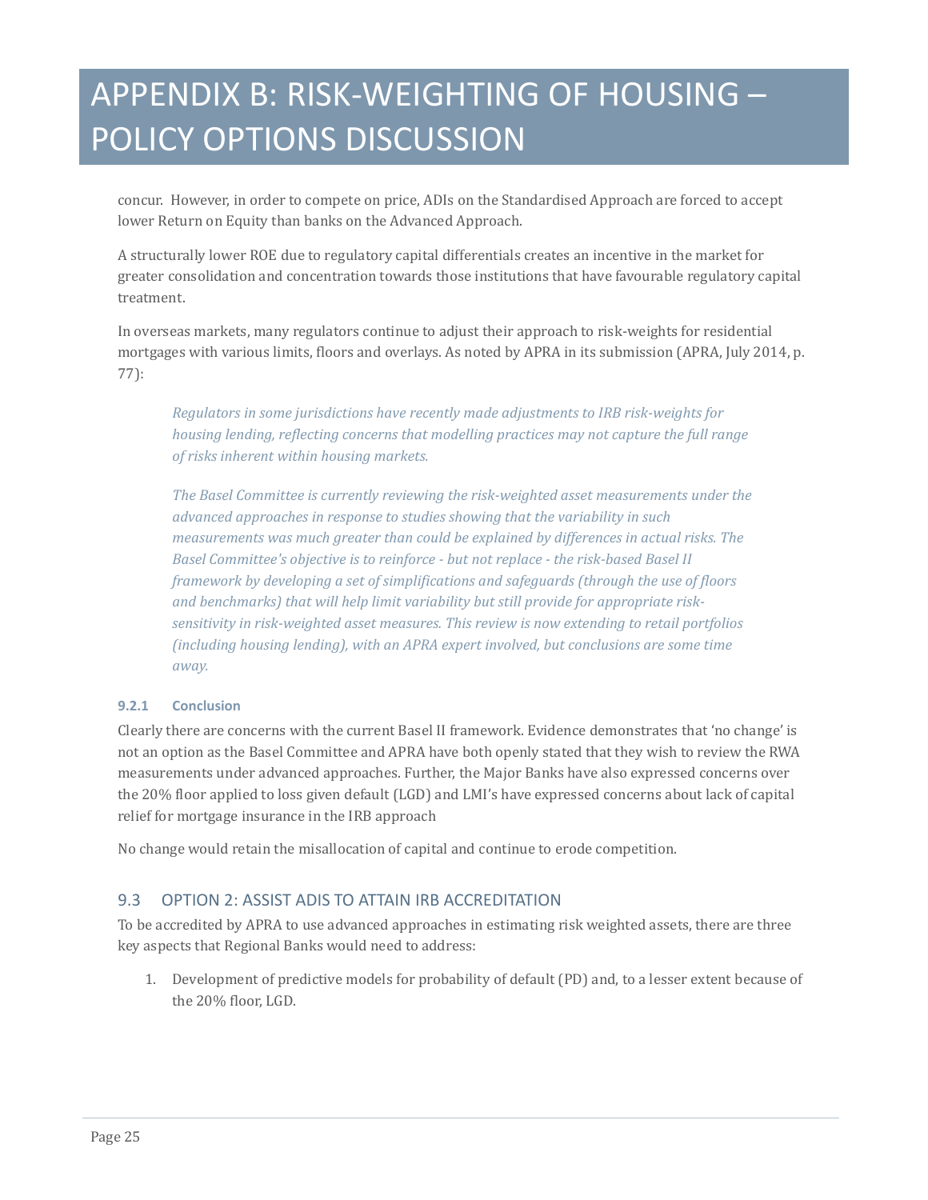concur. However, in order to compete on price, ADIs on the Standardised Approach are forced to accept lower Return on Equity than banks on the Advanced Approach.

A structurally lower ROE due to regulatory capital differentials creates an incentive in the market for greater consolidation and concentration towards those institutions that have favourable regulatory capital treatment.

In overseas markets, many regulators continue to adjust their approach to risk-weights for residential mortgages with various limits, floors and overlays. As noted by APRA in its submission (APRA, July 2014, p. 77):

> *Regulators in some jurisdictions have recently made adjustments to IRB risk-weights for housing lending, reflecting concerns that modelling practices may not capture the full range of risks inherent within housing markets.*
>
> *The Basel Committee is currently reviewing the risk-weighted asset measurements under the advanced approaches in response to studies showing that the variability in such measurements was much greater than could be explained by differences in actual risks. The Basel Committee's objective is to reinforce - but not replace - the risk-based Basel II framework by developing a set of simplifications and safeguards (through the use of floors and benchmarks) that will help limit variability but still provide for appropriate risk-sensitivity in risk-weighted asset measures. This review is now extending to retail portfolios (including housing lending), with an APRA expert involved, but conclusions are some time away.*

#### 9.2.1 Conclusion

Clearly there are concerns with the current Basel II framework. Evidence demonstrates that 'no change' is not an option as the Basel Committee and APRA have both openly stated that they wish to review the RWA measurements under advanced approaches. Further, the Major Banks have also expressed concerns over the 20% floor applied to loss given default (LGD) and LMI's have expressed concerns about lack of capital relief for mortgage insurance in the IRB approach

No change would retain the misallocation of capital and continue to erode competition.

### 9.3 OPTION 2: ASSIST ADIS TO ATTAIN IRB ACCREDITATION

To be accredited by APRA to use advanced approaches in estimating risk weighted assets, there are three key aspects that Regional Banks would need to address:

1. Development of predictive models for probability of default (PD) and, to a lesser extent because of the 20% floor, LGD.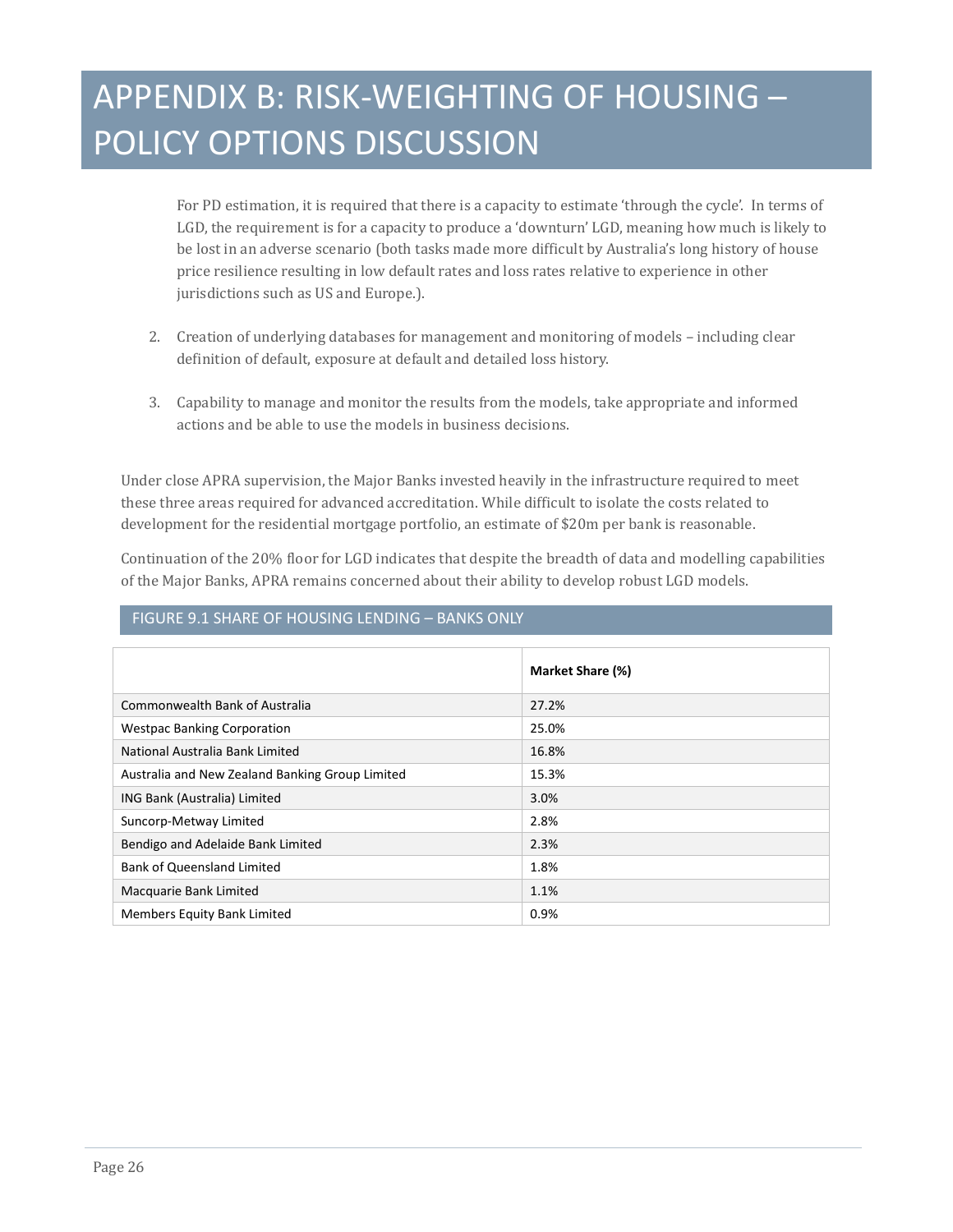# APPENDIX B: RISK-WEIGHTING OF HOUSING – POLICY OPTIONS DISCUSSION

For PD estimation, it is required that there is a capacity to estimate 'through the cycle'. In terms of LGD, the requirement is for a capacity to produce a 'downturn' LGD, meaning how much is likely to be lost in an adverse scenario (both tasks made more difficult by Australia's long history of house price resilience resulting in low default rates and loss rates relative to experience in other jurisdictions such as US and Europe.).

2. Creation of underlying databases for management and monitoring of models – including clear definition of default, exposure at default and detailed loss history.

3. Capability to manage and monitor the results from the models, take appropriate and informed actions and be able to use the models in business decisions.

Under close APRA supervision, the Major Banks invested heavily in the infrastructure required to meet these three areas required for advanced accreditation. While difficult to isolate the costs related to development for the residential mortgage portfolio, an estimate of $20m per bank is reasonable.

Continuation of the 20% floor for LGD indicates that despite the breadth of data and modelling capabilities of the Major Banks, APRA remains concerned about their ability to develop robust LGD models.

## FIGURE 9.1 SHARE OF HOUSING LENDING – BANKS ONLY

| | **Market Share (%)** |
|---|---|
| Commonwealth Bank of Australia | 27.2% |
| Westpac Banking Corporation | 25.0% |
| National Australia Bank Limited | 16.8% |
| Australia and New Zealand Banking Group Limited | 15.3% |
| ING Bank (Australia) Limited | 3.0% |
| Suncorp-Metway Limited | 2.8% |
| Bendigo and Adelaide Bank Limited | 2.3% |
| Bank of Queensland Limited | 1.8% |
| Macquarie Bank Limited | 1.1% |
| Members Equity Bank Limited | 0.9% |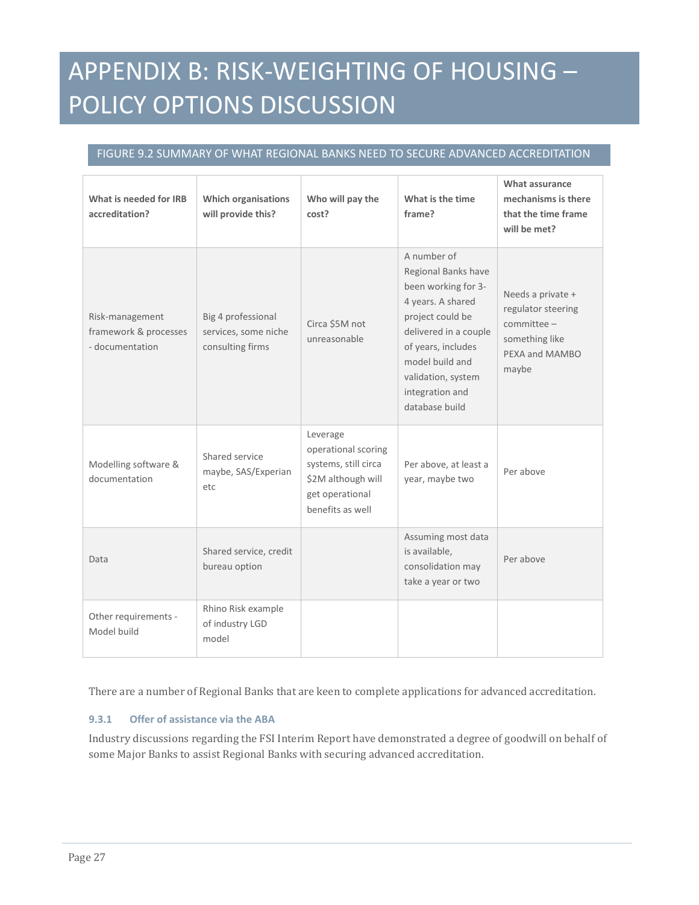# APPENDIX B: RISK-WEIGHTING OF HOUSING – POLICY OPTIONS DISCUSSION

FIGURE 9.2 SUMMARY OF WHAT REGIONAL BANKS NEED TO SECURE ADVANCED ACCREDITATION

| What is needed for IRB accreditation? | Which organisations will provide this? | Who will pay the cost? | What is the time frame? | What assurance mechanisms is there that the time frame will be met? |
|---|---|---|---|---|
| Risk-management framework & processes - documentation | Big 4 professional services, some niche consulting firms | Circa $5M not unreasonable | A number of Regional Banks have been working for 3-4 years. A shared project could be delivered in a couple of years, includes model build and validation, system integration and database build | Needs a private + regulator steering committee – something like PEXA and MAMBO maybe |
| Modelling software & documentation | Shared service maybe, SAS/Experian etc | Leverage operational scoring systems, still circa $2M although will get operational benefits as well | Per above, at least a year, maybe two | Per above |
| Data | Shared service, credit bureau option | | Assuming most data is available, consolidation may take a year or two | Per above |
| Other requirements - Model build | Rhino Risk example of industry LGD model | | | |

There are a number of Regional Banks that are keen to complete applications for advanced accreditation.

### 9.3.1 Offer of assistance via the ABA

Industry discussions regarding the FSI Interim Report have demonstrated a degree of goodwill on behalf of some Major Banks to assist Regional Banks with securing advanced accreditation.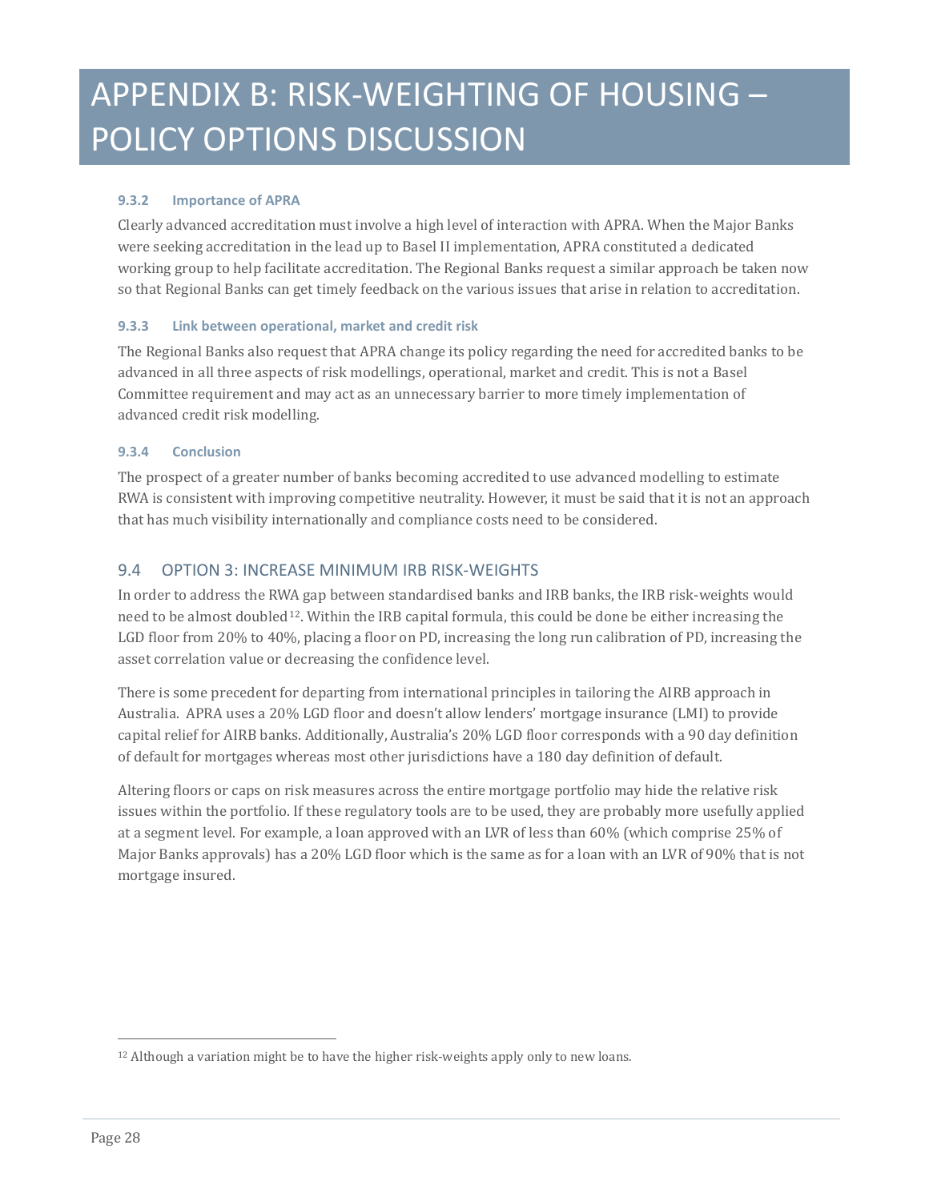# APPENDIX B: RISK-WEIGHTING OF HOUSING – POLICY OPTIONS DISCUSSION

#### 9.3.2 Importance of APRA

Clearly advanced accreditation must involve a high level of interaction with APRA. When the Major Banks were seeking accreditation in the lead up to Basel II implementation, APRA constituted a dedicated working group to help facilitate accreditation. The Regional Banks request a similar approach be taken now so that Regional Banks can get timely feedback on the various issues that arise in relation to accreditation.

#### 9.3.3 Link between operational, market and credit risk

The Regional Banks also request that APRA change its policy regarding the need for accredited banks to be advanced in all three aspects of risk modellings, operational, market and credit. This is not a Basel Committee requirement and may act as an unnecessary barrier to more timely implementation of advanced credit risk modelling.

#### 9.3.4 Conclusion

The prospect of a greater number of banks becoming accredited to use advanced modelling to estimate RWA is consistent with improving competitive neutrality. However, it must be said that it is not an approach that has much visibility internationally and compliance costs need to be considered.

### 9.4 OPTION 3: INCREASE MINIMUM IRB RISK-WEIGHTS

In order to address the RWA gap between standardised banks and IRB banks, the IRB risk-weights would need to be almost doubled[12]. Within the IRB capital formula, this could be done be either increasing the LGD floor from 20% to 40%, placing a floor on PD, increasing the long run calibration of PD, increasing the asset correlation value or decreasing the confidence level.

There is some precedent for departing from international principles in tailoring the AIRB approach in Australia. APRA uses a 20% LGD floor and doesn't allow lenders' mortgage insurance (LMI) to provide capital relief for AIRB banks. Additionally, Australia's 20% LGD floor corresponds with a 90 day definition of default for mortgages whereas most other jurisdictions have a 180 day definition of default.

Altering floors or caps on risk measures across the entire mortgage portfolio may hide the relative risk issues within the portfolio. If these regulatory tools are to be used, they are probably more usefully applied at a segment level. For example, a loan approved with an LVR of less than 60% (which comprise 25% of Major Banks approvals) has a 20% LGD floor which is the same as for a loan with an LVR of 90% that is not mortgage insured.

[12] Although a variation might be to have the higher risk-weights apply only to new loans.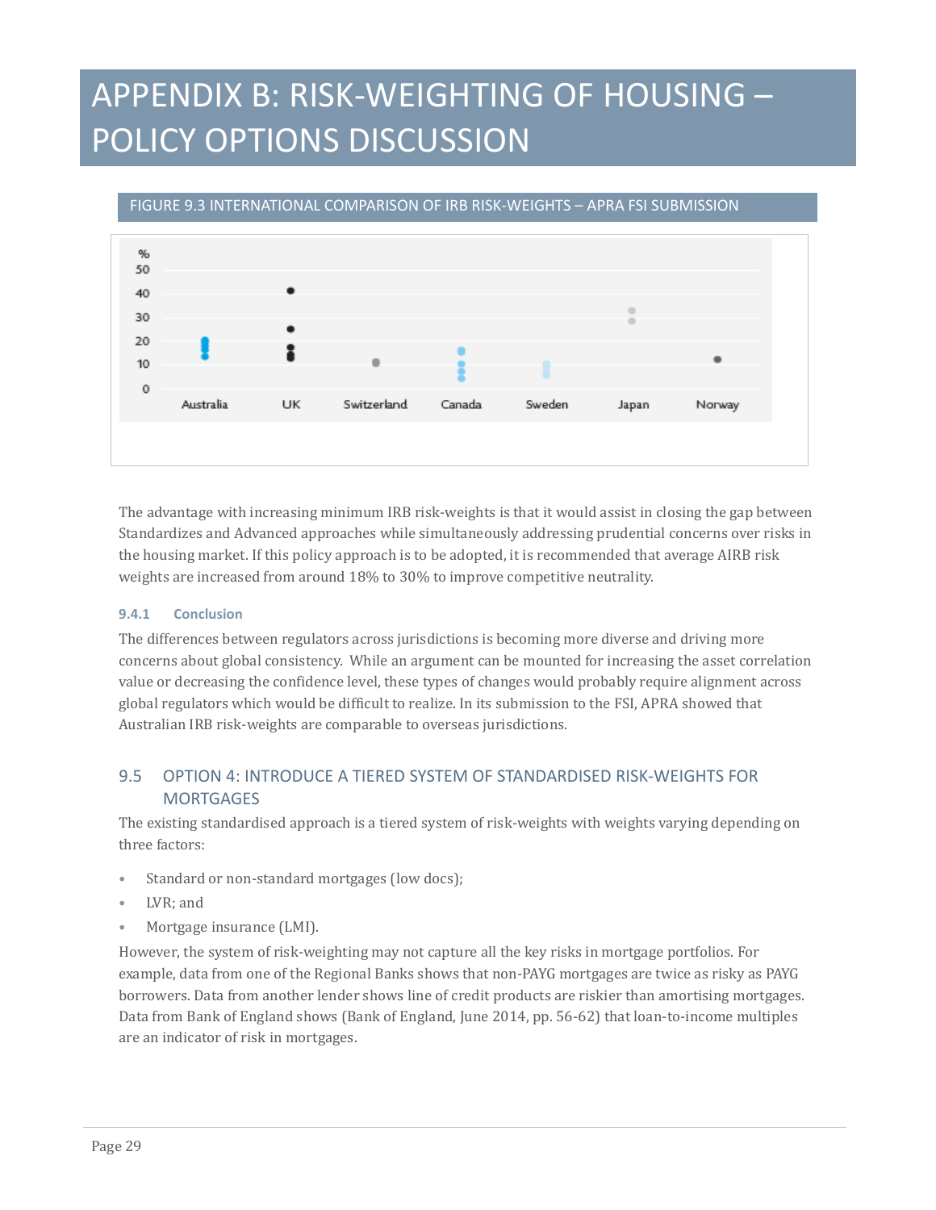# APPENDIX B: RISK-WEIGHTING OF HOUSING – POLICY OPTIONS DISCUSSION

FIGURE 9.3 INTERNATIONAL COMPARISON OF IRB RISK-WEIGHTS – APRA FSI SUBMISSION

The advantage with increasing minimum IRB risk-weights is that it would assist in closing the gap between Standardizes and Advanced approaches while simultaneously addressing prudential concerns over risks in the housing market. If this policy approach is to be adopted, it is recommended that average AIRB risk weights are increased from around 18% to 30% to improve competitive neutrality.

#### 9.4.1 Conclusion

The differences between regulators across jurisdictions is becoming more diverse and driving more concerns about global consistency. While an argument can be mounted for increasing the asset correlation value or decreasing the confidence level, these types of changes would probably require alignment across global regulators which would be difficult to realize. In its submission to the FSI, APRA showed that Australian IRB risk-weights are comparable to overseas jurisdictions.

### 9.5 OPTION 4: INTRODUCE A TIERED SYSTEM OF STANDARDISED RISK-WEIGHTS FOR MORTGAGES

The existing standardised approach is a tiered system of risk-weights with weights varying depending on three factors:

- Standard or non-standard mortgages (low docs);
- LVR; and
- Mortgage insurance (LMI).

However, the system of risk-weighting may not capture all the key risks in mortgage portfolios. For example, data from one of the Regional Banks shows that non-PAYG mortgages are twice as risky as PAYG borrowers. Data from another lender shows line of credit products are riskier than amortising mortgages. Data from Bank of England shows (Bank of England, June 2014, pp. 56-62) that loan-to-income multiples are an indicator of risk in mortgages.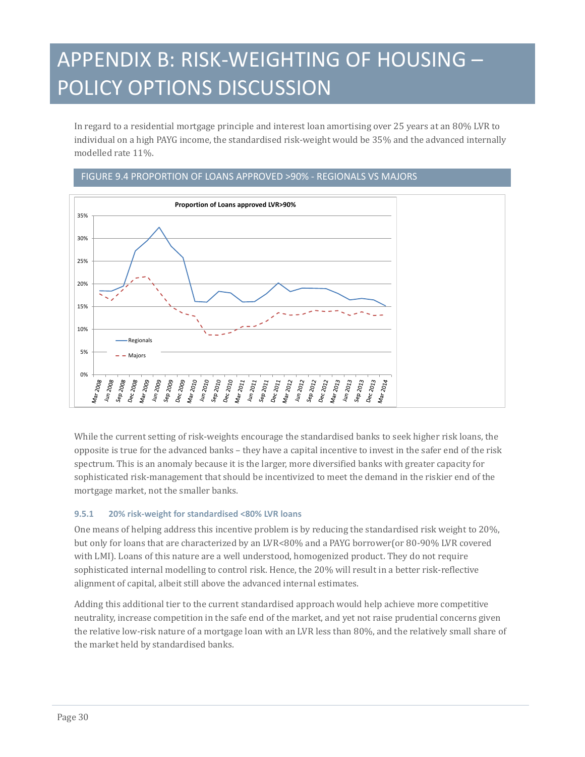# APPENDIX B: RISK-WEIGHTING OF HOUSING – POLICY OPTIONS DISCUSSION

In regard to a residential mortgage principle and interest loan amortising over 25 years at an 80% LVR to individual on a high PAYG income, the standardised risk-weight would be 35% and the advanced internally modelled rate 11%.

FIGURE 9.4 PROPORTION OF LOANS APPROVED >90% - REGIONALS VS MAJORS

While the current setting of risk-weights encourage the standardised banks to seek higher risk loans, the opposite is true for the advanced banks – they have a capital incentive to invest in the safer end of the risk spectrum. This is an anomaly because it is the larger, more diversified banks with greater capacity for sophisticated risk-management that should be incentivized to meet the demand in the riskier end of the mortgage market, not the smaller banks.

### 9.5.1 20% risk-weight for standardised <80% LVR loans

One means of helping address this incentive problem is by reducing the standardised risk weight to 20%, but only for loans that are characterized by an LVR<80% and a PAYG borrower(or 80-90% LVR covered with LMI). Loans of this nature are a well understood, homogenized product. They do not require sophisticated internal modelling to control risk. Hence, the 20% will result in a better risk-reflective alignment of capital, albeit still above the advanced internal estimates.

Adding this additional tier to the current standardised approach would help achieve more competitive neutrality, increase competition in the safe end of the market, and yet not raise prudential concerns given the relative low-risk nature of a mortgage loan with an LVR less than 80%, and the relatively small share of the market held by standardised banks.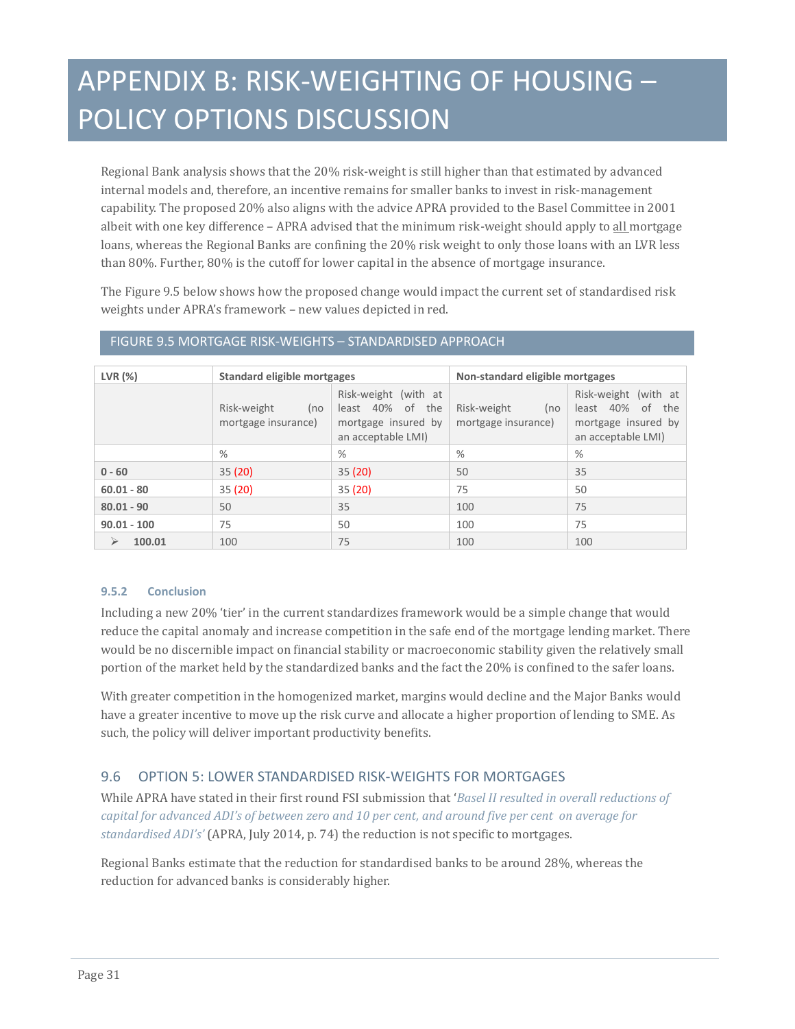# APPENDIX B: RISK-WEIGHTING OF HOUSING – POLICY OPTIONS DISCUSSION

Regional Bank analysis shows that the 20% risk-weight is still higher than that estimated by advanced internal models and, therefore, an incentive remains for smaller banks to invest in risk-management capability. The proposed 20% also aligns with the advice APRA provided to the Basel Committee in 2001 albeit with one key difference – APRA advised that the minimum risk-weight should apply to all mortgage loans, whereas the Regional Banks are confining the 20% risk weight to only those loans with an LVR less than 80%. Further, 80% is the cutoff for lower capital in the absence of mortgage insurance.

The Figure 9.5 below shows how the proposed change would impact the current set of standardised risk weights under APRA's framework – new values depicted in red.

FIGURE 9.5 MORTGAGE RISK-WEIGHTS – STANDARDISED APPROACH

| LVR (%) | Standard eligible mortgages | | Non-standard eligible mortgages | |
|---|---|---|---|---|
| | Risk-weight (no mortgage insurance) | Risk-weight (with at least 40% of the mortgage insured by an acceptable LMI) | Risk-weight (no mortgage insurance) | Risk-weight (with at least 40% of the mortgage insured by an acceptable LMI) |
| | % | % | % | % |
| **0 - 60** | 35 (20) | 35 (20) | 50 | 35 |
| **60.01 - 80** | 35 (20) | 35 (20) | 75 | 50 |
| **80.01 - 90** | 50 | 35 | 100 | 75 |
| **90.01 - 100** | 75 | 50 | 100 | 75 |
| ➢ **100.01** | 100 | 75 | 100 | 100 |

### 9.5.2 Conclusion

Including a new 20% 'tier' in the current standardizes framework would be a simple change that would reduce the capital anomaly and increase competition in the safe end of the mortgage lending market. There would be no discernible impact on financial stability or macroeconomic stability given the relatively small portion of the market held by the standardized banks and the fact the 20% is confined to the safer loans.

With greater competition in the homogenized market, margins would decline and the Major Banks would have a greater incentive to move up the risk curve and allocate a higher proportion of lending to SME. As such, the policy will deliver important productivity benefits.

## 9.6 OPTION 5: LOWER STANDARDISED RISK-WEIGHTS FOR MORTGAGES

While APRA have stated in their first round FSI submission that '*Basel II resulted in overall reductions of capital for advanced ADI's of between zero and 10 per cent, and around five per cent on average for standardised ADI's'* (APRA, July 2014, p. 74) the reduction is not specific to mortgages.

Regional Banks estimate that the reduction for standardised banks to be around 28%, whereas the reduction for advanced banks is considerably higher.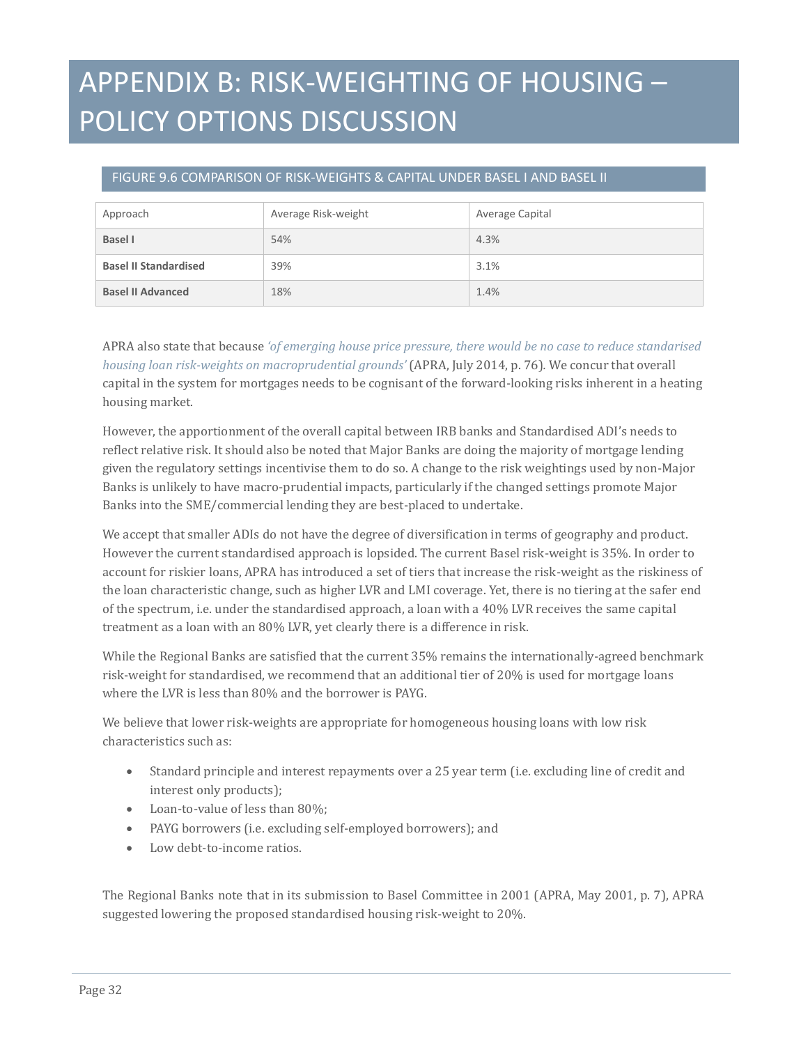# APPENDIX B: RISK-WEIGHTING OF HOUSING – POLICY OPTIONS DISCUSSION

## FIGURE 9.6 COMPARISON OF RISK-WEIGHTS & CAPITAL UNDER BASEL I AND BASEL II

| Approach | Average Risk-weight | Average Capital |
|---|---|---|
| **Basel I** | 54% | 4.3% |
| **Basel II Standardised** | 39% | 3.1% |
| **Basel II Advanced** | 18% | 1.4% |

APRA also state that because *'of emerging house price pressure, there would be no case to reduce standarised housing loan risk-weights on macroprudential grounds'* (APRA, July 2014, p. 76). We concur that overall capital in the system for mortgages needs to be cognisant of the forward-looking risks inherent in a heating housing market.

However, the apportionment of the overall capital between IRB banks and Standardised ADI's needs to reflect relative risk. It should also be noted that Major Banks are doing the majority of mortgage lending given the regulatory settings incentivise them to do so. A change to the risk weightings used by non-Major Banks is unlikely to have macro-prudential impacts, particularly if the changed settings promote Major Banks into the SME/commercial lending they are best-placed to undertake.

We accept that smaller ADIs do not have the degree of diversification in terms of geography and product. However the current standardised approach is lopsided. The current Basel risk-weight is 35%. In order to account for riskier loans, APRA has introduced a set of tiers that increase the risk-weight as the riskiness of the loan characteristic change, such as higher LVR and LMI coverage. Yet, there is no tiering at the safer end of the spectrum, i.e. under the standardised approach, a loan with a 40% LVR receives the same capital treatment as a loan with an 80% LVR, yet clearly there is a difference in risk.

While the Regional Banks are satisfied that the current 35% remains the internationally-agreed benchmark risk-weight for standardised, we recommend that an additional tier of 20% is used for mortgage loans where the LVR is less than 80% and the borrower is PAYG.

We believe that lower risk-weights are appropriate for homogeneous housing loans with low risk characteristics such as:

- Standard principle and interest repayments over a 25 year term (i.e. excluding line of credit and interest only products);
- Loan-to-value of less than 80%;
- PAYG borrowers (i.e. excluding self-employed borrowers); and
- Low debt-to-income ratios.

The Regional Banks note that in its submission to Basel Committee in 2001 (APRA, May 2001, p. 7), APRA suggested lowering the proposed standardised housing risk-weight to 20%.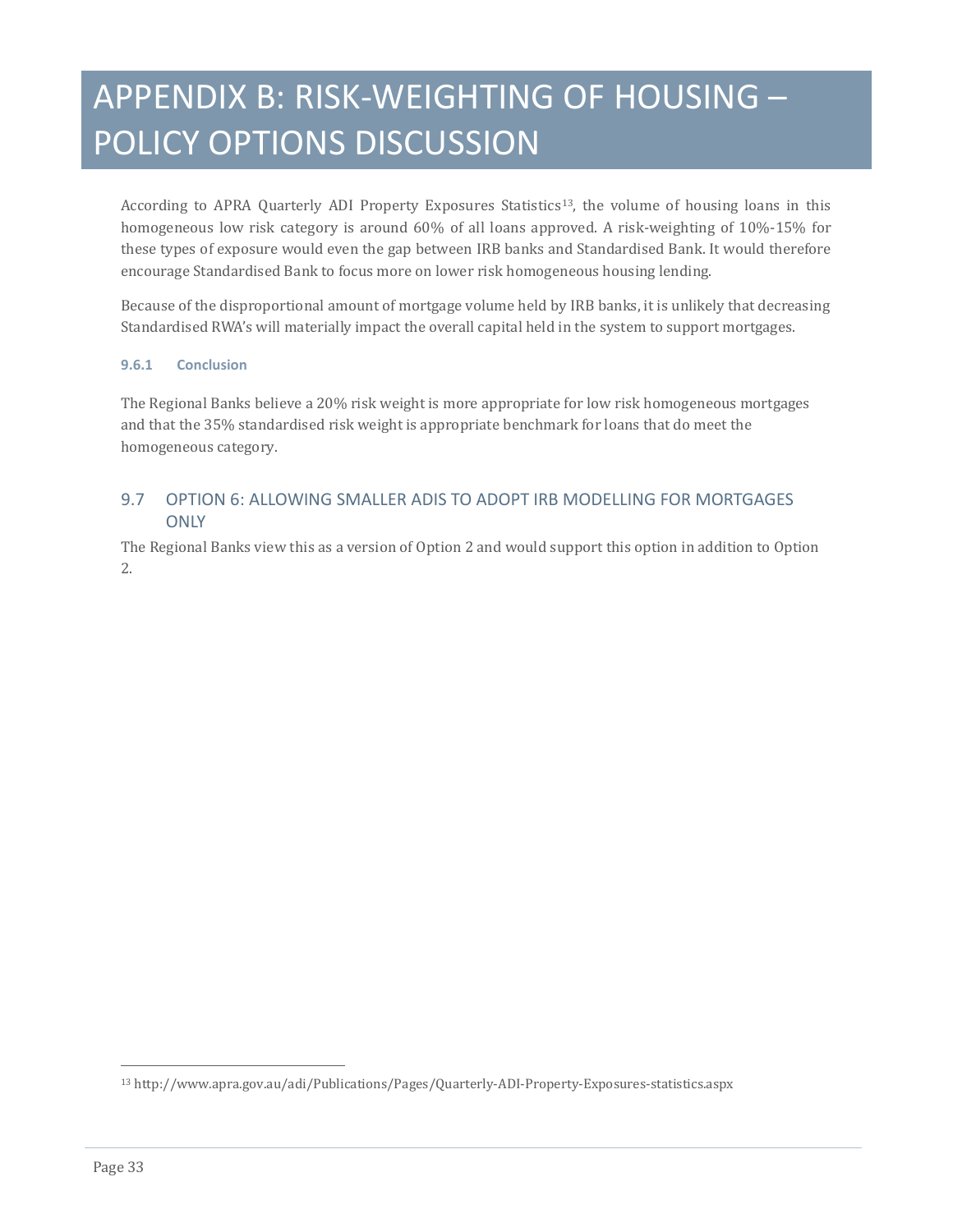# APPENDIX B: RISK-WEIGHTING OF HOUSING – POLICY OPTIONS DISCUSSION

According to APRA Quarterly ADI Property Exposures Statistics[13], the volume of housing loans in this homogeneous low risk category is around 60% of all loans approved. A risk-weighting of 10%-15% for these types of exposure would even the gap between IRB banks and Standardised Bank. It would therefore encourage Standardised Bank to focus more on lower risk homogeneous housing lending.

Because of the disproportional amount of mortgage volume held by IRB banks, it is unlikely that decreasing Standardised RWA's will materially impact the overall capital held in the system to support mortgages.

#### 9.6.1 Conclusion

The Regional Banks believe a 20% risk weight is more appropriate for low risk homogeneous mortgages and that the 35% standardised risk weight is appropriate benchmark for loans that do meet the homogeneous category.

## 9.7 OPTION 6: ALLOWING SMALLER ADIS TO ADOPT IRB MODELLING FOR MORTGAGES ONLY

The Regional Banks view this as a version of Option 2 and would support this option in addition to Option 2.

[13] http://www.apra.gov.au/adi/Publications/Pages/Quarterly-ADI-Property-Exposures-statistics.aspx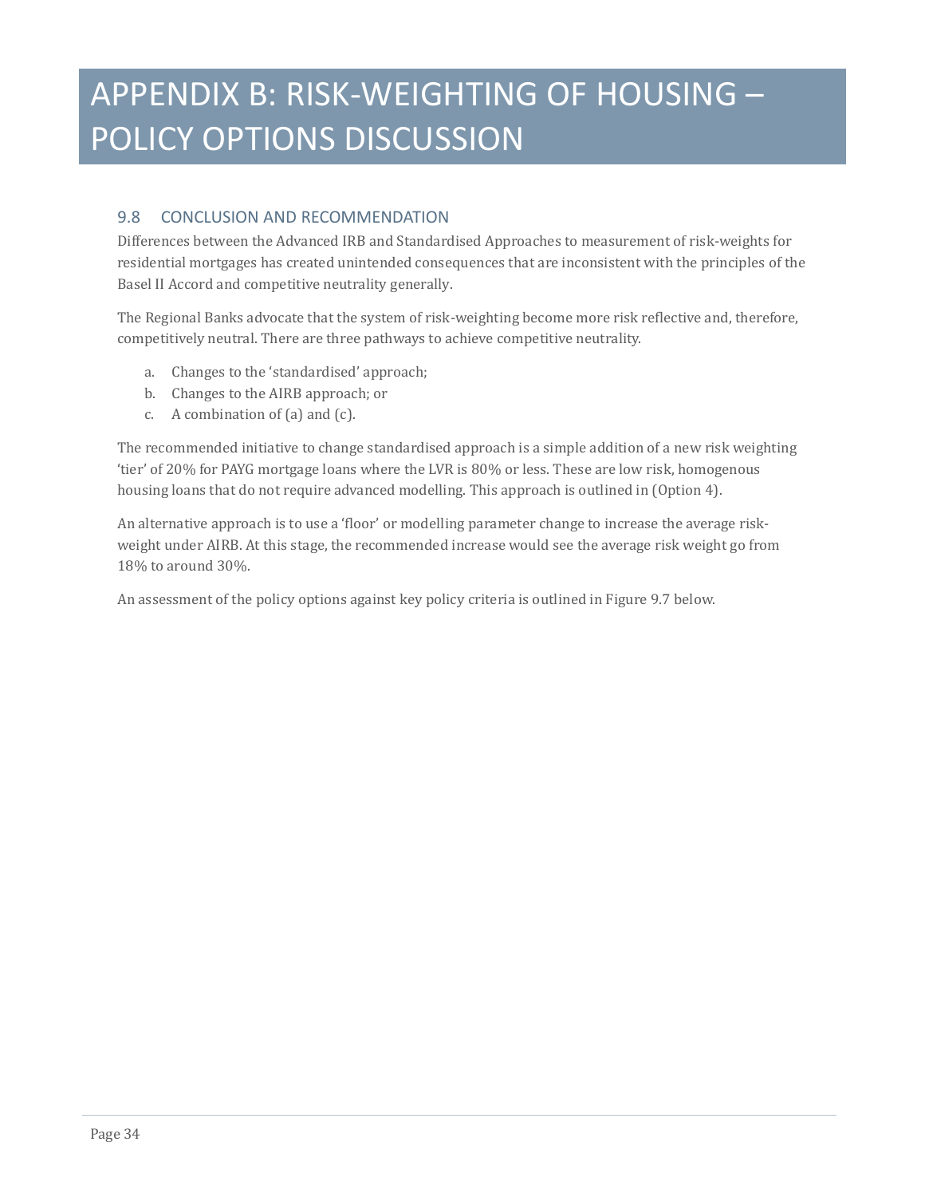# APPENDIX B: RISK-WEIGHTING OF HOUSING – POLICY OPTIONS DISCUSSION

## 9.8 CONCLUSION AND RECOMMENDATION

Differences between the Advanced IRB and Standardised Approaches to measurement of risk-weights for residential mortgages has created unintended consequences that are inconsistent with the principles of the Basel II Accord and competitive neutrality generally.

The Regional Banks advocate that the system of risk-weighting become more risk reflective and, therefore, competitively neutral. There are three pathways to achieve competitive neutrality.

a. Changes to the 'standardised' approach;
b. Changes to the AIRB approach; or
c. A combination of (a) and (c).

The recommended initiative to change standardised approach is a simple addition of a new risk weighting 'tier' of 20% for PAYG mortgage loans where the LVR is 80% or less. These are low risk, homogenous housing loans that do not require advanced modelling. This approach is outlined in (Option 4).

An alternative approach is to use a 'floor' or modelling parameter change to increase the average risk-weight under AIRB. At this stage, the recommended increase would see the average risk weight go from 18% to around 30%.

An assessment of the policy options against key policy criteria is outlined in Figure 9.7 below.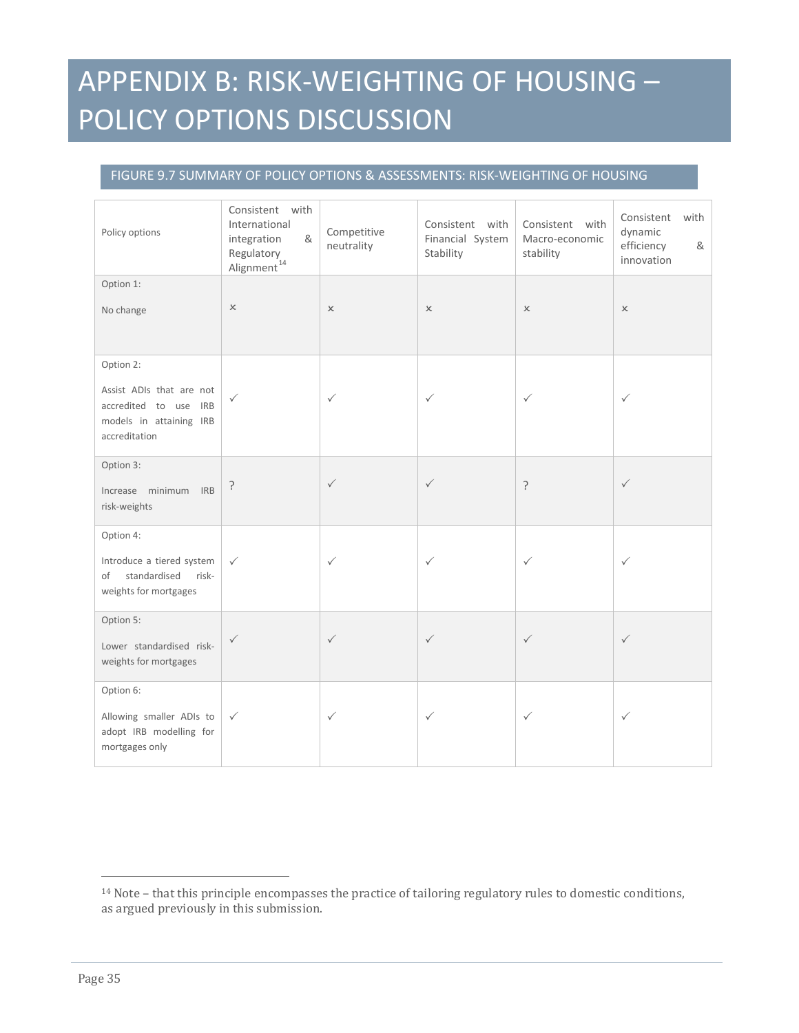# APPENDIX B: RISK-WEIGHTING OF HOUSING – POLICY OPTIONS DISCUSSION

## FIGURE 9.7 SUMMARY OF POLICY OPTIONS & ASSESSMENTS: RISK-WEIGHTING OF HOUSING

| Policy options | Consistent with International integration & Regulatory Alignment[14] | Competitive neutrality | Consistent with Financial System Stability | Consistent with Macro-economic stability | Consistent with dynamic efficiency & innovation |
|---|---|---|---|---|---|
| Option 1: No change | × | × | × | × | × |
| Option 2: Assist ADIs that are not accredited to use IRB models in attaining IRB accreditation | ✓ | ✓ | ✓ | ✓ | ✓ |
| Option 3: Increase minimum IRB risk-weights | ? | ✓ | ✓ | ? | ✓ |
| Option 4: Introduce a tiered system of standardised risk-weights for mortgages | ✓ | ✓ | ✓ | ✓ | ✓ |
| Option 5: Lower standardised risk-weights for mortgages | ✓ | ✓ | ✓ | ✓ | ✓ |
| Option 6: Allowing smaller ADIs to adopt IRB modelling for mortgages only | ✓ | ✓ | ✓ | ✓ | ✓ |

[14] Note – that this principle encompasses the practice of tailoring regulatory rules to domestic conditions, as argued previously in this submission.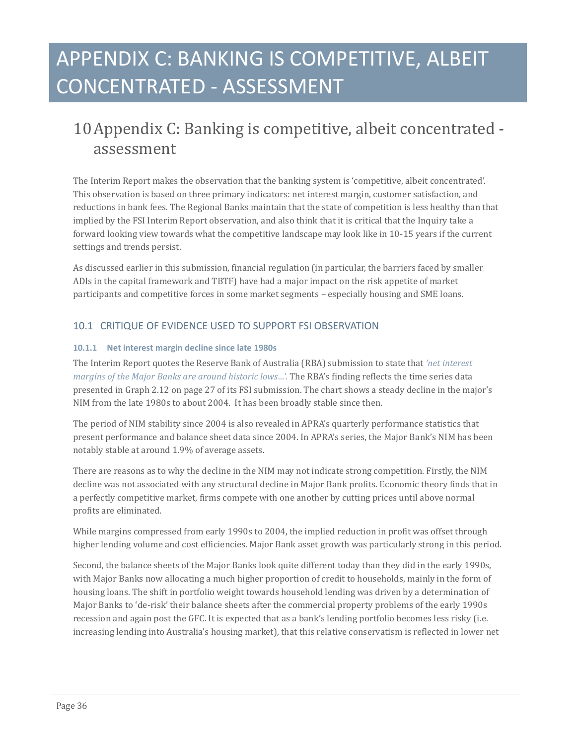# APPENDIX C: BANKING IS COMPETITIVE, ALBEIT CONCENTRATED - ASSESSMENT

# 10 Appendix C: Banking is competitive, albeit concentrated - assessment

The Interim Report makes the observation that the banking system is 'competitive, albeit concentrated'. This observation is based on three primary indicators: net interest margin, customer satisfaction, and reductions in bank fees. The Regional Banks maintain that the state of competition is less healthy than that implied by the FSI Interim Report observation, and also think that it is critical that the Inquiry take a forward looking view towards what the competitive landscape may look like in 10-15 years if the current settings and trends persist.

As discussed earlier in this submission, financial regulation (in particular, the barriers faced by smaller ADIs in the capital framework and TBTF) have had a major impact on the risk appetite of market participants and competitive forces in some market segments – especially housing and SME loans.

## 10.1 CRITIQUE OF EVIDENCE USED TO SUPPORT FSI OBSERVATION

### 10.1.1 Net interest margin decline since late 1980s

The Interim Report quotes the Reserve Bank of Australia (RBA) submission to state that *'net interest margins of the Major Banks are around historic lows…'.* The RBA's finding reflects the time series data presented in Graph 2.12 on page 27 of its FSI submission. The chart shows a steady decline in the major's NIM from the late 1980s to about 2004. It has been broadly stable since then.

The period of NIM stability since 2004 is also revealed in APRA's quarterly performance statistics that present performance and balance sheet data since 2004. In APRA's series, the Major Bank's NIM has been notably stable at around 1.9% of average assets.

There are reasons as to why the decline in the NIM may not indicate strong competition. Firstly, the NIM decline was not associated with any structural decline in Major Bank profits. Economic theory finds that in a perfectly competitive market, firms compete with one another by cutting prices until above normal profits are eliminated.

While margins compressed from early 1990s to 2004, the implied reduction in profit was offset through higher lending volume and cost efficiencies. Major Bank asset growth was particularly strong in this period.

Second, the balance sheets of the Major Banks look quite different today than they did in the early 1990s, with Major Banks now allocating a much higher proportion of credit to households, mainly in the form of housing loans. The shift in portfolio weight towards household lending was driven by a determination of Major Banks to 'de-risk' their balance sheets after the commercial property problems of the early 1990s recession and again post the GFC. It is expected that as a bank's lending portfolio becomes less risky (i.e. increasing lending into Australia's housing market), that this relative conservatism is reflected in lower net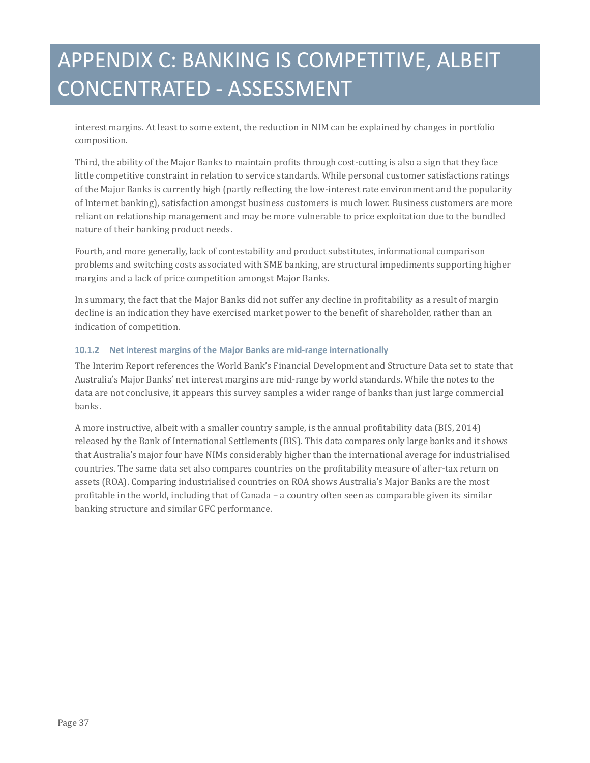# APPENDIX C: BANKING IS COMPETITIVE, ALBEIT CONCENTRATED - ASSESSMENT

interest margins. At least to some extent, the reduction in NIM can be explained by changes in portfolio composition.

Third, the ability of the Major Banks to maintain profits through cost-cutting is also a sign that they face little competitive constraint in relation to service standards. While personal customer satisfactions ratings of the Major Banks is currently high (partly reflecting the low-interest rate environment and the popularity of Internet banking), satisfaction amongst business customers is much lower. Business customers are more reliant on relationship management and may be more vulnerable to price exploitation due to the bundled nature of their banking product needs.

Fourth, and more generally, lack of contestability and product substitutes, informational comparison problems and switching costs associated with SME banking, are structural impediments supporting higher margins and a lack of price competition amongst Major Banks.

In summary, the fact that the Major Banks did not suffer any decline in profitability as a result of margin decline is an indication they have exercised market power to the benefit of shareholder, rather than an indication of competition.

### 10.1.2 Net interest margins of the Major Banks are mid-range internationally

The Interim Report references the World Bank's Financial Development and Structure Data set to state that Australia's Major Banks' net interest margins are mid-range by world standards. While the notes to the data are not conclusive, it appears this survey samples a wider range of banks than just large commercial banks.

A more instructive, albeit with a smaller country sample, is the annual profitability data (BIS, 2014) released by the Bank of International Settlements (BIS). This data compares only large banks and it shows that Australia's major four have NIMs considerably higher than the international average for industrialised countries. The same data set also compares countries on the profitability measure of after-tax return on assets (ROA). Comparing industrialised countries on ROA shows Australia's Major Banks are the most profitable in the world, including that of Canada – a country often seen as comparable given its similar banking structure and similar GFC performance.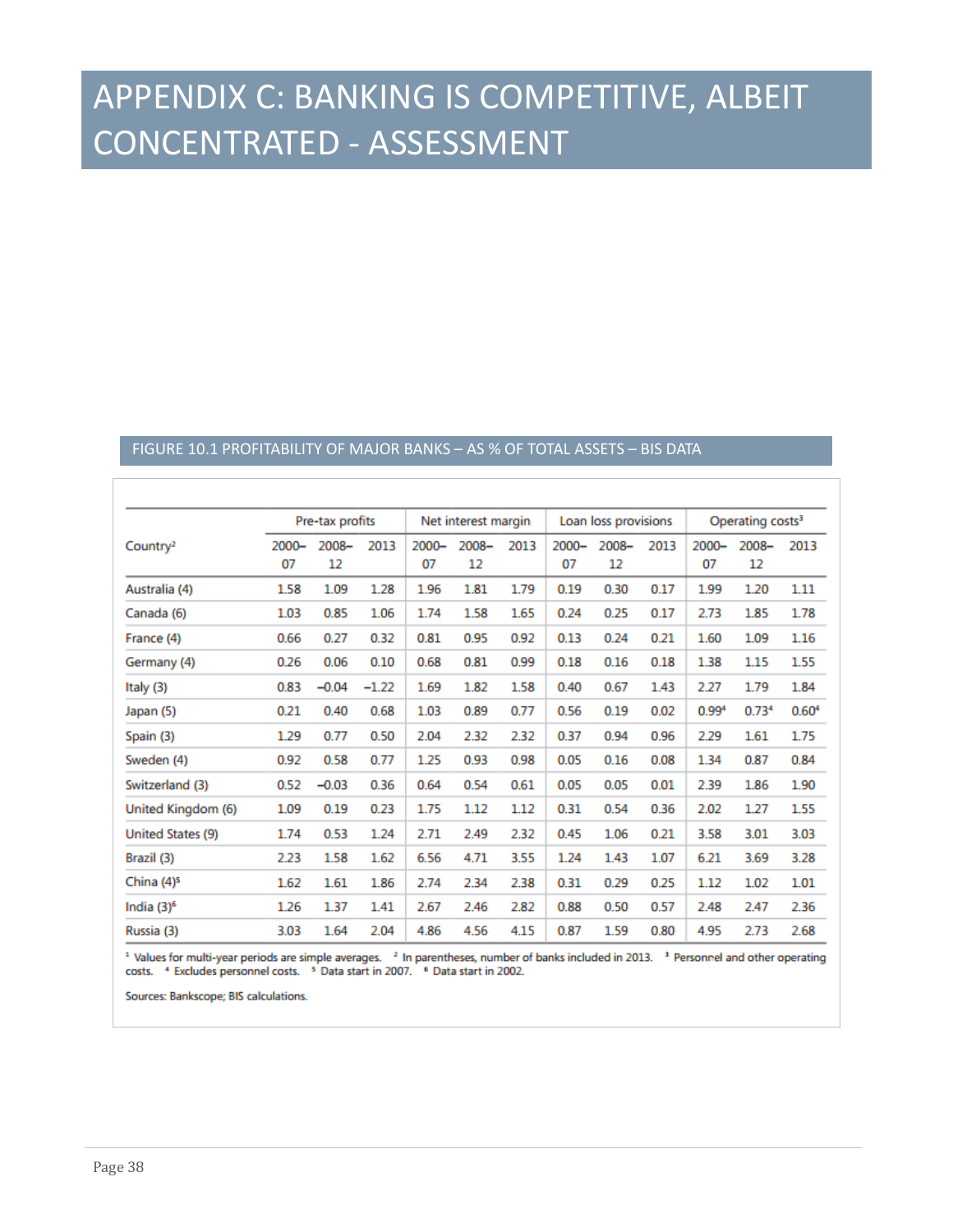# APPENDIX C: BANKING IS COMPETITIVE, ALBEIT CONCENTRATED - ASSESSMENT

FIGURE 10.1 PROFITABILITY OF MAJOR BANKS – AS % OF TOTAL ASSETS – BIS DATA

| Country[2] | Pre-tax profits | | | Net interest margin | | | Loan loss provisions | | | Operating costs[3] | | |
|---|---|---|---|---|---|---|---|---|---|---|---|---|
| | 2000–07 | 2008–12 | 2013 | 2000–07 | 2008–12 | 2013 | 2000–07 | 2008–12 | 2013 | 2000–07 | 2008–12 | 2013 |
| Australia (4) | 1.58 | 1.09 | 1.28 | 1.96 | 1.81 | 1.79 | 0.19 | 0.30 | 0.17 | 1.99 | 1.20 | 1.11 |
| Canada (6) | 1.03 | 0.85 | 1.06 | 1.74 | 1.58 | 1.65 | 0.24 | 0.25 | 0.17 | 2.73 | 1.85 | 1.78 |
| France (4) | 0.66 | 0.27 | 0.32 | 0.81 | 0.95 | 0.92 | 0.13 | 0.24 | 0.21 | 1.60 | 1.09 | 1.16 |
| Germany (4) | 0.26 | 0.06 | 0.10 | 0.68 | 0.81 | 0.99 | 0.18 | 0.16 | 0.18 | 1.38 | 1.15 | 1.55 |
| Italy (3) | 0.83 | −0.04 | −1.22 | 1.69 | 1.82 | 1.58 | 0.40 | 0.67 | 1.43 | 2.27 | 1.79 | 1.84 |
| Japan (5) | 0.21 | 0.40 | 0.68 | 1.03 | 0.89 | 0.77 | 0.56 | 0.19 | 0.02 | 0.99[4] | 0.73[4] | 0.60[4] |
| Spain (3) | 1.29 | 0.77 | 0.50 | 2.04 | 2.32 | 2.32 | 0.37 | 0.94 | 0.96 | 2.29 | 1.61 | 1.75 |
| Sweden (4) | 0.92 | 0.58 | 0.77 | 1.25 | 0.93 | 0.98 | 0.05 | 0.16 | 0.08 | 1.34 | 0.87 | 0.84 |
| Switzerland (3) | 0.52 | −0.03 | 0.36 | 0.64 | 0.54 | 0.61 | 0.05 | 0.05 | 0.01 | 2.39 | 1.86 | 1.90 |
| United Kingdom (6) | 1.09 | 0.19 | 0.23 | 1.75 | 1.12 | 1.12 | 0.31 | 0.54 | 0.36 | 2.02 | 1.27 | 1.55 |
| United States (9) | 1.74 | 0.53 | 1.24 | 2.71 | 2.49 | 2.32 | 0.45 | 1.06 | 0.21 | 3.58 | 3.01 | 3.03 |
| Brazil (3) | 2.23 | 1.58 | 1.62 | 6.56 | 4.71 | 3.55 | 1.24 | 1.43 | 1.07 | 6.21 | 3.69 | 3.28 |
| China (4)[5] | 1.62 | 1.61 | 1.86 | 2.74 | 2.34 | 2.38 | 0.31 | 0.29 | 0.25 | 1.12 | 1.02 | 1.01 |
| India (3)[6] | 1.26 | 1.37 | 1.41 | 2.67 | 2.46 | 2.82 | 0.88 | 0.50 | 0.57 | 2.48 | 2.47 | 2.36 |
| Russia (3) | 3.03 | 1.64 | 2.04 | 4.86 | 4.56 | 4.15 | 0.87 | 1.59 | 0.80 | 4.95 | 2.73 | 2.68 |

[1] Values for multi-year periods are simple averages. [2] In parentheses, number of banks included in 2013. [3] Personnel and other operating costs. [4] Excludes personnel costs. [5] Data start in 2007. [6] Data start in 2002.

Sources: Bankscope; BIS calculations.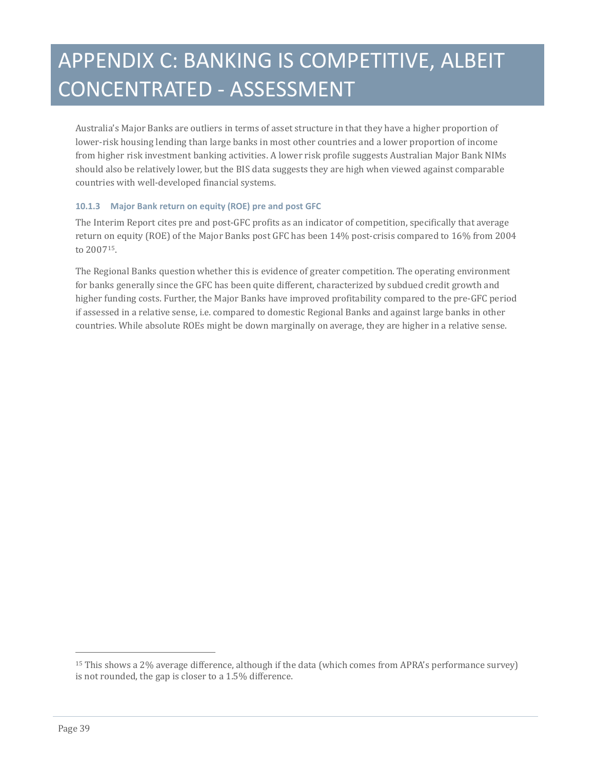# APPENDIX C: BANKING IS COMPETITIVE, ALBEIT CONCENTRATED - ASSESSMENT

Australia's Major Banks are outliers in terms of asset structure in that they have a higher proportion of lower-risk housing lending than large banks in most other countries and a lower proportion of income from higher risk investment banking activities. A lower risk profile suggests Australian Major Bank NIMs should also be relatively lower, but the BIS data suggests they are high when viewed against comparable countries with well-developed financial systems.

### 10.1.3 Major Bank return on equity (ROE) pre and post GFC

The Interim Report cites pre and post-GFC profits as an indicator of competition, specifically that average return on equity (ROE) of the Major Banks post GFC has been 14% post-crisis compared to 16% from 2004 to 2007[15].

The Regional Banks question whether this is evidence of greater competition. The operating environment for banks generally since the GFC has been quite different, characterized by subdued credit growth and higher funding costs. Further, the Major Banks have improved profitability compared to the pre-GFC period if assessed in a relative sense, i.e. compared to domestic Regional Banks and against large banks in other countries. While absolute ROEs might be down marginally on average, they are higher in a relative sense.

---

[15] This shows a 2% average difference, although if the data (which comes from APRA's performance survey) is not rounded, the gap is closer to a 1.5% difference.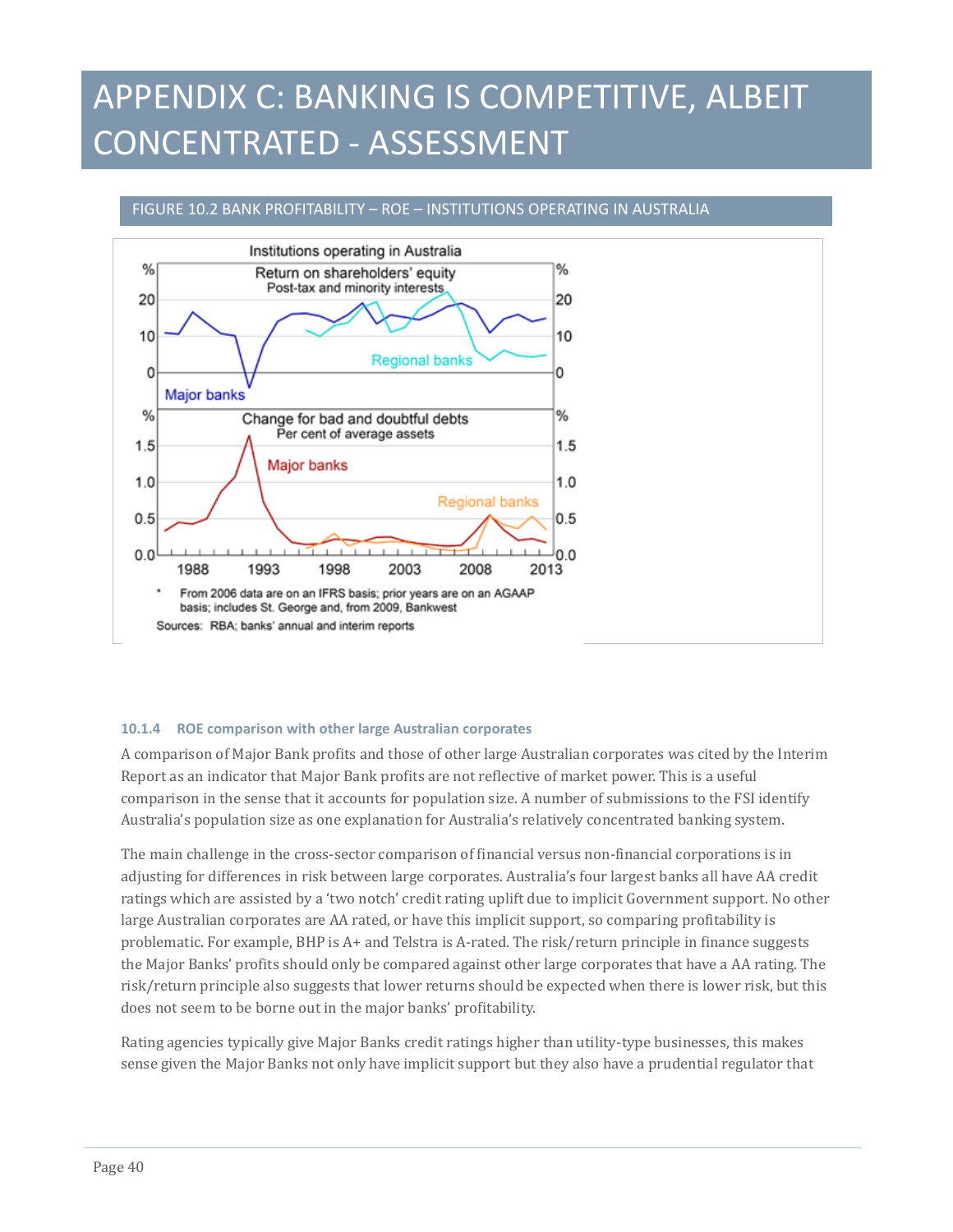# APPENDIX C: BANKING IS COMPETITIVE, ALBEIT CONCENTRATED - ASSESSMENT

FIGURE 10.2 BANK PROFITABILITY – ROE – INSTITUTIONS OPERATING IN AUSTRALIA

Institutions operating in Australia

Return on shareholders' equity
Post-tax and minority interests

Change for bad and doubtful debts
Per cent of average assets

\* From 2006 data are on an IFRS basis; prior years are on an AGAAP basis; includes St. George and, from 2009, Bankwest

Sources: RBA; banks' annual and interim reports

### 10.1.4 ROE comparison with other large Australian corporates

A comparison of Major Bank profits and those of other large Australian corporates was cited by the Interim Report as an indicator that Major Bank profits are not reflective of market power. This is a useful comparison in the sense that it accounts for population size. A number of submissions to the FSI identify Australia's population size as one explanation for Australia's relatively concentrated banking system.

The main challenge in the cross-sector comparison of financial versus non-financial corporations is in adjusting for differences in risk between large corporates. Australia's four largest banks all have AA credit ratings which are assisted by a 'two notch' credit rating uplift due to implicit Government support. No other large Australian corporates are AA rated, or have this implicit support, so comparing profitability is problematic. For example, BHP is A+ and Telstra is A-rated. The risk/return principle in finance suggests the Major Banks' profits should only be compared against other large corporates that have a AA rating. The risk/return principle also suggests that lower returns should be expected when there is lower risk, but this does not seem to be borne out in the major banks' profitability.

Rating agencies typically give Major Banks credit ratings higher than utility-type businesses, this makes sense given the Major Banks not only have implicit support but they also have a prudential regulator that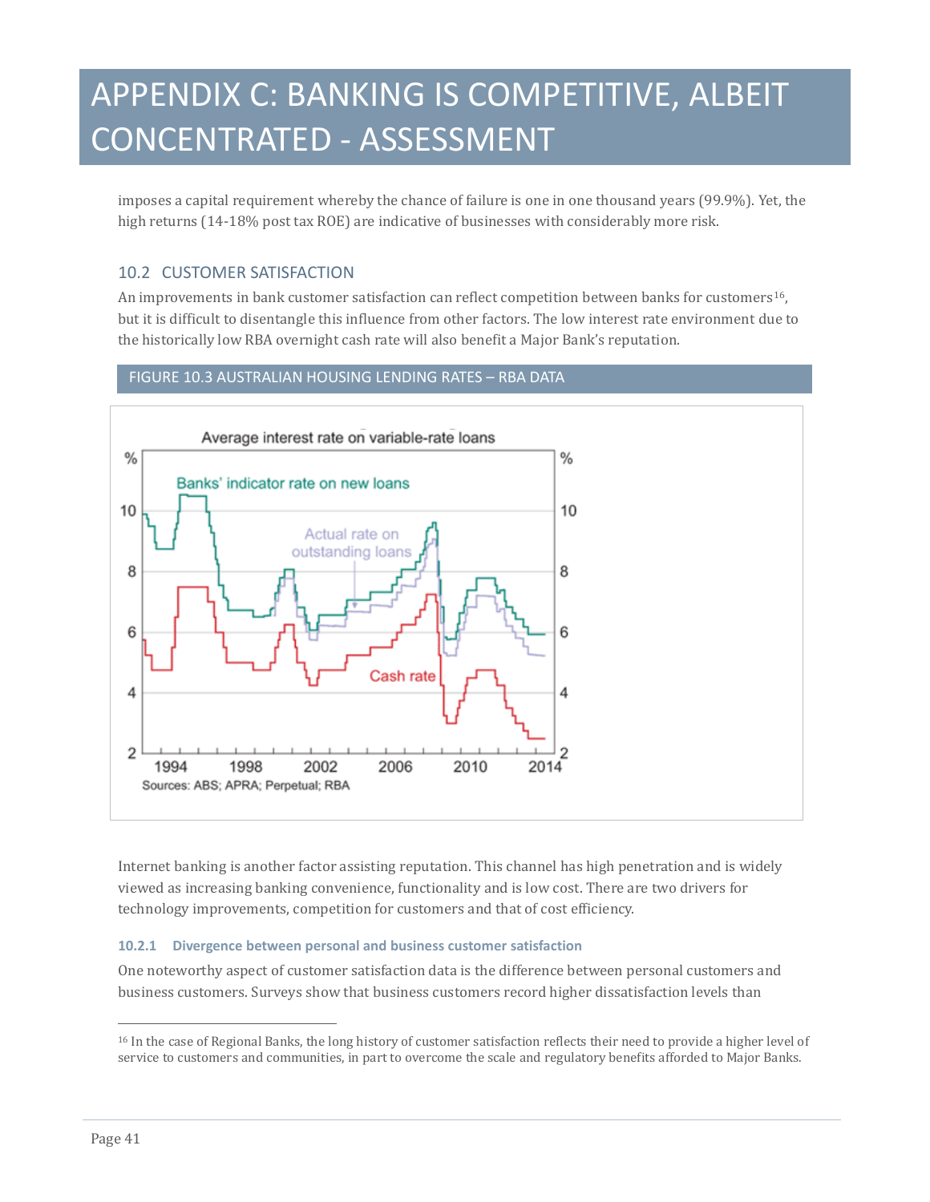# APPENDIX C: BANKING IS COMPETITIVE, ALBEIT CONCENTRATED - ASSESSMENT

imposes a capital requirement whereby the chance of failure is one in one thousand years (99.9%). Yet, the high returns (14-18% post tax ROE) are indicative of businesses with considerably more risk.

## 10.2 CUSTOMER SATISFACTION

An improvements in bank customer satisfaction can reflect competition between banks for customers[16], but it is difficult to disentangle this influence from other factors. The low interest rate environment due to the historically low RBA overnight cash rate will also benefit a Major Bank's reputation.

FIGURE 10.3 AUSTRALIAN HOUSING LENDING RATES – RBA DATA

Sources: ABS; APRA; Perpetual; RBA

Internet banking is another factor assisting reputation. This channel has high penetration and is widely viewed as increasing banking convenience, functionality and is low cost. There are two drivers for technology improvements, competition for customers and that of cost efficiency.

### 10.2.1 Divergence between personal and business customer satisfaction

One noteworthy aspect of customer satisfaction data is the difference between personal customers and business customers. Surveys show that business customers record higher dissatisfaction levels than

[16] In the case of Regional Banks, the long history of customer satisfaction reflects their need to provide a higher level of service to customers and communities, in part to overcome the scale and regulatory benefits afforded to Major Banks.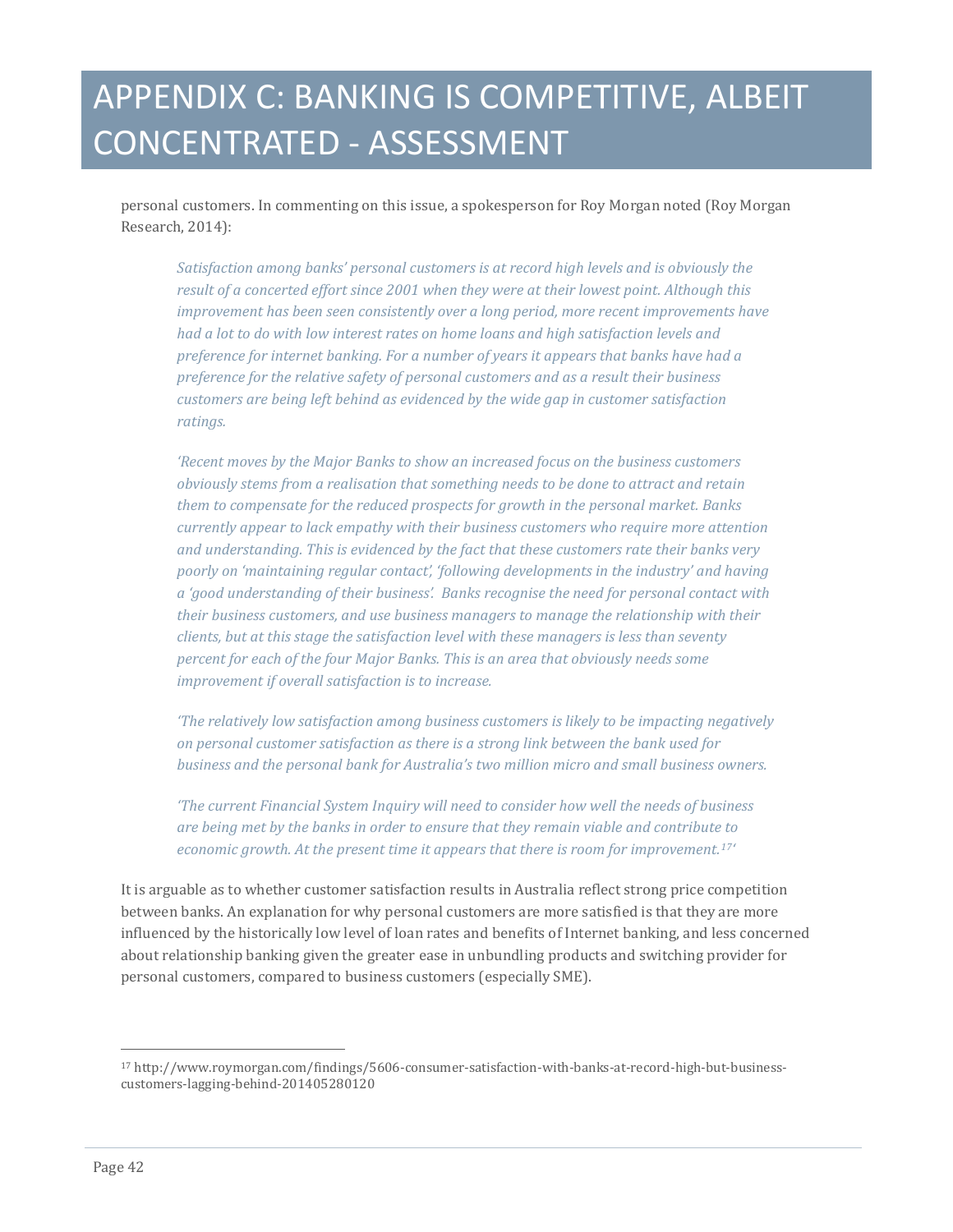# APPENDIX C: BANKING IS COMPETITIVE, ALBEIT CONCENTRATED - ASSESSMENT

personal customers. In commenting on this issue, a spokesperson for Roy Morgan noted (Roy Morgan Research, 2014):

> *Satisfaction among banks' personal customers is at record high levels and is obviously the result of a concerted effort since 2001 when they were at their lowest point. Although this improvement has been seen consistently over a long period, more recent improvements have had a lot to do with low interest rates on home loans and high satisfaction levels and preference for internet banking. For a number of years it appears that banks have had a preference for the relative safety of personal customers and as a result their business customers are being left behind as evidenced by the wide gap in customer satisfaction ratings.*
>
> *'Recent moves by the Major Banks to show an increased focus on the business customers obviously stems from a realisation that something needs to be done to attract and retain them to compensate for the reduced prospects for growth in the personal market. Banks currently appear to lack empathy with their business customers who require more attention and understanding. This is evidenced by the fact that these customers rate their banks very poorly on 'maintaining regular contact', 'following developments in the industry' and having a 'good understanding of their business'. Banks recognise the need for personal contact with their business customers, and use business managers to manage the relationship with their clients, but at this stage the satisfaction level with these managers is less than seventy percent for each of the four Major Banks. This is an area that obviously needs some improvement if overall satisfaction is to increase.*
>
> *'The relatively low satisfaction among business customers is likely to be impacting negatively on personal customer satisfaction as there is a strong link between the bank used for business and the personal bank for Australia's two million micro and small business owners.*
>
> *'The current Financial System Inquiry will need to consider how well the needs of business are being met by the banks in order to ensure that they remain viable and contribute to economic growth. At the present time it appears that there is room for improvement.*[17]'

It is arguable as to whether customer satisfaction results in Australia reflect strong price competition between banks. An explanation for why personal customers are more satisfied is that they are more influenced by the historically low level of loan rates and benefits of Internet banking, and less concerned about relationship banking given the greater ease in unbundling products and switching provider for personal customers, compared to business customers (especially SME).

---

[17] http://www.roymorgan.com/findings/5606-consumer-satisfaction-with-banks-at-record-high-but-business-customers-lagging-behind-201405280120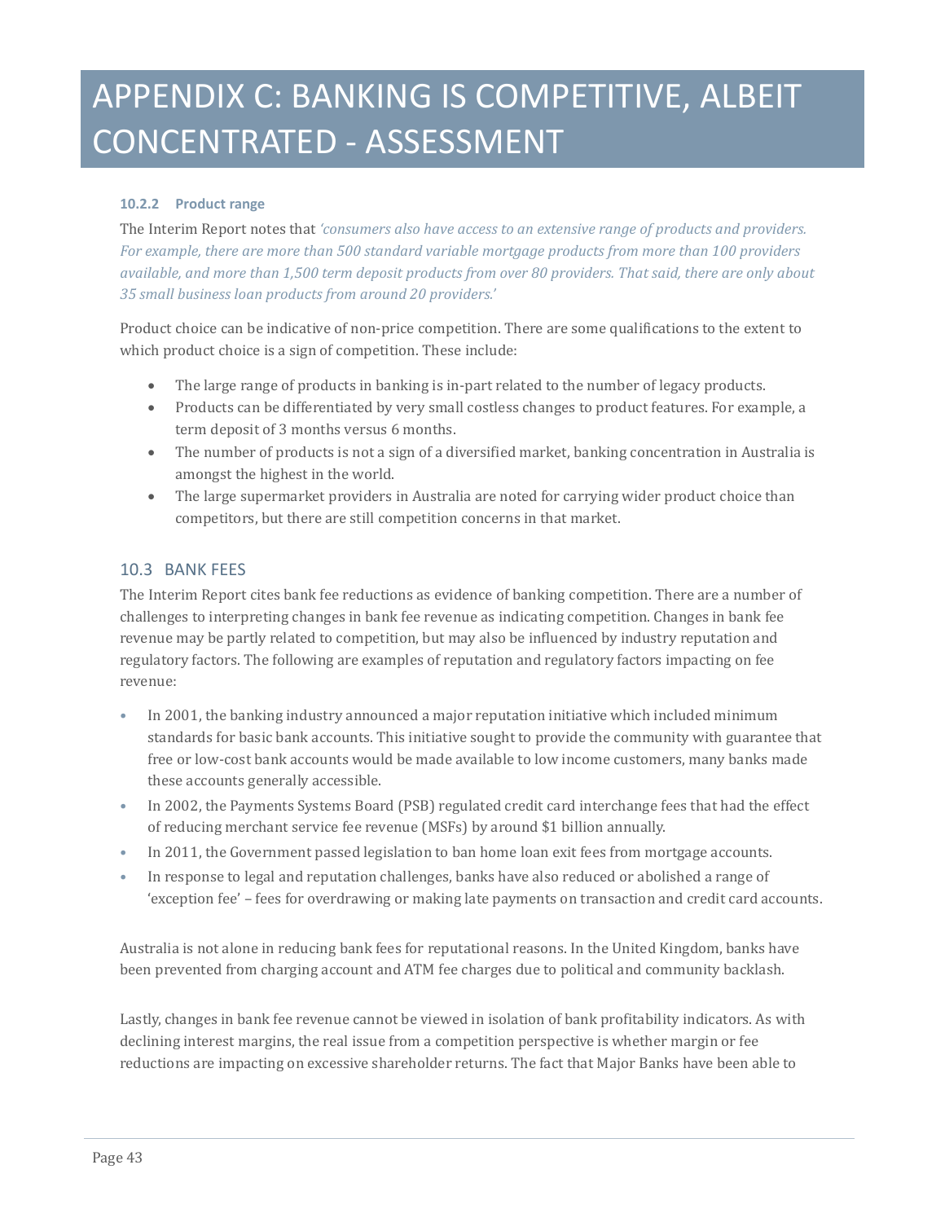# APPENDIX C: BANKING IS COMPETITIVE, ALBEIT CONCENTRATED - ASSESSMENT

#### 10.2.2 Product range

The Interim Report notes that *'consumers also have access to an extensive range of products and providers. For example, there are more than 500 standard variable mortgage products from more than 100 providers available, and more than 1,500 term deposit products from over 80 providers. That said, there are only about 35 small business loan products from around 20 providers.'*

Product choice can be indicative of non-price competition. There are some qualifications to the extent to which product choice is a sign of competition. These include:

- The large range of products in banking is in-part related to the number of legacy products.
- Products can be differentiated by very small costless changes to product features. For example, a term deposit of 3 months versus 6 months.
- The number of products is not a sign of a diversified market, banking concentration in Australia is amongst the highest in the world.
- The large supermarket providers in Australia are noted for carrying wider product choice than competitors, but there are still competition concerns in that market.

## 10.3 BANK FEES

The Interim Report cites bank fee reductions as evidence of banking competition. There are a number of challenges to interpreting changes in bank fee revenue as indicating competition. Changes in bank fee revenue may be partly related to competition, but may also be influenced by industry reputation and regulatory factors. The following are examples of reputation and regulatory factors impacting on fee revenue:

- In 2001, the banking industry announced a major reputation initiative which included minimum standards for basic bank accounts. This initiative sought to provide the community with guarantee that free or low-cost bank accounts would be made available to low income customers, many banks made these accounts generally accessible.
- In 2002, the Payments Systems Board (PSB) regulated credit card interchange fees that had the effect of reducing merchant service fee revenue (MSFs) by around $1 billion annually.
- In 2011, the Government passed legislation to ban home loan exit fees from mortgage accounts.
- In response to legal and reputation challenges, banks have also reduced or abolished a range of 'exception fee' – fees for overdrawing or making late payments on transaction and credit card accounts.

Australia is not alone in reducing bank fees for reputational reasons. In the United Kingdom, banks have been prevented from charging account and ATM fee charges due to political and community backlash.

Lastly, changes in bank fee revenue cannot be viewed in isolation of bank profitability indicators. As with declining interest margins, the real issue from a competition perspective is whether margin or fee reductions are impacting on excessive shareholder returns. The fact that Major Banks have been able to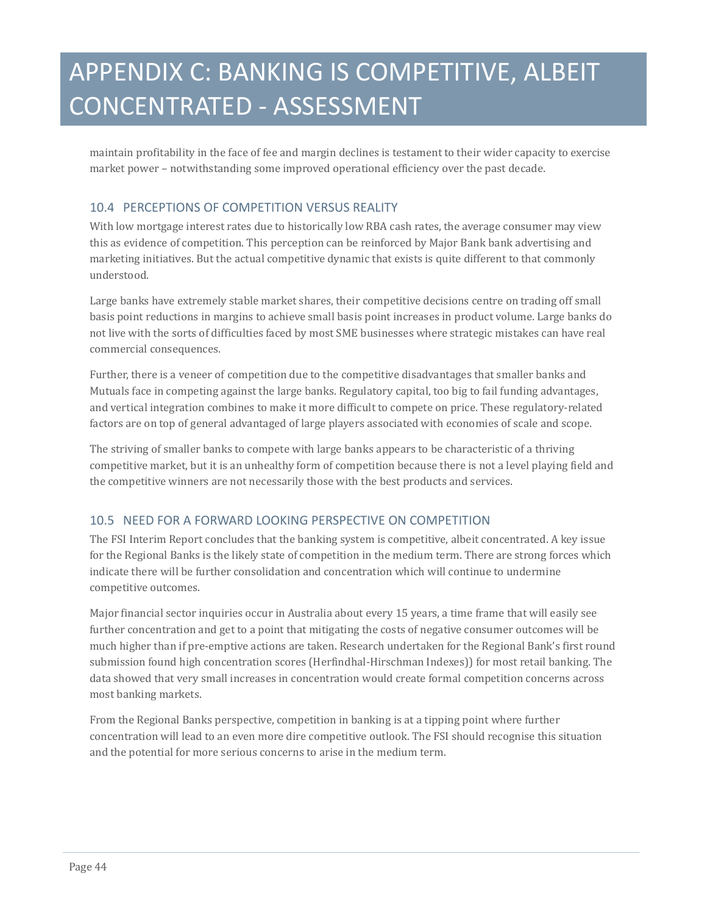# APPENDIX C: BANKING IS COMPETITIVE, ALBEIT CONCENTRATED - ASSESSMENT

maintain profitability in the face of fee and margin declines is testament to their wider capacity to exercise market power – notwithstanding some improved operational efficiency over the past decade.

## 10.4 PERCEPTIONS OF COMPETITION VERSUS REALITY

With low mortgage interest rates due to historically low RBA cash rates, the average consumer may view this as evidence of competition. This perception can be reinforced by Major Bank bank advertising and marketing initiatives. But the actual competitive dynamic that exists is quite different to that commonly understood.

Large banks have extremely stable market shares, their competitive decisions centre on trading off small basis point reductions in margins to achieve small basis point increases in product volume. Large banks do not live with the sorts of difficulties faced by most SME businesses where strategic mistakes can have real commercial consequences.

Further, there is a veneer of competition due to the competitive disadvantages that smaller banks and Mutuals face in competing against the large banks. Regulatory capital, too big to fail funding advantages, and vertical integration combines to make it more difficult to compete on price. These regulatory-related factors are on top of general advantaged of large players associated with economies of scale and scope.

The striving of smaller banks to compete with large banks appears to be characteristic of a thriving competitive market, but it is an unhealthy form of competition because there is not a level playing field and the competitive winners are not necessarily those with the best products and services.

## 10.5 NEED FOR A FORWARD LOOKING PERSPECTIVE ON COMPETITION

The FSI Interim Report concludes that the banking system is competitive, albeit concentrated. A key issue for the Regional Banks is the likely state of competition in the medium term. There are strong forces which indicate there will be further consolidation and concentration which will continue to undermine competitive outcomes.

Major financial sector inquiries occur in Australia about every 15 years, a time frame that will easily see further concentration and get to a point that mitigating the costs of negative consumer outcomes will be much higher than if pre-emptive actions are taken. Research undertaken for the Regional Bank's first round submission found high concentration scores (Herfindhal-Hirschman Indexes)) for most retail banking. The data showed that very small increases in concentration would create formal competition concerns across most banking markets.

From the Regional Banks perspective, competition in banking is at a tipping point where further concentration will lead to an even more dire competitive outlook. The FSI should recognise this situation and the potential for more serious concerns to arise in the medium term.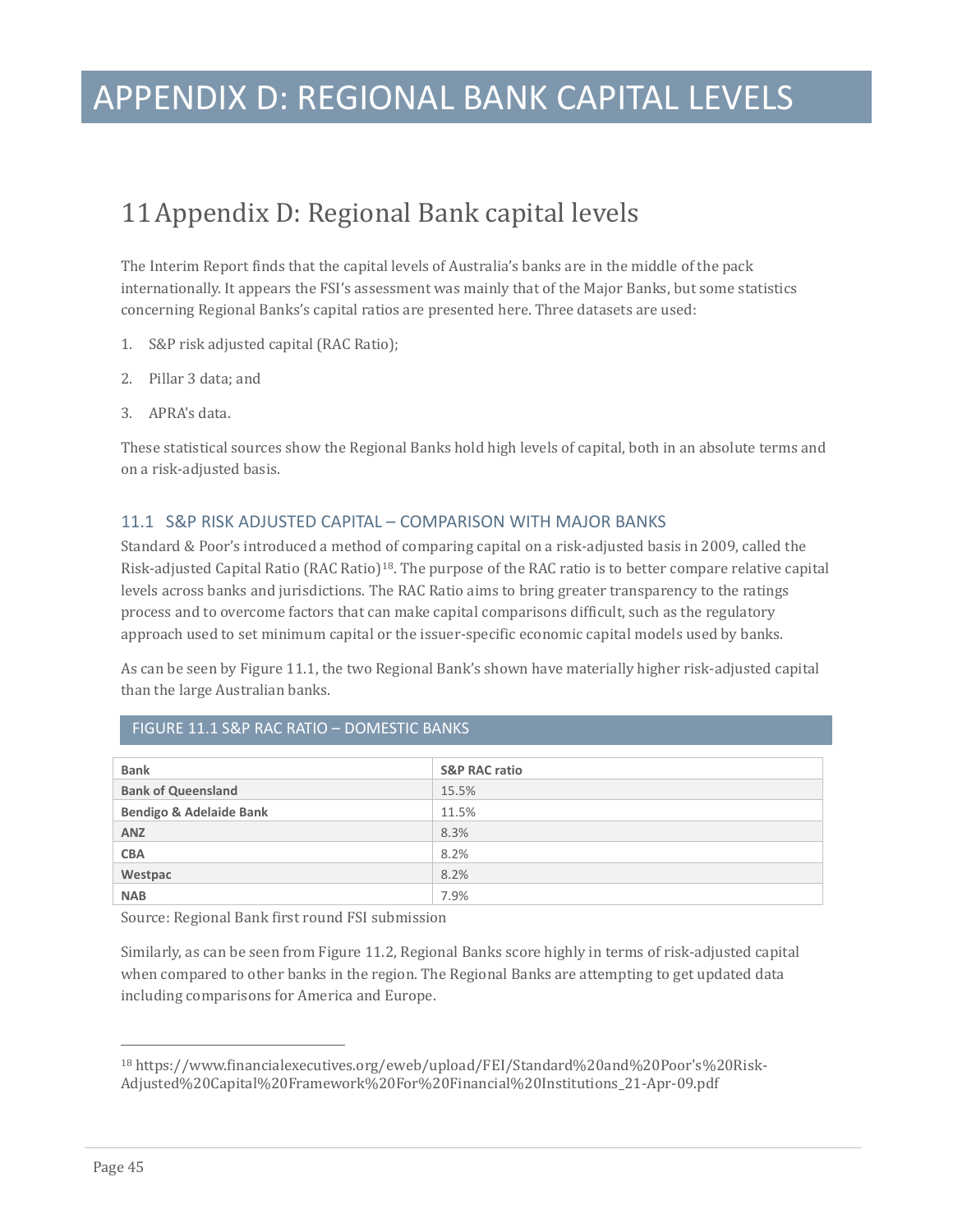# APPENDIX D: REGIONAL BANK CAPITAL LEVELS

## 11 Appendix D: Regional Bank capital levels

The Interim Report finds that the capital levels of Australia's banks are in the middle of the pack internationally. It appears the FSI's assessment was mainly that of the Major Banks, but some statistics concerning Regional Banks's capital ratios are presented here. Three datasets are used:

1. S&P risk adjusted capital (RAC Ratio);
2. Pillar 3 data; and
3. APRA's data.

These statistical sources show the Regional Banks hold high levels of capital, both in an absolute terms and on a risk-adjusted basis.

### 11.1 S&P RISK ADJUSTED CAPITAL – COMPARISON WITH MAJOR BANKS

Standard & Poor's introduced a method of comparing capital on a risk-adjusted basis in 2009, called the Risk-adjusted Capital Ratio (RAC Ratio)[18]. The purpose of the RAC ratio is to better compare relative capital levels across banks and jurisdictions. The RAC Ratio aims to bring greater transparency to the ratings process and to overcome factors that can make capital comparisons difficult, such as the regulatory approach used to set minimum capital or the issuer-specific economic capital models used by banks.

As can be seen by Figure 11.1, the two Regional Bank's shown have materially higher risk-adjusted capital than the large Australian banks.

FIGURE 11.1 S&P RAC RATIO – DOMESTIC BANKS

| Bank | S&P RAC ratio |
|---|---|
| **Bank of Queensland** | 15.5% |
| **Bendigo & Adelaide Bank** | 11.5% |
| **ANZ** | 8.3% |
| **CBA** | 8.2% |
| **Westpac** | 8.2% |
| **NAB** | 7.9% |

Source: Regional Bank first round FSI submission

Similarly, as can be seen from Figure 11.2, Regional Banks score highly in terms of risk-adjusted capital when compared to other banks in the region. The Regional Banks are attempting to get updated data including comparisons for America and Europe.

[18] https://www.financialexecutives.org/eweb/upload/FEI/Standard%20and%20Poor's%20Risk-Adjusted%20Capital%20Framework%20For%20Financial%20Institutions_21-Apr-09.pdf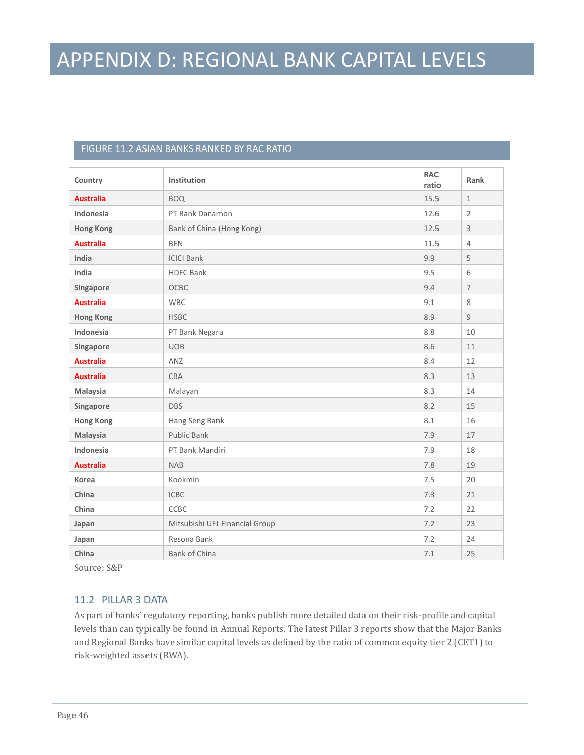# APPENDIX D: REGIONAL BANK CAPITAL LEVELS

FIGURE 11.2 ASIAN BANKS RANKED BY RAC RATIO

| Country | Institution | RAC ratio | Rank |
|---|---|---|---|
| Australia | BOQ | 15.5 | 1 |
| Indonesia | PT Bank Danamon | 12.6 | 2 |
| Hong Kong | Bank of China (Hong Kong) | 12.5 | 3 |
| Australia | BEN | 11.5 | 4 |
| India | ICICI Bank | 9.9 | 5 |
| India | HDFC Bank | 9.5 | 6 |
| Singapore | OCBC | 9.4 | 7 |
| Australia | WBC | 9.1 | 8 |
| Hong Kong | HSBC | 8.9 | 9 |
| Indonesia | PT Bank Negara | 8.8 | 10 |
| Singapore | UOB | 8.6 | 11 |
| Australia | ANZ | 8.4 | 12 |
| Australia | CBA | 8.3 | 13 |
| Malaysia | Malayan | 8.3 | 14 |
| Singapore | DBS | 8.2 | 15 |
| Hong Kong | Hang Seng Bank | 8.1 | 16 |
| Malaysia | Public Bank | 7.9 | 17 |
| Indonesia | PT Bank Mandiri | 7.9 | 18 |
| Australia | NAB | 7.8 | 19 |
| Korea | Kookmin | 7.5 | 20 |
| China | ICBC | 7.3 | 21 |
| China | CCBC | 7.2 | 22 |
| Japan | Mitsubishi UFJ Financial Group | 7.2 | 23 |
| Japan | Resona Bank | 7.2 | 24 |
| China | Bank of China | 7.1 | 25 |

Source: S&P

## 11.2 PILLAR 3 DATA

As part of banks' regulatory reporting, banks publish more detailed data on their risk-profile and capital levels than can typically be found in Annual Reports. The latest Pillar 3 reports show that the Major Banks and Regional Banks have similar capital levels as defined by the ratio of common equity tier 2 (CET1) to risk-weighted assets (RWA).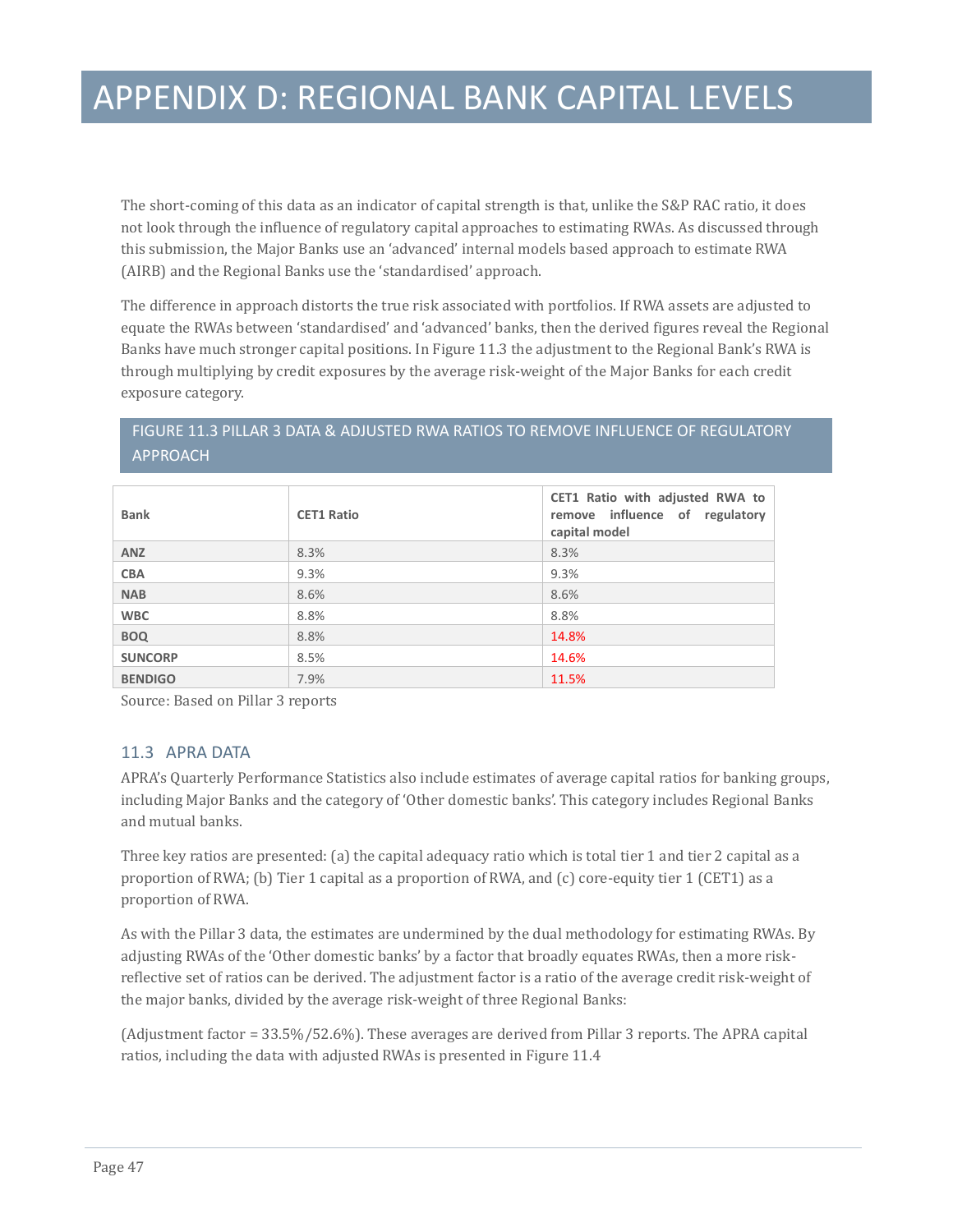# APPENDIX D: REGIONAL BANK CAPITAL LEVELS

The short-coming of this data as an indicator of capital strength is that, unlike the S&P RAC ratio, it does not look through the influence of regulatory capital approaches to estimating RWAs. As discussed through this submission, the Major Banks use an 'advanced' internal models based approach to estimate RWA (AIRB) and the Regional Banks use the 'standardised' approach.

The difference in approach distorts the true risk associated with portfolios. If RWA assets are adjusted to equate the RWAs between 'standardised' and 'advanced' banks, then the derived figures reveal the Regional Banks have much stronger capital positions. In Figure 11.3 the adjustment to the Regional Bank's RWA is through multiplying by credit exposures by the average risk-weight of the Major Banks for each credit exposure category.

## FIGURE 11.3 PILLAR 3 DATA & ADJUSTED RWA RATIOS TO REMOVE INFLUENCE OF REGULATORY APPROACH

| Bank | CET1 Ratio | CET1 Ratio with adjusted RWA to remove influence of regulatory capital model |
|---|---|---|
| **ANZ** | 8.3% | 8.3% |
| **CBA** | 9.3% | 9.3% |
| **NAB** | 8.6% | 8.6% |
| **WBC** | 8.8% | 8.8% |
| **BOQ** | 8.8% | 14.8% |
| **SUNCORP** | 8.5% | 14.6% |
| **BENDIGO** | 7.9% | 11.5% |

Source: Based on Pillar 3 reports

### 11.3 APRA DATA

APRA's Quarterly Performance Statistics also include estimates of average capital ratios for banking groups, including Major Banks and the category of 'Other domestic banks'. This category includes Regional Banks and mutual banks.

Three key ratios are presented: (a) the capital adequacy ratio which is total tier 1 and tier 2 capital as a proportion of RWA; (b) Tier 1 capital as a proportion of RWA, and (c) core-equity tier 1 (CET1) as a proportion of RWA.

As with the Pillar 3 data, the estimates are undermined by the dual methodology for estimating RWAs. By adjusting RWAs of the 'Other domestic banks' by a factor that broadly equates RWAs, then a more risk-reflective set of ratios can be derived. The adjustment factor is a ratio of the average credit risk-weight of the major banks, divided by the average risk-weight of three Regional Banks:

(Adjustment factor = 33.5%/52.6%). These averages are derived from Pillar 3 reports. The APRA capital ratios, including the data with adjusted RWAs is presented in Figure 11.4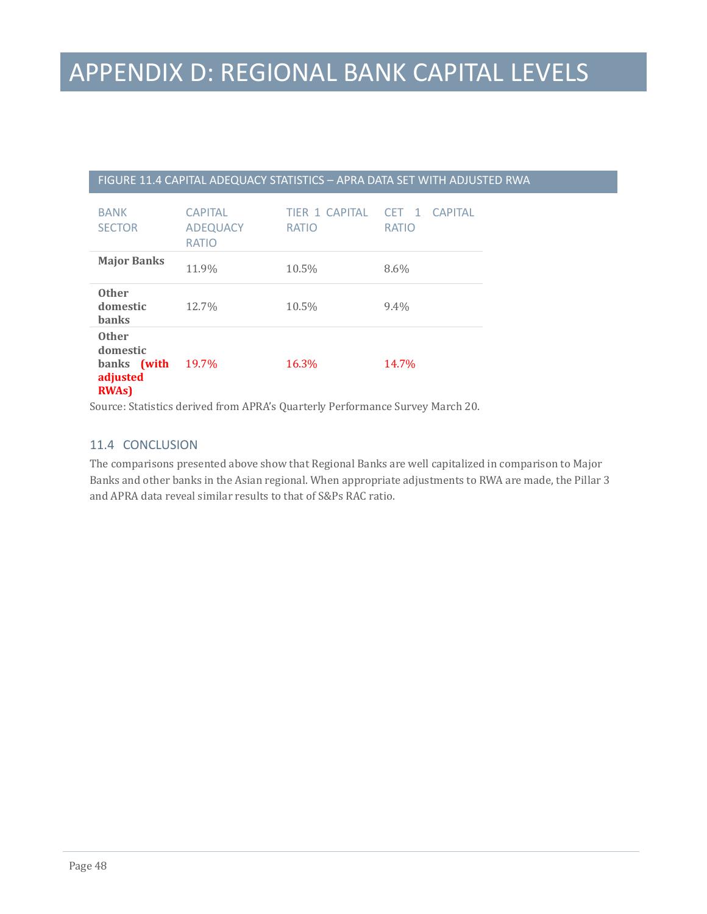# APPENDIX D: REGIONAL BANK CAPITAL LEVELS

FIGURE 11.4 CAPITAL ADEQUACY STATISTICS – APRA DATA SET WITH ADJUSTED RWA

| BANK SECTOR | CAPITAL ADEQUACY RATIO | TIER 1 CAPITAL RATIO | CET 1 CAPITAL RATIO |
|---|---|---|---|
| **Major Banks** | 11.9% | 10.5% | 8.6% |
| **Other domestic banks** | 12.7% | 10.5% | 9.4% |
| **Other domestic banks (with adjusted RWAs)** | 19.7% | 16.3% | 14.7% |

Source: Statistics derived from APRA's Quarterly Performance Survey March 20.

## 11.4 CONCLUSION

The comparisons presented above show that Regional Banks are well capitalized in comparison to Major Banks and other banks in the Asian regional. When appropriate adjustments to RWA are made, the Pillar 3 and APRA data reveal similar results to that of S&Ps RAC ratio.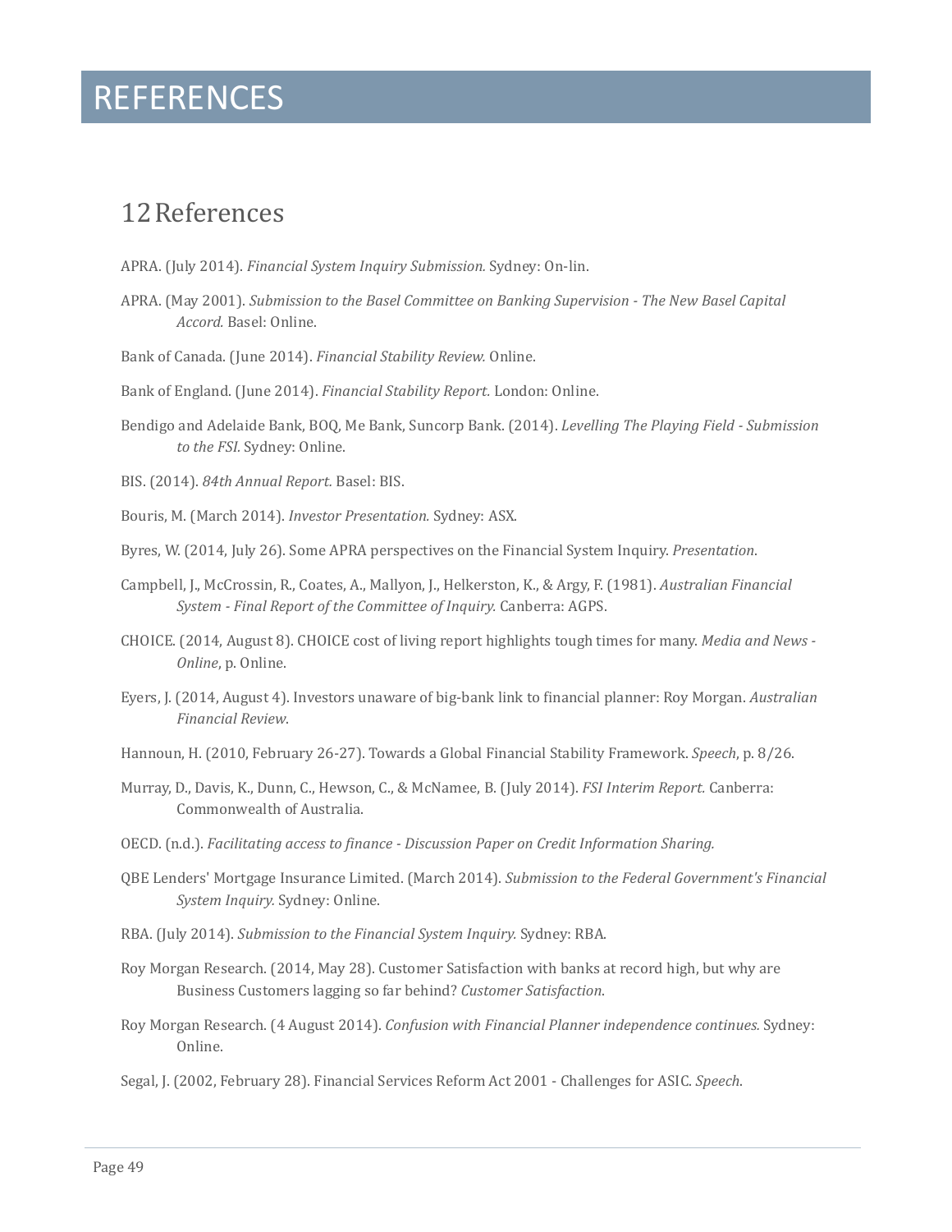# REFERENCES

## 12 References

APRA. (July 2014). *Financial System Inquiry Submission.* Sydney: On-lin.

APRA. (May 2001). *Submission to the Basel Committee on Banking Supervision - The New Basel Capital Accord.* Basel: Online.

Bank of Canada. (June 2014). *Financial Stability Review.* Online.

Bank of England. (June 2014). *Financial Stability Report.* London: Online.

Bendigo and Adelaide Bank, BOQ, Me Bank, Suncorp Bank. (2014). *Levelling The Playing Field - Submission to the FSI.* Sydney: Online.

BIS. (2014). *84th Annual Report.* Basel: BIS.

Bouris, M. (March 2014). *Investor Presentation.* Sydney: ASX.

Byres, W. (2014, July 26). Some APRA perspectives on the Financial System Inquiry. *Presentation*.

Campbell, J., McCrossin, R., Coates, A., Mallyon, J., Helkerston, K., & Argy, F. (1981). *Australian Financial System - Final Report of the Committee of Inquiry.* Canberra: AGPS.

CHOICE. (2014, August 8). CHOICE cost of living report highlights tough times for many. *Media and News - Online*, p. Online.

Eyers, J. (2014, August 4). Investors unaware of big-bank link to financial planner: Roy Morgan. *Australian Financial Review*.

Hannoun, H. (2010, February 26-27). Towards a Global Financial Stability Framework. *Speech*, p. 8/26.

Murray, D., Davis, K., Dunn, C., Hewson, C., & McNamee, B. (July 2014). *FSI Interim Report.* Canberra: Commonwealth of Australia.

OECD. (n.d.). *Facilitating access to finance - Discussion Paper on Credit Information Sharing.*

QBE Lenders' Mortgage Insurance Limited. (March 2014). *Submission to the Federal Government's Financial System Inquiry.* Sydney: Online.

RBA. (July 2014). *Submission to the Financial System Inquiry.* Sydney: RBA.

Roy Morgan Research. (2014, May 28). Customer Satisfaction with banks at record high, but why are Business Customers lagging so far behind? *Customer Satisfaction*.

Roy Morgan Research. (4 August 2014). *Confusion with Financial Planner independence continues.* Sydney: Online.

Segal, J. (2002, February 28). Financial Services Reform Act 2001 - Challenges for ASIC. *Speech*.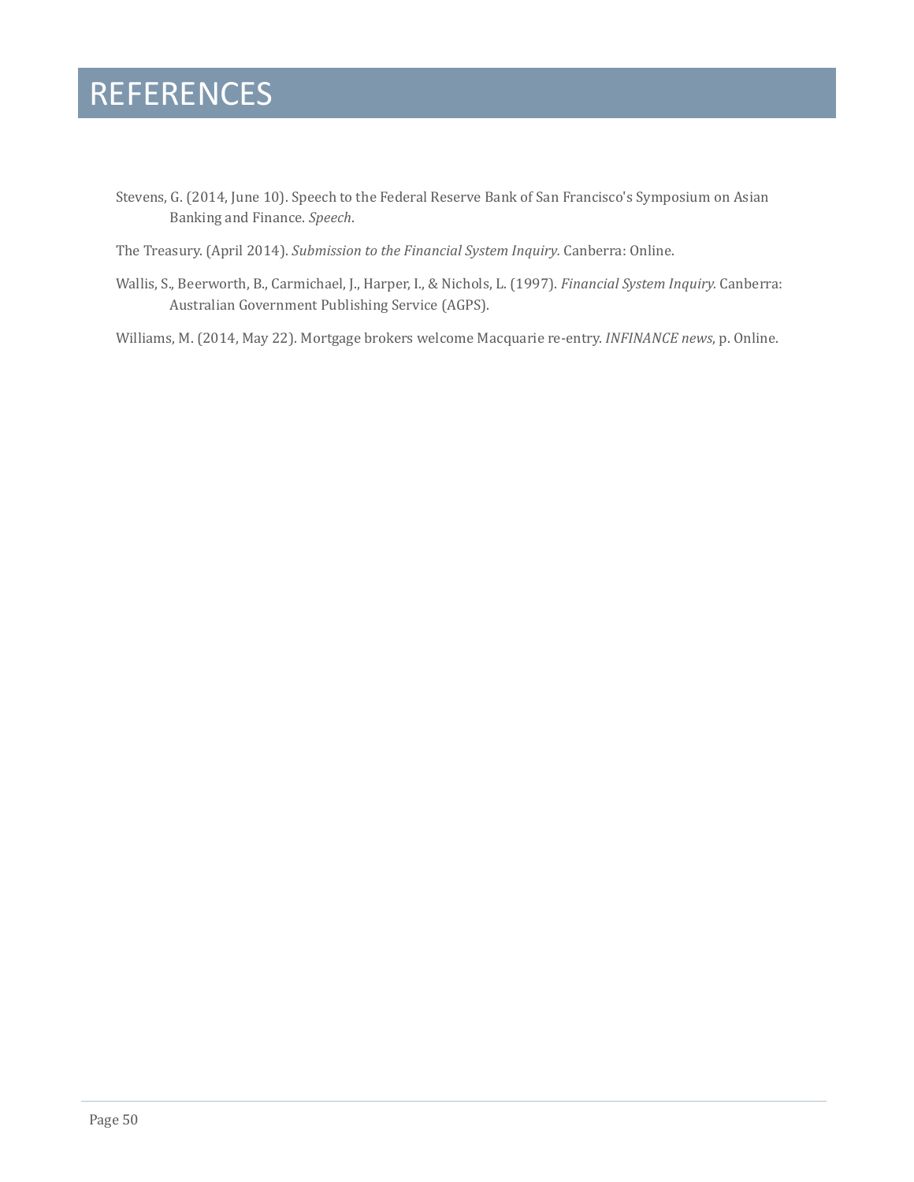# REFERENCES

Stevens, G. (2014, June 10). Speech to the Federal Reserve Bank of San Francisco's Symposium on Asian Banking and Finance. *Speech*.

The Treasury. (April 2014). *Submission to the Financial System Inquiry.* Canberra: Online.

Wallis, S., Beerworth, B., Carmichael, J., Harper, I., & Nichols, L. (1997). *Financial System Inquiry.* Canberra: Australian Government Publishing Service (AGPS).

Williams, M. (2014, May 22). Mortgage brokers welcome Macquarie re-entry. *INFINANCE news*, p. Online.